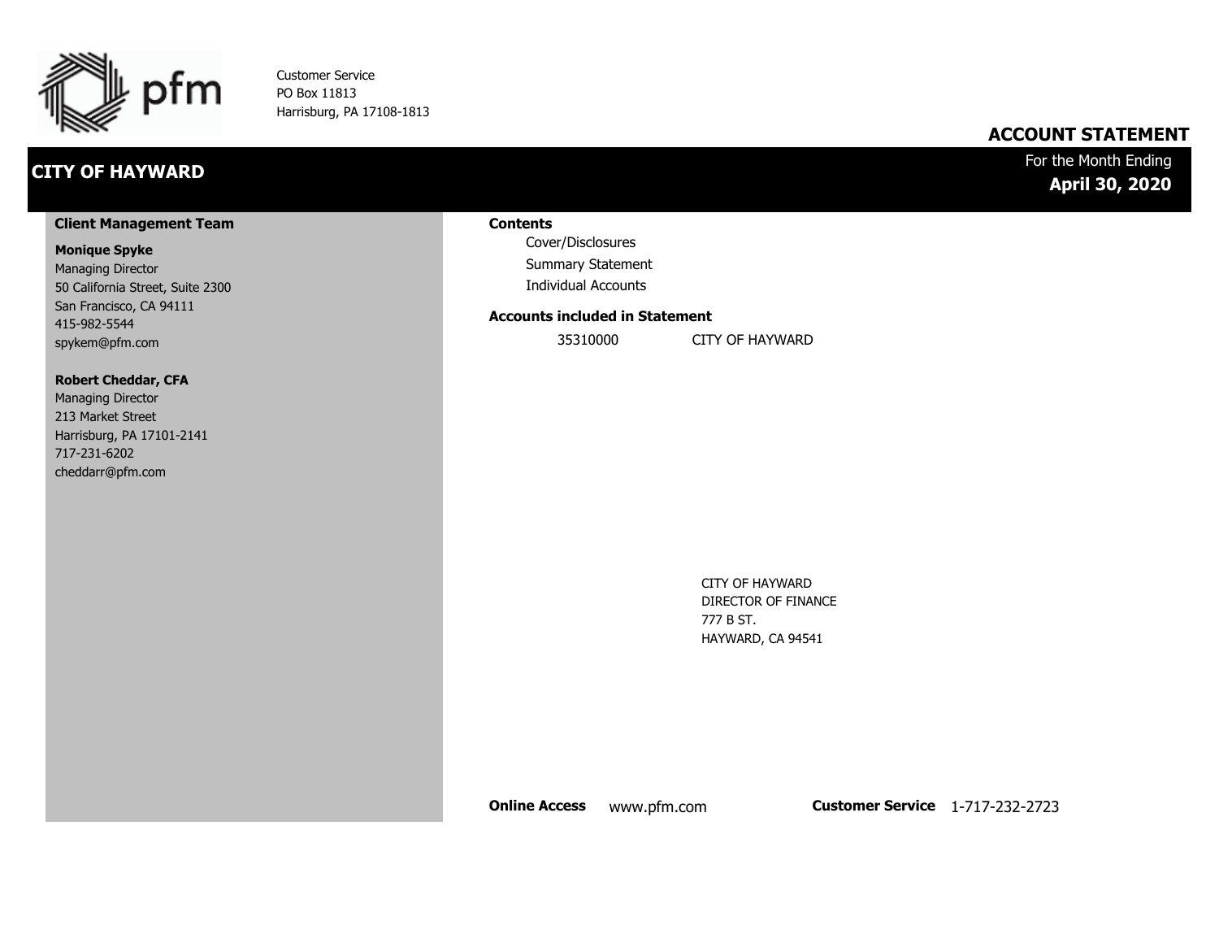pfm

Customer Service
PO Box 11813
Harrisburg, PA 17108-1813

# ACCOUNT STATEMENT

## CITY OF HAYWARD

For the Month Ending
**April 30, 2020**

### Client Management Team

**Monique Spyke**
Managing Director
50 California Street, Suite 2300
San Francisco, CA 94111
415-982-5544
spykem@pfm.com

**Robert Cheddar, CFA**
Managing Director
213 Market Street
Harrisburg, PA 17101-2141
717-231-6202
cheddarr@pfm.com

### Contents

- Cover/Disclosures
- Summary Statement
- Individual Accounts

### Accounts included in Statement

| | |
|---|---|
| 35310000 | CITY OF HAYWARD |

CITY OF HAYWARD
DIRECTOR OF FINANCE
777 B ST.
HAYWARD, CA 94541

**Online Access** www.pfm.com **Customer Service** 1-717-232-2723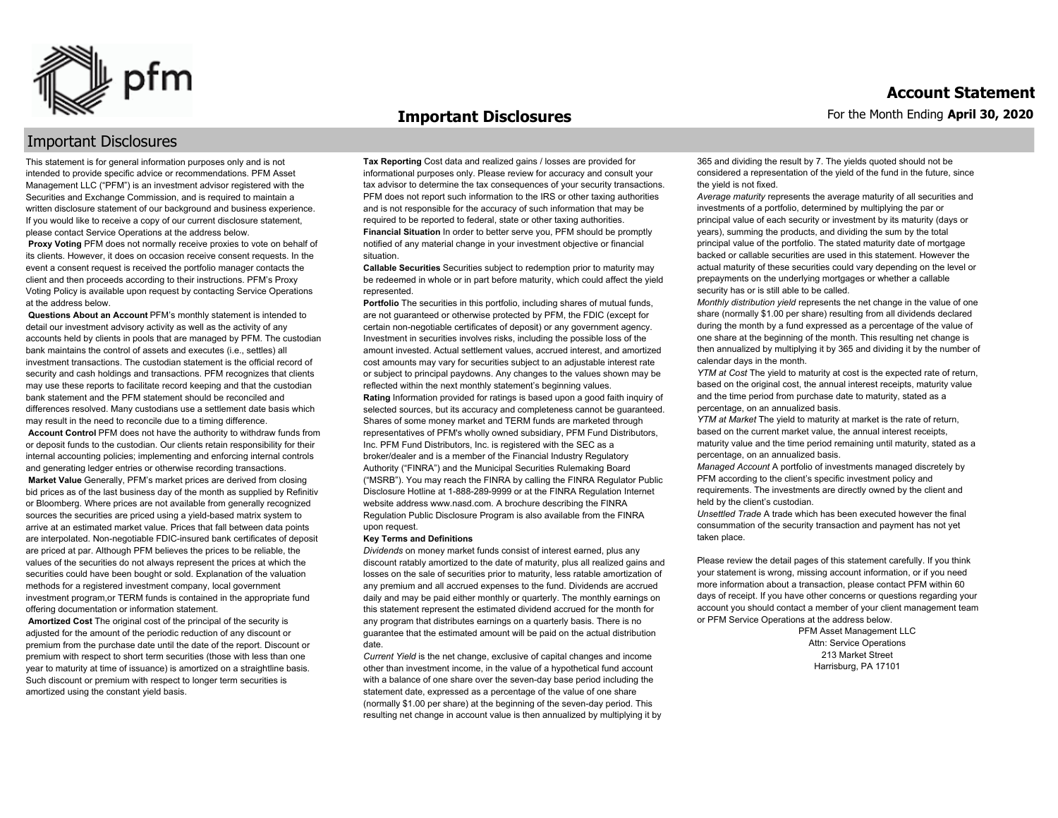# Important Disclosures

## Important Disclosures

This statement is for general information purposes only and is not intended to provide specific advice or recommendations. PFM Asset Management LLC ("PFM") is an investment advisor registered with the Securities and Exchange Commission, and is required to maintain a written disclosure statement of our background and business experience. If you would like to receive a copy of our current disclosure statement, please contact Service Operations at the address below.

**Proxy Voting** PFM does not normally receive proxies to vote on behalf of its clients. However, it does on occasion receive consent requests. In the event a consent request is received the portfolio manager contacts the client and then proceeds according to their instructions. PFM's Proxy Voting Policy is available upon request by contacting Service Operations at the address below.

**Questions About an Account** PFM's monthly statement is intended to detail our investment advisory activity as well as the activity of any accounts held by clients in pools that are managed by PFM. The custodian bank maintains the control of assets and executes (i.e., settles) all investment transactions. The custodian statement is the official record of security and cash holdings and transactions. PFM recognizes that clients may use these reports to facilitate record keeping and that the custodian bank statement and the PFM statement should be reconciled and differences resolved. Many custodians use a settlement date basis which may result in the need to reconcile due to a timing difference.

**Account Control** PFM does not have the authority to withdraw funds from or deposit funds to the custodian. Our clients retain responsibility for their internal accounting policies; implementing and enforcing internal controls and generating ledger entries or otherwise recording transactions.

**Market Value** Generally, PFM's market prices are derived from closing bid prices as of the last business day of the month as supplied by Refinitiv or Bloomberg. Where prices are not available from generally recognized sources the securities are priced using a yield-based matrix system to arrive at an estimated market value. Prices that fall between data points are interpolated. Non-negotiable FDIC-insured bank certificates of deposit are priced at par. Although PFM believes the prices to be reliable, the values of the securities do not always represent the prices at which the securities could have been bought or sold. Explanation of the valuation methods for a registered investment company, local government investment program,or TERM funds is contained in the appropriate fund offering documentation or information statement.

**Amortized Cost** The original cost of the principal of the security is adjusted for the amount of the periodic reduction of any discount or premium from the purchase date until the date of the report. Discount or premium with respect to short term securities (those with less than one year to maturity at time of issuance) is amortized on a straightline basis. Such discount or premium with respect to longer term securities is amortized using the constant yield basis.

**Tax Reporting** Cost data and realized gains / losses are provided for informational purposes only. Please review for accuracy and consult your tax advisor to determine the tax consequences of your security transactions. PFM does not report such information to the IRS or other taxing authorities and is not responsible for the accuracy of such information that may be required to be reported to federal, state or other taxing authorities.

**Financial Situation** In order to better serve you, PFM should be promptly notified of any material change in your investment objective or financial situation.

**Callable Securities** Securities subject to redemption prior to maturity may be redeemed in whole or in part before maturity, which could affect the yield represented.

**Portfolio** The securities in this portfolio, including shares of mutual funds, are not guaranteed or otherwise protected by PFM, the FDIC (except for certain non-negotiable certificates of deposit) or any government agency. Investment in securities involves risks, including the possible loss of the amount invested. Actual settlement values, accrued interest, and amortized cost amounts may vary for securities subject to an adjustable interest rate or subject to principal paydowns. Any changes to the values shown may be reflected within the next monthly statement's beginning values.

**Rating** Information provided for ratings is based upon a good faith inquiry of selected sources, but its accuracy and completeness cannot be guaranteed. Shares of some money market and TERM funds are marketed through representatives of PFM's wholly owned subsidiary, PFM Fund Distributors, Inc. PFM Fund Distributors, Inc. is registered with the SEC as a broker/dealer and is a member of the Financial Industry Regulatory Authority ("FINRA") and the Municipal Securities Rulemaking Board ("MSRB"). You may reach the FINRA by calling the FINRA Regulator Public Disclosure Hotline at 1-888-289-9999 or at the FINRA Regulation Internet website address www.nasd.com. A brochure describing the FINRA Regulation Public Disclosure Program is also available from the FINRA upon request.

**Key Terms and Definitions**

*Dividends* on money market funds consist of interest earned, plus any discount ratably amortized to the date of maturity, plus all realized gains and losses on the sale of securities prior to maturity, less ratable amortization of any premium and all accrued expenses to the fund. Dividends are accrued daily and may be paid either monthly or quarterly. The monthly earnings on this statement represent the estimated dividend accrued for the month for any program that distributes earnings on a quarterly basis. There is no guarantee that the estimated amount will be paid on the actual distribution date.

*Current Yield* is the net change, exclusive of capital changes and income other than investment income, in the value of a hypothetical fund account with a balance of one share over the seven-day base period including the statement date, expressed as a percentage of the value of one share (normally $1.00 per share) at the beginning of the seven-day period. This resulting net change in account value is then annualized by multiplying it by 365 and dividing the result by 7. The yields quoted should not be considered a representation of the yield of the fund in the future, since the yield is not fixed.

*Average maturity* represents the average maturity of all securities and investments of a portfolio, determined by multiplying the par or principal value of each security or investment by its maturity (days or years), summing the products, and dividing the sum by the total principal value of the portfolio. The stated maturity date of mortgage backed or callable securities are used in this statement. However the actual maturity of these securities could vary depending on the level or prepayments on the underlying mortgages or whether a callable security has or is still able to be called.

*Monthly distribution yield* represents the net change in the value of one share (normally $1.00 per share) resulting from all dividends declared during the month by a fund expressed as a percentage of the value of one share at the beginning of the month. This resulting net change is then annualized by multiplying it by 365 and dividing it by the number of calendar days in the month.

*YTM at Cost* The yield to maturity at cost is the expected rate of return, based on the original cost, the annual interest receipts, maturity value and the time period from purchase date to maturity, stated as a percentage, on an annualized basis.

*YTM at Market* The yield to maturity at market is the rate of return, based on the current market value, the annual interest receipts, maturity value and the time period remaining until maturity, stated as a percentage, on an annualized basis.

*Managed Account* A portfolio of investments managed discretely by PFM according to the client's specific investment policy and requirements. The investments are directly owned by the client and held by the client's custodian.

*Unsettled Trade* A trade which has been executed however the final consummation of the security transaction and payment has not yet taken place.

Please review the detail pages of this statement carefully. If you think your statement is wrong, missing account information, or if you need more information about a transaction, please contact PFM within 60 days of receipt. If you have other concerns or questions regarding your account you should contact a member of your client management team or PFM Service Operations at the address below.

PFM Asset Management LLC
Attn: Service Operations
213 Market Street
Harrisburg, PA 17101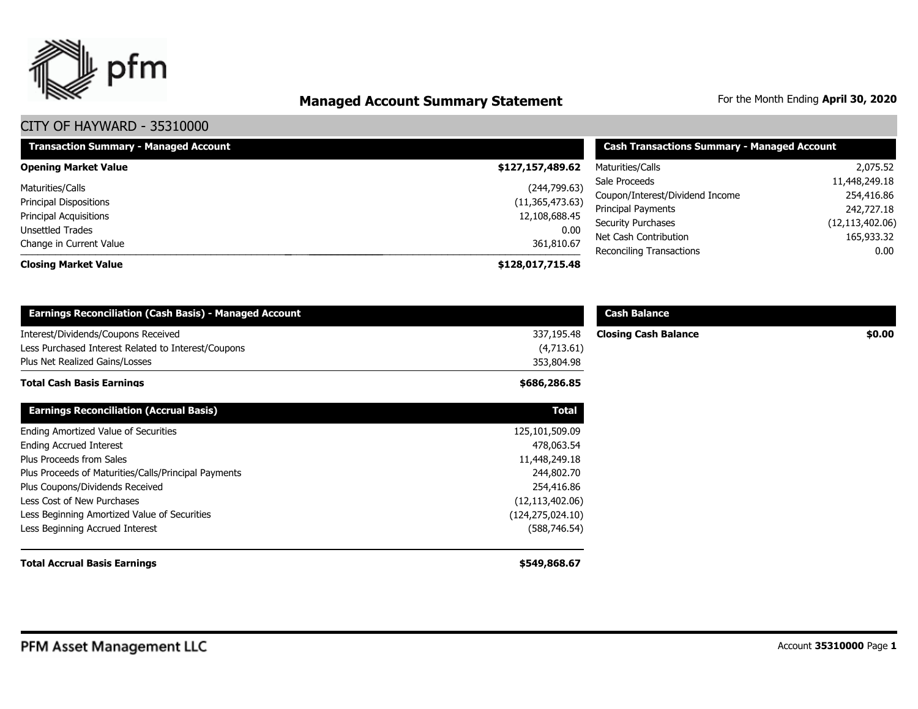# Managed Account Summary Statement

For the Month Ending **April 30, 2020**

## CITY OF HAYWARD - 35310000

| Transaction Summary - Managed Account | |
|---|---|
| **Opening Market Value** | **$127,157,489.62** |
| Maturities/Calls | (244,799.63) |
| Principal Dispositions | (11,365,473.63) |
| Principal Acquisitions | 12,108,688.45 |
| Unsettled Trades | 0.00 |
| Change in Current Value | 361,810.67 |
| **Closing Market Value** | **$128,017,715.48** |

| Cash Transactions Summary - Managed Account | |
|---|---|
| Maturities/Calls | 2,075.52 |
| Sale Proceeds | 11,448,249.18 |
| Coupon/Interest/Dividend Income | 254,416.86 |
| Principal Payments | 242,727.18 |
| Security Purchases | (12,113,402.06) |
| Net Cash Contribution | 165,933.32 |
| Reconciling Transactions | 0.00 |

| Earnings Reconciliation (Cash Basis) - Managed Account | |
|---|---|
| Interest/Dividends/Coupons Received | 337,195.48 |
| Less Purchased Interest Related to Interest/Coupons | (4,713.61) |
| Plus Net Realized Gains/Losses | 353,804.98 |
| **Total Cash Basis Earnings** | **$686,286.85** |

| Cash Balance | |
|---|---|
| **Closing Cash Balance** | **$0.00** |

| Earnings Reconciliation (Accrual Basis) | Total |
|---|---|
| Ending Amortized Value of Securities | 125,101,509.09 |
| Ending Accrued Interest | 478,063.54 |
| Plus Proceeds from Sales | 11,448,249.18 |
| Plus Proceeds of Maturities/Calls/Principal Payments | 244,802.70 |
| Plus Coupons/Dividends Received | 254,416.86 |
| Less Cost of New Purchases | (12,113,402.06) |
| Less Beginning Amortized Value of Securities | (124,275,024.10) |
| Less Beginning Accrued Interest | (588,746.54) |
| **Total Accrual Basis Earnings** | **$549,868.67** |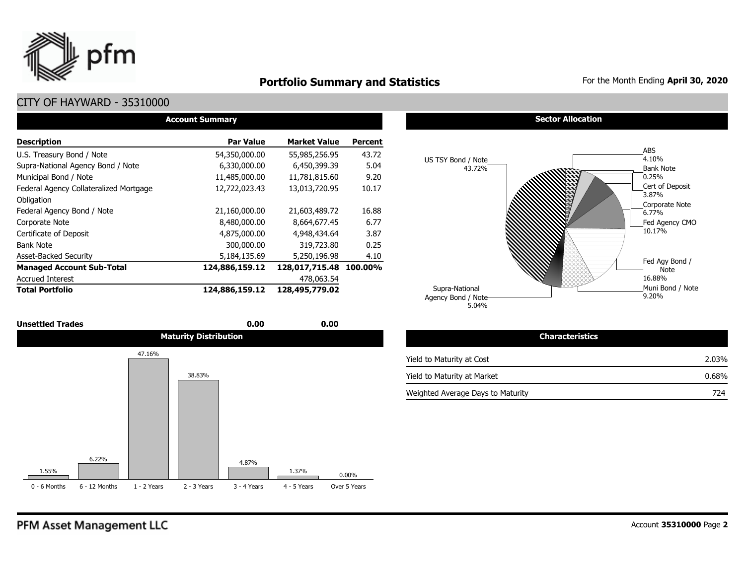# Portfolio Summary and Statistics

For the Month Ending **April 30, 2020**

## CITY OF HAYWARD - 35310000

### Account Summary

| Description | Par Value | Market Value | Percent |
|---|---|---|---|
| U.S. Treasury Bond / Note | 54,350,000.00 | 55,985,256.95 | 43.72 |
| Supra-National Agency Bond / Note | 6,330,000.00 | 6,450,399.39 | 5.04 |
| Municipal Bond / Note | 11,485,000.00 | 11,781,815.60 | 9.20 |
| Federal Agency Collateralized Mortgage Obligation | 12,722,023.43 | 13,013,720.95 | 10.17 |
| Federal Agency Bond / Note | 21,160,000.00 | 21,603,489.72 | 16.88 |
| Corporate Note | 8,480,000.00 | 8,664,677.45 | 6.77 |
| Certificate of Deposit | 4,875,000.00 | 4,948,434.64 | 3.87 |
| Bank Note | 300,000.00 | 319,723.80 | 0.25 |
| Asset-Backed Security | 5,184,135.69 | 5,250,196.98 | 4.10 |
| **Managed Account Sub-Total** | **124,886,159.12** | **128,017,715.48** | **100.00%** |
| Accrued Interest | | 478,063.54 | |
| **Total Portfolio** | **124,886,159.12** | **128,495,779.02** | |
| **Unsettled Trades** | **0.00** | **0.00** | |

### Sector Allocation

| Sector | Percent |
|---|---|
| US TSY Bond / Note | 43.72% |
| ABS | 4.10% |
| Bank Note | 0.25% |
| Cert of Deposit | 3.87% |
| Corporate Note | 6.77% |
| Fed Agency CMO | 10.17% |
| Fed Agy Bond / Note | 16.88% |
| Muni Bond / Note | 9.20% |
| Supra-National Agency Bond / Note | 5.04% |

### Maturity Distribution

| 0 - 6 Months | 6 - 12 Months | 1 - 2 Years | 2 - 3 Years | 3 - 4 Years | 4 - 5 Years | Over 5 Years |
|---|---|---|---|---|---|---|
| 1.55% | 6.22% | 47.16% | 38.83% | 4.87% | 1.37% | 0.00% |

### Characteristics

| | |
|---|---|
| Yield to Maturity at Cost | 2.03% |
| Yield to Maturity at Market | 0.68% |
| Weighted Average Days to Maturity | 724 |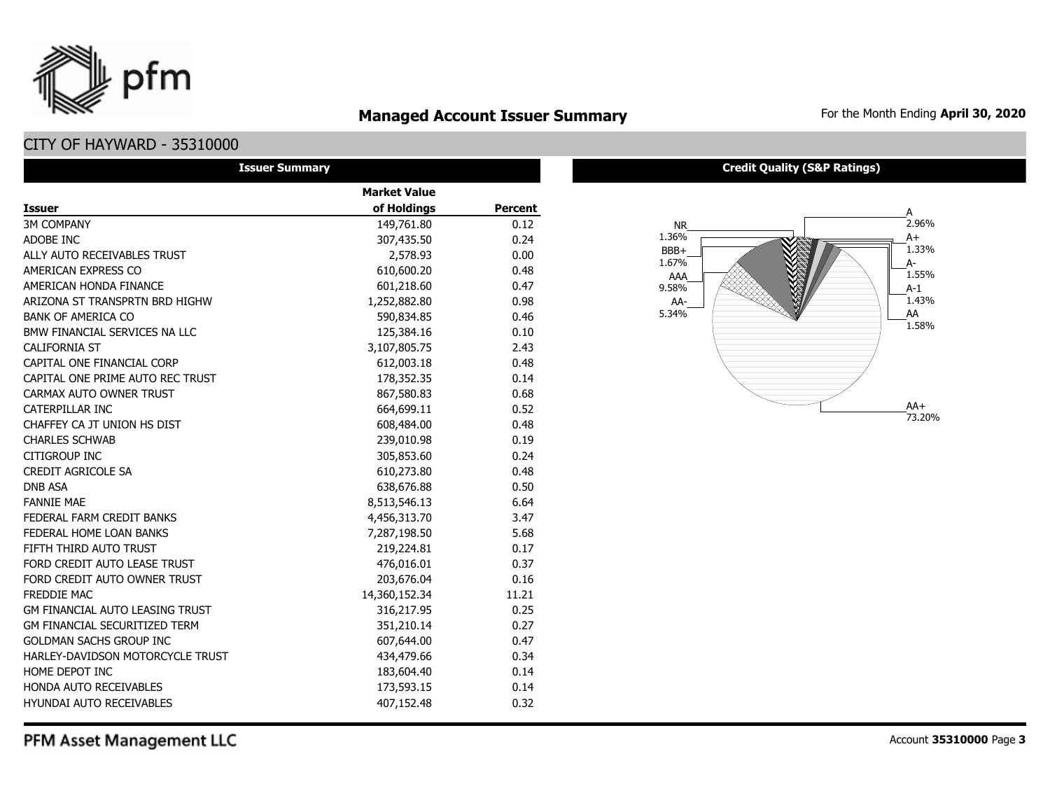## Managed Account Issuer Summary

For the Month Ending **April 30, 2020**

### CITY OF HAYWARD - 35310000

**Issuer Summary**

| Issuer | Market Value of Holdings | Percent |
|---|---|---|
| 3M COMPANY | 149,761.80 | 0.12 |
| ADOBE INC | 307,435.50 | 0.24 |
| ALLY AUTO RECEIVABLES TRUST | 2,578.93 | 0.00 |
| AMERICAN EXPRESS CO | 610,600.20 | 0.48 |
| AMERICAN HONDA FINANCE | 601,218.60 | 0.47 |
| ARIZONA ST TRANSPRTN BRD HIGHW | 1,252,882.80 | 0.98 |
| BANK OF AMERICA CO | 590,834.85 | 0.46 |
| BMW FINANCIAL SERVICES NA LLC | 125,384.16 | 0.10 |
| CALIFORNIA ST | 3,107,805.75 | 2.43 |
| CAPITAL ONE FINANCIAL CORP | 612,003.18 | 0.48 |
| CAPITAL ONE PRIME AUTO REC TRUST | 178,352.35 | 0.14 |
| CARMAX AUTO OWNER TRUST | 867,580.83 | 0.68 |
| CATERPILLAR INC | 664,699.11 | 0.52 |
| CHAFFEY CA JT UNION HS DIST | 608,484.00 | 0.48 |
| CHARLES SCHWAB | 239,010.98 | 0.19 |
| CITIGROUP INC | 305,853.60 | 0.24 |
| CREDIT AGRICOLE SA | 610,273.80 | 0.48 |
| DNB ASA | 638,676.88 | 0.50 |
| FANNIE MAE | 8,513,546.13 | 6.64 |
| FEDERAL FARM CREDIT BANKS | 4,456,313.70 | 3.47 |
| FEDERAL HOME LOAN BANKS | 7,287,198.50 | 5.68 |
| FIFTH THIRD AUTO TRUST | 219,224.81 | 0.17 |
| FORD CREDIT AUTO LEASE TRUST | 476,016.01 | 0.37 |
| FORD CREDIT AUTO OWNER TRUST | 203,676.04 | 0.16 |
| FREDDIE MAC | 14,360,152.34 | 11.21 |
| GM FINANCIAL AUTO LEASING TRUST | 316,217.95 | 0.25 |
| GM FINANCIAL SECURITIZED TERM | 351,210.14 | 0.27 |
| GOLDMAN SACHS GROUP INC | 607,644.00 | 0.47 |
| HARLEY-DAVIDSON MOTORCYCLE TRUST | 434,479.66 | 0.34 |
| HOME DEPOT INC | 183,604.40 | 0.14 |
| HONDA AUTO RECEIVABLES | 173,593.15 | 0.14 |
| HYUNDAI AUTO RECEIVABLES | 407,152.48 | 0.32 |

**Credit Quality (S&P Ratings)**

| Rating | Percent |
|---|---|
| A | 2.96% |
| A+ | 1.33% |
| A- | 1.55% |
| A-1 | 1.43% |
| AA | 1.58% |
| AA+ | 73.20% |
| AA- | 5.34% |
| AAA | 9.58% |
| BBB+ | 1.67% |
| NR | 1.36% |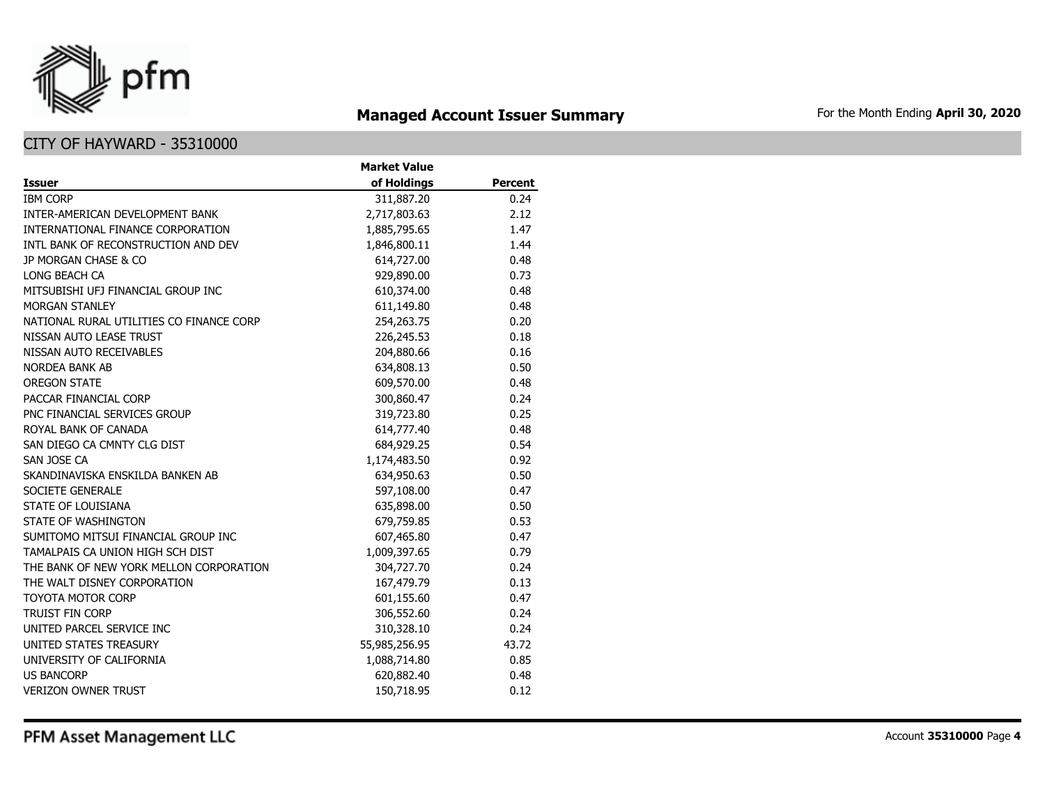# Managed Account Issuer Summary

For the Month Ending **April 30, 2020**

## CITY OF HAYWARD - 35310000

| Issuer | Market Value of Holdings | Percent |
|---|---|---|
| IBM CORP | 311,887.20 | 0.24 |
| INTER-AMERICAN DEVELOPMENT BANK | 2,717,803.63 | 2.12 |
| INTERNATIONAL FINANCE CORPORATION | 1,885,795.65 | 1.47 |
| INTL BANK OF RECONSTRUCTION AND DEV | 1,846,800.11 | 1.44 |
| JP MORGAN CHASE & CO | 614,727.00 | 0.48 |
| LONG BEACH CA | 929,890.00 | 0.73 |
| MITSUBISHI UFJ FINANCIAL GROUP INC | 610,374.00 | 0.48 |
| MORGAN STANLEY | 611,149.80 | 0.48 |
| NATIONAL RURAL UTILITIES CO FINANCE CORP | 254,263.75 | 0.20 |
| NISSAN AUTO LEASE TRUST | 226,245.53 | 0.18 |
| NISSAN AUTO RECEIVABLES | 204,880.66 | 0.16 |
| NORDEA BANK AB | 634,808.13 | 0.50 |
| OREGON STATE | 609,570.00 | 0.48 |
| PACCAR FINANCIAL CORP | 300,860.47 | 0.24 |
| PNC FINANCIAL SERVICES GROUP | 319,723.80 | 0.25 |
| ROYAL BANK OF CANADA | 614,777.40 | 0.48 |
| SAN DIEGO CA CMNTY CLG DIST | 684,929.25 | 0.54 |
| SAN JOSE CA | 1,174,483.50 | 0.92 |
| SKANDINAVISKA ENSKILDA BANKEN AB | 634,950.63 | 0.50 |
| SOCIETE GENERALE | 597,108.00 | 0.47 |
| STATE OF LOUISIANA | 635,898.00 | 0.50 |
| STATE OF WASHINGTON | 679,759.85 | 0.53 |
| SUMITOMO MITSUI FINANCIAL GROUP INC | 607,465.80 | 0.47 |
| TAMALPAIS CA UNION HIGH SCH DIST | 1,009,397.65 | 0.79 |
| THE BANK OF NEW YORK MELLON CORPORATION | 304,727.70 | 0.24 |
| THE WALT DISNEY CORPORATION | 167,479.79 | 0.13 |
| TOYOTA MOTOR CORP | 601,155.60 | 0.47 |
| TRUIST FIN CORP | 306,552.60 | 0.24 |
| UNITED PARCEL SERVICE INC | 310,328.10 | 0.24 |
| UNITED STATES TREASURY | 55,985,256.95 | 43.72 |
| UNIVERSITY OF CALIFORNIA | 1,088,714.80 | 0.85 |
| US BANCORP | 620,882.40 | 0.48 |
| VERIZON OWNER TRUST | 150,718.95 | 0.12 |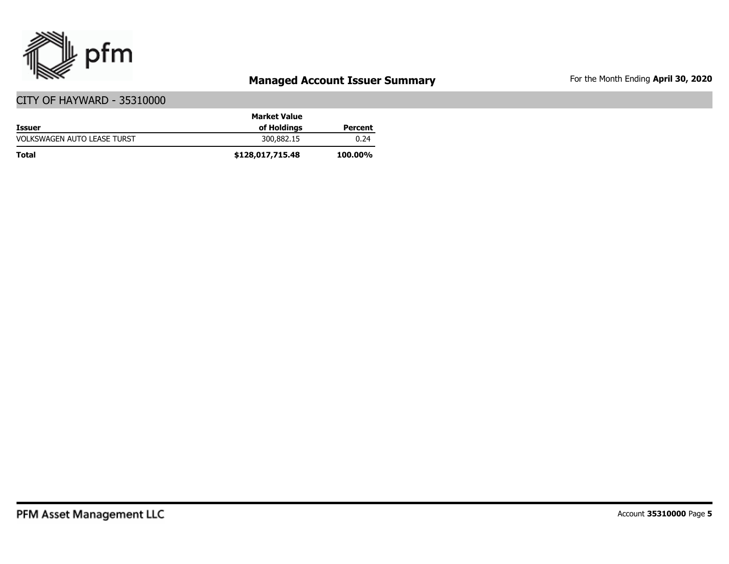## Managed Account Issuer Summary

For the Month Ending **April 30, 2020**

### CITY OF HAYWARD - 35310000

| Issuer | Market Value of Holdings | Percent |
|---|---|---|
| VOLKSWAGEN AUTO LEASE TURST | 300,882.15 | 0.24 |
| **Total** | **$128,017,715.48** | **100.00%** |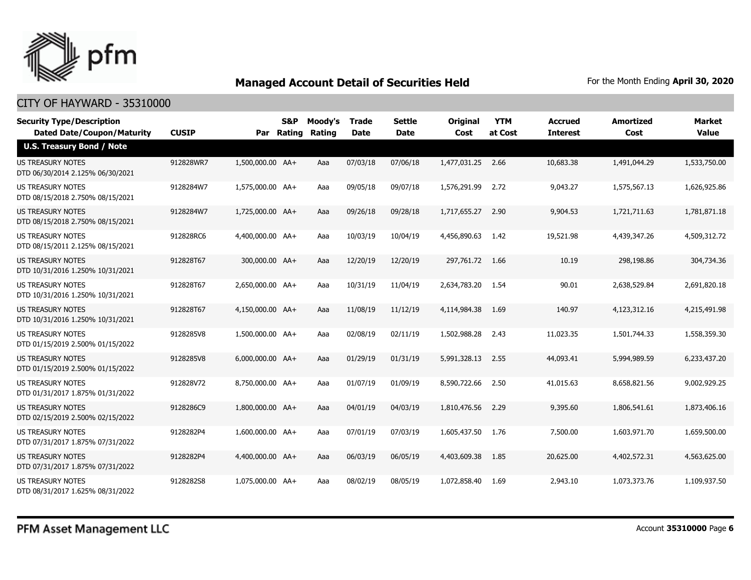# Managed Account Detail of Securities Held

For the Month Ending **April 30, 2020**

## CITY OF HAYWARD - 35310000

| Security Type/Description Dated Date/Coupon/Maturity | CUSIP | Par | S&P Rating | Moody's Rating | Trade Date | Settle Date | Original Cost | YTM at Cost | Accrued Interest | Amortized Cost | Market Value |
|---|---|---|---|---|---|---|---|---|---|---|---|
| **U.S. Treasury Bond / Note** | | | | | | | | | | | |
| US TREASURY NOTES DTD 06/30/2014 2.125% 06/30/2021 | 912828WR7 | 1,500,000.00 | AA+ | Aaa | 07/03/18 | 07/06/18 | 1,477,031.25 | 2.66 | 10,683.38 | 1,491,044.29 | 1,533,750.00 |
| US TREASURY NOTES DTD 08/15/2018 2.750% 08/15/2021 | 9128284W7 | 1,575,000.00 | AA+ | Aaa | 09/05/18 | 09/07/18 | 1,576,291.99 | 2.72 | 9,043.27 | 1,575,567.13 | 1,626,925.86 |
| US TREASURY NOTES DTD 08/15/2018 2.750% 08/15/2021 | 9128284W7 | 1,725,000.00 | AA+ | Aaa | 09/26/18 | 09/28/18 | 1,717,655.27 | 2.90 | 9,904.53 | 1,721,711.63 | 1,781,871.18 |
| US TREASURY NOTES DTD 08/15/2011 2.125% 08/15/2021 | 912828RC6 | 4,400,000.00 | AA+ | Aaa | 10/03/19 | 10/04/19 | 4,456,890.63 | 1.42 | 19,521.98 | 4,439,347.26 | 4,509,312.72 |
| US TREASURY NOTES DTD 10/31/2016 1.250% 10/31/2021 | 912828T67 | 300,000.00 | AA+ | Aaa | 12/20/19 | 12/20/19 | 297,761.72 | 1.66 | 10.19 | 298,198.86 | 304,734.36 |
| US TREASURY NOTES DTD 10/31/2016 1.250% 10/31/2021 | 912828T67 | 2,650,000.00 | AA+ | Aaa | 10/31/19 | 11/04/19 | 2,634,783.20 | 1.54 | 90.01 | 2,638,529.84 | 2,691,820.18 |
| US TREASURY NOTES DTD 10/31/2016 1.250% 10/31/2021 | 912828T67 | 4,150,000.00 | AA+ | Aaa | 11/08/19 | 11/12/19 | 4,114,984.38 | 1.69 | 140.97 | 4,123,312.16 | 4,215,491.98 |
| US TREASURY NOTES DTD 01/15/2019 2.500% 01/15/2022 | 9128285V8 | 1,500,000.00 | AA+ | Aaa | 02/08/19 | 02/11/19 | 1,502,988.28 | 2.43 | 11,023.35 | 1,501,744.33 | 1,558,359.30 |
| US TREASURY NOTES DTD 01/15/2019 2.500% 01/15/2022 | 9128285V8 | 6,000,000.00 | AA+ | Aaa | 01/29/19 | 01/31/19 | 5,991,328.13 | 2.55 | 44,093.41 | 5,994,989.59 | 6,233,437.20 |
| US TREASURY NOTES DTD 01/31/2017 1.875% 01/31/2022 | 912828V72 | 8,750,000.00 | AA+ | Aaa | 01/07/19 | 01/09/19 | 8,590,722.66 | 2.50 | 41,015.63 | 8,658,821.56 | 9,002,929.25 |
| US TREASURY NOTES DTD 02/15/2019 2.500% 02/15/2022 | 9128286C9 | 1,800,000.00 | AA+ | Aaa | 04/01/19 | 04/03/19 | 1,810,476.56 | 2.29 | 9,395.60 | 1,806,541.61 | 1,873,406.16 |
| US TREASURY NOTES DTD 07/31/2017 1.875% 07/31/2022 | 9128282P4 | 1,600,000.00 | AA+ | Aaa | 07/01/19 | 07/03/19 | 1,605,437.50 | 1.76 | 7,500.00 | 1,603,971.70 | 1,659,500.00 |
| US TREASURY NOTES DTD 07/31/2017 1.875% 07/31/2022 | 9128282P4 | 4,400,000.00 | AA+ | Aaa | 06/03/19 | 06/05/19 | 4,403,609.38 | 1.85 | 20,625.00 | 4,402,572.31 | 4,563,625.00 |
| US TREASURY NOTES DTD 08/31/2017 1.625% 08/31/2022 | 9128282S8 | 1,075,000.00 | AA+ | Aaa | 08/02/19 | 08/05/19 | 1,072,858.40 | 1.69 | 2,943.10 | 1,073,373.76 | 1,109,937.50 |

PFM Asset Management LLC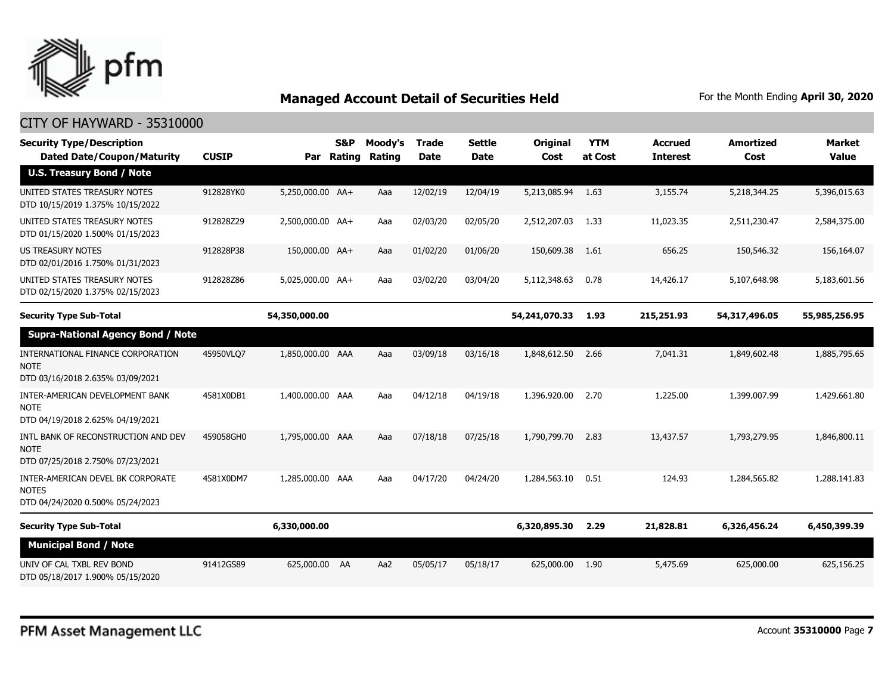## Managed Account Detail of Securities Held

For the Month Ending **April 30, 2020**

CITY OF HAYWARD - 35310000

| Security Type/Description Dated Date/Coupon/Maturity | CUSIP | Par | S&P Rating | Moody's Rating | Trade Date | Settle Date | Original Cost | YTM at Cost | Accrued Interest | Amortized Cost | Market Value |
|---|---|---|---|---|---|---|---|---|---|---|---|
| **U.S. Treasury Bond / Note** | | | | | | | | | | | |
| UNITED STATES TREASURY NOTES DTD 10/15/2019 1.375% 10/15/2022 | 912828YK0 | 5,250,000.00 | AA+ | Aaa | 12/02/19 | 12/04/19 | 5,213,085.94 | 1.63 | 3,155.74 | 5,218,344.25 | 5,396,015.63 |
| UNITED STATES TREASURY NOTES DTD 01/15/2020 1.500% 01/15/2023 | 912828Z29 | 2,500,000.00 | AA+ | Aaa | 02/03/20 | 02/05/20 | 2,512,207.03 | 1.33 | 11,023.35 | 2,511,230.47 | 2,584,375.00 |
| US TREASURY NOTES DTD 02/01/2016 1.750% 01/31/2023 | 912828P38 | 150,000.00 | AA+ | Aaa | 01/02/20 | 01/06/20 | 150,609.38 | 1.61 | 656.25 | 150,546.32 | 156,164.07 |
| UNITED STATES TREASURY NOTES DTD 02/15/2020 1.375% 02/15/2023 | 912828Z86 | 5,025,000.00 | AA+ | Aaa | 03/02/20 | 03/04/20 | 5,112,348.63 | 0.78 | 14,426.17 | 5,107,648.98 | 5,183,601.56 |
| **Security Type Sub-Total** | | **54,350,000.00** | | | | | **54,241,070.33** | **1.93** | **215,251.93** | **54,317,496.05** | **55,985,256.95** |
| **Supra-National Agency Bond / Note** | | | | | | | | | | | |
| INTERNATIONAL FINANCE CORPORATION NOTE DTD 03/16/2018 2.635% 03/09/2021 | 45950VLQ7 | 1,850,000.00 | AAA | Aaa | 03/09/18 | 03/16/18 | 1,848,612.50 | 2.66 | 7,041.31 | 1,849,602.48 | 1,885,795.65 |
| INTER-AMERICAN DEVELOPMENT BANK NOTE DTD 04/19/2018 2.625% 04/19/2021 | 4581X0DB1 | 1,400,000.00 | AAA | Aaa | 04/12/18 | 04/19/18 | 1,396,920.00 | 2.70 | 1,225.00 | 1,399,007.99 | 1,429,661.80 |
| INTL BANK OF RECONSTRUCTION AND DEV NOTE DTD 07/25/2018 2.750% 07/23/2021 | 459058GH0 | 1,795,000.00 | AAA | Aaa | 07/18/18 | 07/25/18 | 1,790,799.70 | 2.83 | 13,437.57 | 1,793,279.95 | 1,846,800.11 |
| INTER-AMERICAN DEVEL BK CORPORATE NOTES DTD 04/24/2020 0.500% 05/24/2023 | 4581X0DM7 | 1,285,000.00 | AAA | Aaa | 04/17/20 | 04/24/20 | 1,284,563.10 | 0.51 | 124.93 | 1,284,565.82 | 1,288,141.83 |
| **Security Type Sub-Total** | | **6,330,000.00** | | | | | **6,320,895.30** | **2.29** | **21,828.81** | **6,326,456.24** | **6,450,399.39** |
| **Municipal Bond / Note** | | | | | | | | | | | |
| UNIV OF CAL TXBL REV BOND DTD 05/18/2017 1.900% 05/15/2020 | 91412GS89 | 625,000.00 | AA | Aa2 | 05/05/17 | 05/18/17 | 625,000.00 | 1.90 | 5,475.69 | 625,000.00 | 625,156.25 |

PFM Asset Management LLC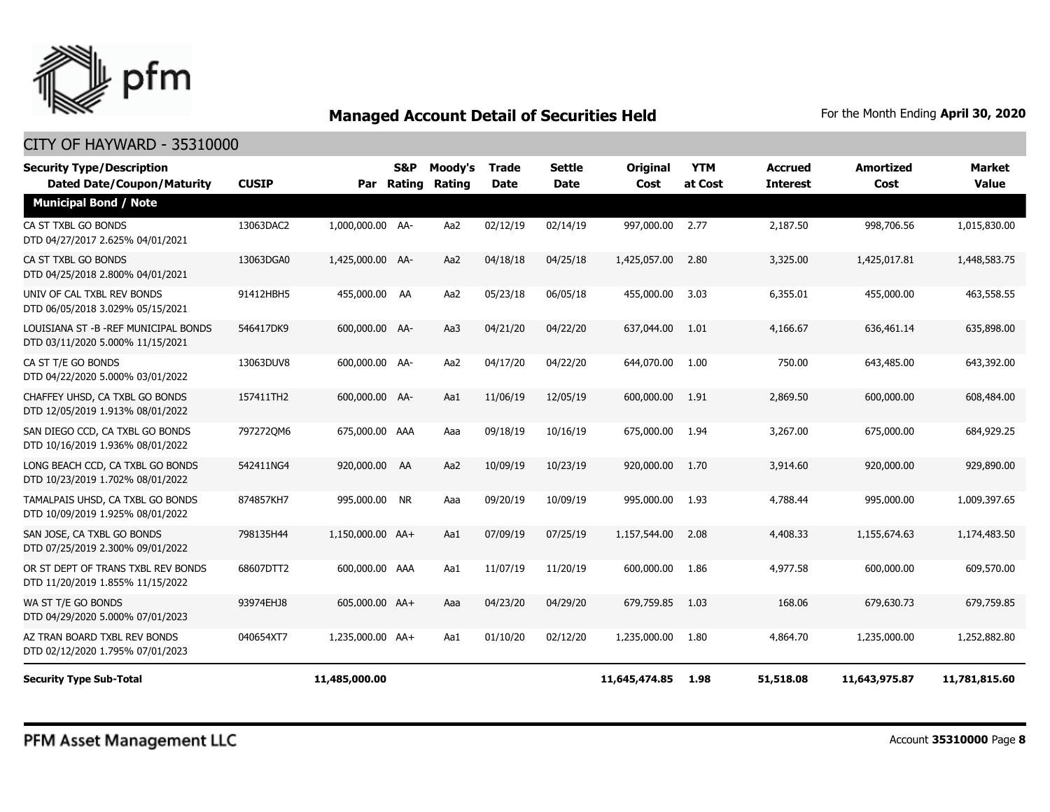## Managed Account Detail of Securities Held

For the Month Ending **April 30, 2020**

CITY OF HAYWARD - 35310000

| Security Type/Description Dated Date/Coupon/Maturity | CUSIP | Par | S&P Rating | Moody's Rating | Trade Date | Settle Date | Original Cost | YTM at Cost | Accrued Interest | Amortized Cost | Market Value |
|---|---|---|---|---|---|---|---|---|---|---|---|
| **Municipal Bond / Note** | | | | | | | | | | | |
| CA ST TXBL GO BONDS DTD 04/27/2017 2.625% 04/01/2021 | 13063DAC2 | 1,000,000.00 | AA- | Aa2 | 02/12/19 | 02/14/19 | 997,000.00 | 2.77 | 2,187.50 | 998,706.56 | 1,015,830.00 |
| CA ST TXBL GO BONDS DTD 04/25/2018 2.800% 04/01/2021 | 13063DGA0 | 1,425,000.00 | AA- | Aa2 | 04/18/18 | 04/25/18 | 1,425,057.00 | 2.80 | 3,325.00 | 1,425,017.81 | 1,448,583.75 |
| UNIV OF CAL TXBL REV BONDS DTD 06/05/2018 3.029% 05/15/2021 | 91412HBH5 | 455,000.00 | AA | Aa2 | 05/23/18 | 06/05/18 | 455,000.00 | 3.03 | 6,355.01 | 455,000.00 | 463,558.55 |
| LOUISIANA ST -B -REF MUNICIPAL BONDS DTD 03/11/2020 5.000% 11/15/2021 | 546417DK9 | 600,000.00 | AA- | Aa3 | 04/21/20 | 04/22/20 | 637,044.00 | 1.01 | 4,166.67 | 636,461.14 | 635,898.00 |
| CA ST T/E GO BONDS DTD 04/22/2020 5.000% 03/01/2022 | 13063DUV8 | 600,000.00 | AA- | Aa2 | 04/17/20 | 04/22/20 | 644,070.00 | 1.00 | 750.00 | 643,485.00 | 643,392.00 |
| CHAFFEY UHSD, CA TXBL GO BONDS DTD 12/05/2019 1.913% 08/01/2022 | 157411TH2 | 600,000.00 | AA- | Aa1 | 11/06/19 | 12/05/19 | 600,000.00 | 1.91 | 2,869.50 | 600,000.00 | 608,484.00 |
| SAN DIEGO CCD, CA TXBL GO BONDS DTD 10/16/2019 1.936% 08/01/2022 | 797272QM6 | 675,000.00 | AAA | Aaa | 09/18/19 | 10/16/19 | 675,000.00 | 1.94 | 3,267.00 | 675,000.00 | 684,929.25 |
| LONG BEACH CCD, CA TXBL GO BONDS DTD 10/23/2019 1.702% 08/01/2022 | 542411NG4 | 920,000.00 | AA | Aa2 | 10/09/19 | 10/23/19 | 920,000.00 | 1.70 | 3,914.60 | 920,000.00 | 929,890.00 |
| TAMALPAIS UHSD, CA TXBL GO BONDS DTD 10/09/2019 1.925% 08/01/2022 | 874857KH7 | 995,000.00 | NR | Aaa | 09/20/19 | 10/09/19 | 995,000.00 | 1.93 | 4,788.44 | 995,000.00 | 1,009,397.65 |
| SAN JOSE, CA TXBL GO BONDS DTD 07/25/2019 2.300% 09/01/2022 | 798135H44 | 1,150,000.00 | AA+ | Aa1 | 07/09/19 | 07/25/19 | 1,157,544.00 | 2.08 | 4,408.33 | 1,155,674.63 | 1,174,483.50 |
| OR ST DEPT OF TRANS TXBL REV BONDS DTD 11/20/2019 1.855% 11/15/2022 | 68607DTT2 | 600,000.00 | AAA | Aa1 | 11/07/19 | 11/20/19 | 600,000.00 | 1.86 | 4,977.58 | 600,000.00 | 609,570.00 |
| WA ST T/E GO BONDS DTD 04/29/2020 5.000% 07/01/2023 | 93974EHJ8 | 605,000.00 | AA+ | Aaa | 04/23/20 | 04/29/20 | 679,759.85 | 1.03 | 168.06 | 679,630.73 | 679,759.85 |
| AZ TRAN BOARD TXBL REV BONDS DTD 02/12/2020 1.795% 07/01/2023 | 040654XT7 | 1,235,000.00 | AA+ | Aa1 | 01/10/20 | 02/12/20 | 1,235,000.00 | 1.80 | 4,864.70 | 1,235,000.00 | 1,252,882.80 |
| **Security Type Sub-Total** | | **11,485,000.00** | | | | | **11,645,474.85** | **1.98** | **51,518.08** | **11,643,975.87** | **11,781,815.60** |

PFM Asset Management LLC

Account **35310000** Page **8**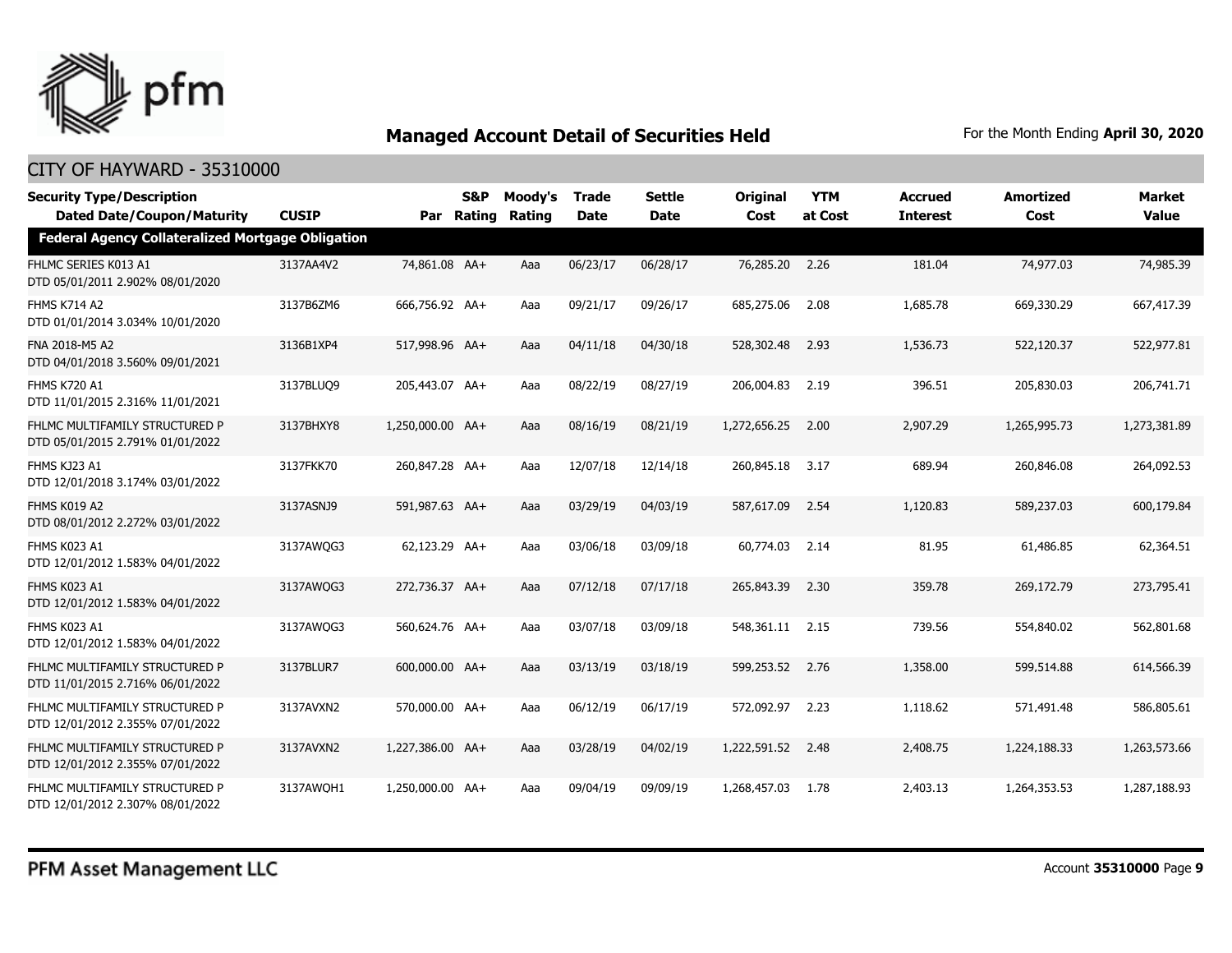## Managed Account Detail of Securities Held

For the Month Ending **April 30, 2020**

CITY OF HAYWARD - 35310000

| Security Type/Description<br>Dated Date/Coupon/Maturity | CUSIP | Par | S&P Rating | Moody's Rating | Trade Date | Settle Date | Original Cost | YTM at Cost | Accrued Interest | Amortized Cost | Market Value |
|---|---|---|---|---|---|---|---|---|---|---|---|
| **Federal Agency Collateralized Mortgage Obligation** | | | | | | | | | | | |
| FHLMC SERIES K013 A1<br>DTD 05/01/2011 2.902% 08/01/2020 | 3137AA4V2 | 74,861.08 | AA+ | Aaa | 06/23/17 | 06/28/17 | 76,285.20 | 2.26 | 181.04 | 74,977.03 | 74,985.39 |
| FHMS K714 A2<br>DTD 01/01/2014 3.034% 10/01/2020 | 3137B6ZM6 | 666,756.92 | AA+ | Aaa | 09/21/17 | 09/26/17 | 685,275.06 | 2.08 | 1,685.78 | 669,330.29 | 667,417.39 |
| FNA 2018-M5 A2<br>DTD 04/01/2018 3.560% 09/01/2021 | 3136B1XP4 | 517,998.96 | AA+ | Aaa | 04/11/18 | 04/30/18 | 528,302.48 | 2.93 | 1,536.73 | 522,120.37 | 522,977.81 |
| FHMS K720 A1<br>DTD 11/01/2015 2.316% 11/01/2021 | 3137BLUQ9 | 205,443.07 | AA+ | Aaa | 08/22/19 | 08/27/19 | 206,004.83 | 2.19 | 396.51 | 205,830.03 | 206,741.71 |
| FHLMC MULTIFAMILY STRUCTURED P<br>DTD 05/01/2015 2.791% 01/01/2022 | 3137BHXY8 | 1,250,000.00 | AA+ | Aaa | 08/16/19 | 08/21/19 | 1,272,656.25 | 2.00 | 2,907.29 | 1,265,995.73 | 1,273,381.89 |
| FHMS KJ23 A1<br>DTD 12/01/2018 3.174% 03/01/2022 | 3137FKK70 | 260,847.28 | AA+ | Aaa | 12/07/18 | 12/14/18 | 260,845.18 | 3.17 | 689.94 | 260,846.08 | 264,092.53 |
| FHMS K019 A2<br>DTD 08/01/2012 2.272% 03/01/2022 | 3137ASNJ9 | 591,987.63 | AA+ | Aaa | 03/29/19 | 04/03/19 | 587,617.09 | 2.54 | 1,120.83 | 589,237.03 | 600,179.84 |
| FHMS K023 A1<br>DTD 12/01/2012 1.583% 04/01/2022 | 3137AWQG3 | 62,123.29 | AA+ | Aaa | 03/06/18 | 03/09/18 | 60,774.03 | 2.14 | 81.95 | 61,486.85 | 62,364.51 |
| FHMS K023 A1<br>DTD 12/01/2012 1.583% 04/01/2022 | 3137AWQG3 | 272,736.37 | AA+ | Aaa | 07/12/18 | 07/17/18 | 265,843.39 | 2.30 | 359.78 | 269,172.79 | 273,795.41 |
| FHMS K023 A1<br>DTD 12/01/2012 1.583% 04/01/2022 | 3137AWQG3 | 560,624.76 | AA+ | Aaa | 03/07/18 | 03/09/18 | 548,361.11 | 2.15 | 739.56 | 554,840.02 | 562,801.68 |
| FHLMC MULTIFAMILY STRUCTURED P<br>DTD 11/01/2015 2.716% 06/01/2022 | 3137BLUR7 | 600,000.00 | AA+ | Aaa | 03/13/19 | 03/18/19 | 599,253.52 | 2.76 | 1,358.00 | 599,514.88 | 614,566.39 |
| FHLMC MULTIFAMILY STRUCTURED P<br>DTD 12/01/2012 2.355% 07/01/2022 | 3137AVXN2 | 570,000.00 | AA+ | Aaa | 06/12/19 | 06/17/19 | 572,092.97 | 2.23 | 1,118.62 | 571,491.48 | 586,805.61 |
| FHLMC MULTIFAMILY STRUCTURED P<br>DTD 12/01/2012 2.355% 07/01/2022 | 3137AVXN2 | 1,227,386.00 | AA+ | Aaa | 03/28/19 | 04/02/19 | 1,222,591.52 | 2.48 | 2,408.75 | 1,224,188.33 | 1,263,573.66 |
| FHLMC MULTIFAMILY STRUCTURED P<br>DTD 12/01/2012 2.307% 08/01/2022 | 3137AWQH1 | 1,250,000.00 | AA+ | Aaa | 09/04/19 | 09/09/19 | 1,268,457.03 | 1.78 | 2,403.13 | 1,264,353.53 | 1,287,188.93 |

PFM Asset Management LLC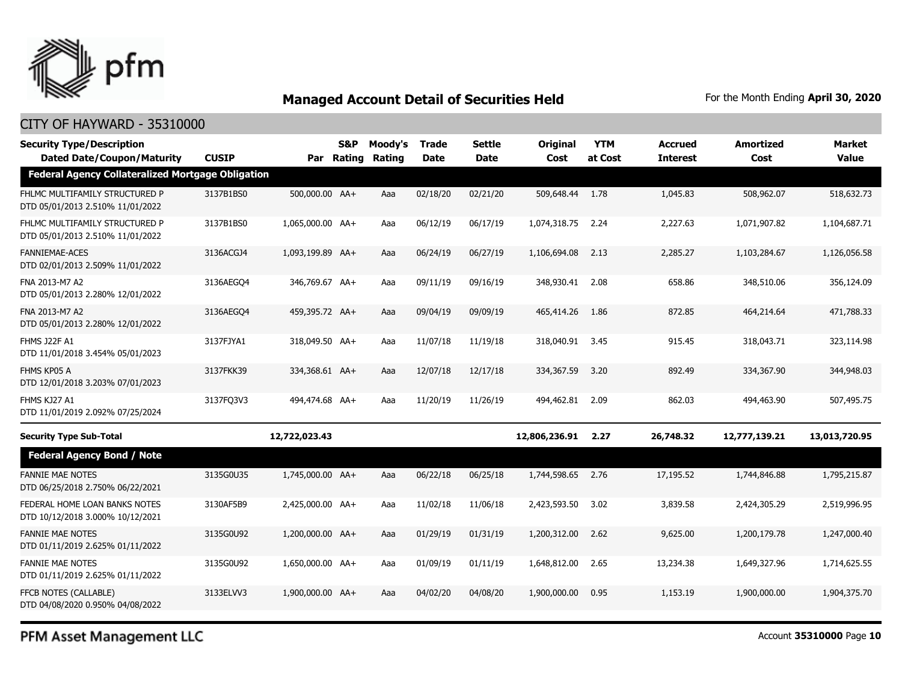## Managed Account Detail of Securities Held

For the Month Ending **April 30, 2020**

CITY OF HAYWARD - 35310000

| Security Type/Description Dated Date/Coupon/Maturity | CUSIP | Par | S&P Rating | Moody's Rating | Trade Date | Settle Date | Original Cost | YTM at Cost | Accrued Interest | Amortized Cost | Market Value |
|---|---|---|---|---|---|---|---|---|---|---|---|
| **Federal Agency Collateralized Mortgage Obligation** | | | | | | | | | | | |
| FHLMC MULTIFAMILY STRUCTURED P DTD 05/01/2013 2.510% 11/01/2022 | 3137B1BS0 | 500,000.00 | AA+ | Aaa | 02/18/20 | 02/21/20 | 509,648.44 | 1.78 | 1,045.83 | 508,962.07 | 518,632.73 |
| FHLMC MULTIFAMILY STRUCTURED P DTD 05/01/2013 2.510% 11/01/2022 | 3137B1BS0 | 1,065,000.00 | AA+ | Aaa | 06/12/19 | 06/17/19 | 1,074,318.75 | 2.24 | 2,227.63 | 1,071,907.82 | 1,104,687.71 |
| FANNIEMAE-ACES DTD 02/01/2013 2.509% 11/01/2022 | 3136ACGJ4 | 1,093,199.89 | AA+ | Aaa | 06/24/19 | 06/27/19 | 1,106,694.08 | 2.13 | 2,285.27 | 1,103,284.67 | 1,126,056.58 |
| FNA 2013-M7 A2 DTD 05/01/2013 2.280% 12/01/2022 | 3136AEGQ4 | 346,769.67 | AA+ | Aaa | 09/11/19 | 09/16/19 | 348,930.41 | 2.08 | 658.86 | 348,510.06 | 356,124.09 |
| FNA 2013-M7 A2 DTD 05/01/2013 2.280% 12/01/2022 | 3136AEGQ4 | 459,395.72 | AA+ | Aaa | 09/04/19 | 09/09/19 | 465,414.26 | 1.86 | 872.85 | 464,214.64 | 471,788.33 |
| FHMS J22F A1 DTD 11/01/2018 3.454% 05/01/2023 | 3137FJYA1 | 318,049.50 | AA+ | Aaa | 11/07/18 | 11/19/18 | 318,040.91 | 3.45 | 915.45 | 318,043.71 | 323,114.98 |
| FHMS KP05 A DTD 12/01/2018 3.203% 07/01/2023 | 3137FKK39 | 334,368.61 | AA+ | Aaa | 12/07/18 | 12/17/18 | 334,367.59 | 3.20 | 892.49 | 334,367.90 | 344,948.03 |
| FHMS KJ27 A1 DTD 11/01/2019 2.092% 07/25/2024 | 3137FQ3V3 | 494,474.68 | AA+ | Aaa | 11/20/19 | 11/26/19 | 494,462.81 | 2.09 | 862.03 | 494,463.90 | 507,495.75 |
| **Security Type Sub-Total** | | **12,722,023.43** | | | | | **12,806,236.91** | **2.27** | **26,748.32** | **12,777,139.21** | **13,013,720.95** |
| **Federal Agency Bond / Note** | | | | | | | | | | | |
| FANNIE MAE NOTES DTD 06/25/2018 2.750% 06/22/2021 | 3135G0U35 | 1,745,000.00 | AA+ | Aaa | 06/22/18 | 06/25/18 | 1,744,598.65 | 2.76 | 17,195.52 | 1,744,846.88 | 1,795,215.87 |
| FEDERAL HOME LOAN BANKS NOTES DTD 10/12/2018 3.000% 10/12/2021 | 3130AF5B9 | 2,425,000.00 | AA+ | Aaa | 11/02/18 | 11/06/18 | 2,423,593.50 | 3.02 | 3,839.58 | 2,424,305.29 | 2,519,996.95 |
| FANNIE MAE NOTES DTD 01/11/2019 2.625% 01/11/2022 | 3135G0U92 | 1,200,000.00 | AA+ | Aaa | 01/29/19 | 01/31/19 | 1,200,312.00 | 2.62 | 9,625.00 | 1,200,179.78 | 1,247,000.40 |
| FANNIE MAE NOTES DTD 01/11/2019 2.625% 01/11/2022 | 3135G0U92 | 1,650,000.00 | AA+ | Aaa | 01/09/19 | 01/11/19 | 1,648,812.00 | 2.65 | 13,234.38 | 1,649,327.96 | 1,714,625.55 |
| FFCB NOTES (CALLABLE) DTD 04/08/2020 0.950% 04/08/2022 | 3133ELVV3 | 1,900,000.00 | AA+ | Aaa | 04/02/20 | 04/08/20 | 1,900,000.00 | 0.95 | 1,153.19 | 1,900,000.00 | 1,904,375.70 |

PFM Asset Management LLC

Account **35310000**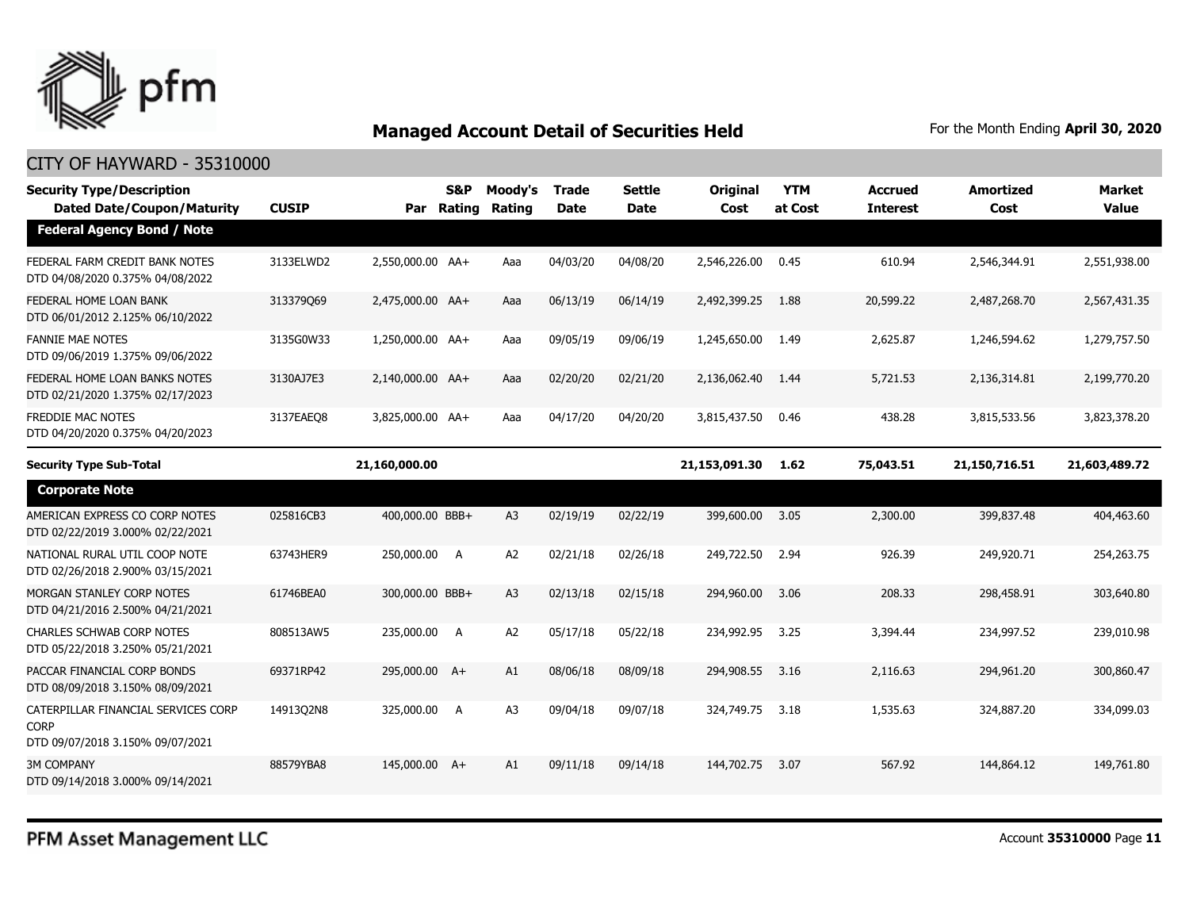# Managed Account Detail of Securities Held

For the Month Ending **April 30, 2020**

## CITY OF HAYWARD - 35310000

| Security Type/Description Dated Date/Coupon/Maturity | CUSIP | Par | S&P Rating | Moody's Rating | Trade Date | Settle Date | Original Cost | YTM at Cost | Accrued Interest | Amortized Cost | Market Value |
|---|---|---|---|---|---|---|---|---|---|---|---|
| **Federal Agency Bond / Note** | | | | | | | | | | | |
| FEDERAL FARM CREDIT BANK NOTES DTD 04/08/2020 0.375% 04/08/2022 | 3133ELWD2 | 2,550,000.00 | AA+ | Aaa | 04/03/20 | 04/08/20 | 2,546,226.00 | 0.45 | 610.94 | 2,546,344.91 | 2,551,938.00 |
| FEDERAL HOME LOAN BANK DTD 06/01/2012 2.125% 06/10/2022 | 313379Q69 | 2,475,000.00 | AA+ | Aaa | 06/13/19 | 06/14/19 | 2,492,399.25 | 1.88 | 20,599.22 | 2,487,268.70 | 2,567,431.35 |
| FANNIE MAE NOTES DTD 09/06/2019 1.375% 09/06/2022 | 3135G0W33 | 1,250,000.00 | AA+ | Aaa | 09/05/19 | 09/06/19 | 1,245,650.00 | 1.49 | 2,625.87 | 1,246,594.62 | 1,279,757.50 |
| FEDERAL HOME LOAN BANKS NOTES DTD 02/21/2020 1.375% 02/17/2023 | 3130AJ7E3 | 2,140,000.00 | AA+ | Aaa | 02/20/20 | 02/21/20 | 2,136,062.40 | 1.44 | 5,721.53 | 2,136,314.81 | 2,199,770.20 |
| FREDDIE MAC NOTES DTD 04/20/2020 0.375% 04/20/2023 | 3137EAEQ8 | 3,825,000.00 | AA+ | Aaa | 04/17/20 | 04/20/20 | 3,815,437.50 | 0.46 | 438.28 | 3,815,533.56 | 3,823,378.20 |
| **Security Type Sub-Total** | | **21,160,000.00** | | | | | **21,153,091.30** | **1.62** | **75,043.51** | **21,150,716.51** | **21,603,489.72** |
| **Corporate Note** | | | | | | | | | | | |
| AMERICAN EXPRESS CO CORP NOTES DTD 02/22/2019 3.000% 02/22/2021 | 025816CB3 | 400,000.00 | BBB+ | A3 | 02/19/19 | 02/22/19 | 399,600.00 | 3.05 | 2,300.00 | 399,837.48 | 404,463.60 |
| NATIONAL RURAL UTIL COOP NOTE DTD 02/26/2018 2.900% 03/15/2021 | 63743HER9 | 250,000.00 | A | A2 | 02/21/18 | 02/26/18 | 249,722.50 | 2.94 | 926.39 | 249,920.71 | 254,263.75 |
| MORGAN STANLEY CORP NOTES DTD 04/21/2016 2.500% 04/21/2021 | 61746BEA0 | 300,000.00 | BBB+ | A3 | 02/13/18 | 02/15/18 | 294,960.00 | 3.06 | 208.33 | 298,458.91 | 303,640.80 |
| CHARLES SCHWAB CORP NOTES DTD 05/22/2018 3.250% 05/21/2021 | 808513AW5 | 235,000.00 | A | A2 | 05/17/18 | 05/22/18 | 234,992.95 | 3.25 | 3,394.44 | 234,997.52 | 239,010.98 |
| PACCAR FINANCIAL CORP BONDS DTD 08/09/2018 3.150% 08/09/2021 | 69371RP42 | 295,000.00 | A+ | A1 | 08/06/18 | 08/09/18 | 294,908.55 | 3.16 | 2,116.63 | 294,961.20 | 300,860.47 |
| CATERPILLAR FINANCIAL SERVICES CORP CORP DTD 09/07/2018 3.150% 09/07/2021 | 14913Q2N8 | 325,000.00 | A | A3 | 09/04/18 | 09/07/18 | 324,749.75 | 3.18 | 1,535.63 | 324,887.20 | 334,099.03 |
| 3M COMPANY DTD 09/14/2018 3.000% 09/14/2021 | 88579YBA8 | 145,000.00 | A+ | A1 | 09/11/18 | 09/14/18 | 144,702.75 | 3.07 | 567.92 | 144,864.12 | 149,761.80 |

PFM Asset Management LLC

Account **35310000**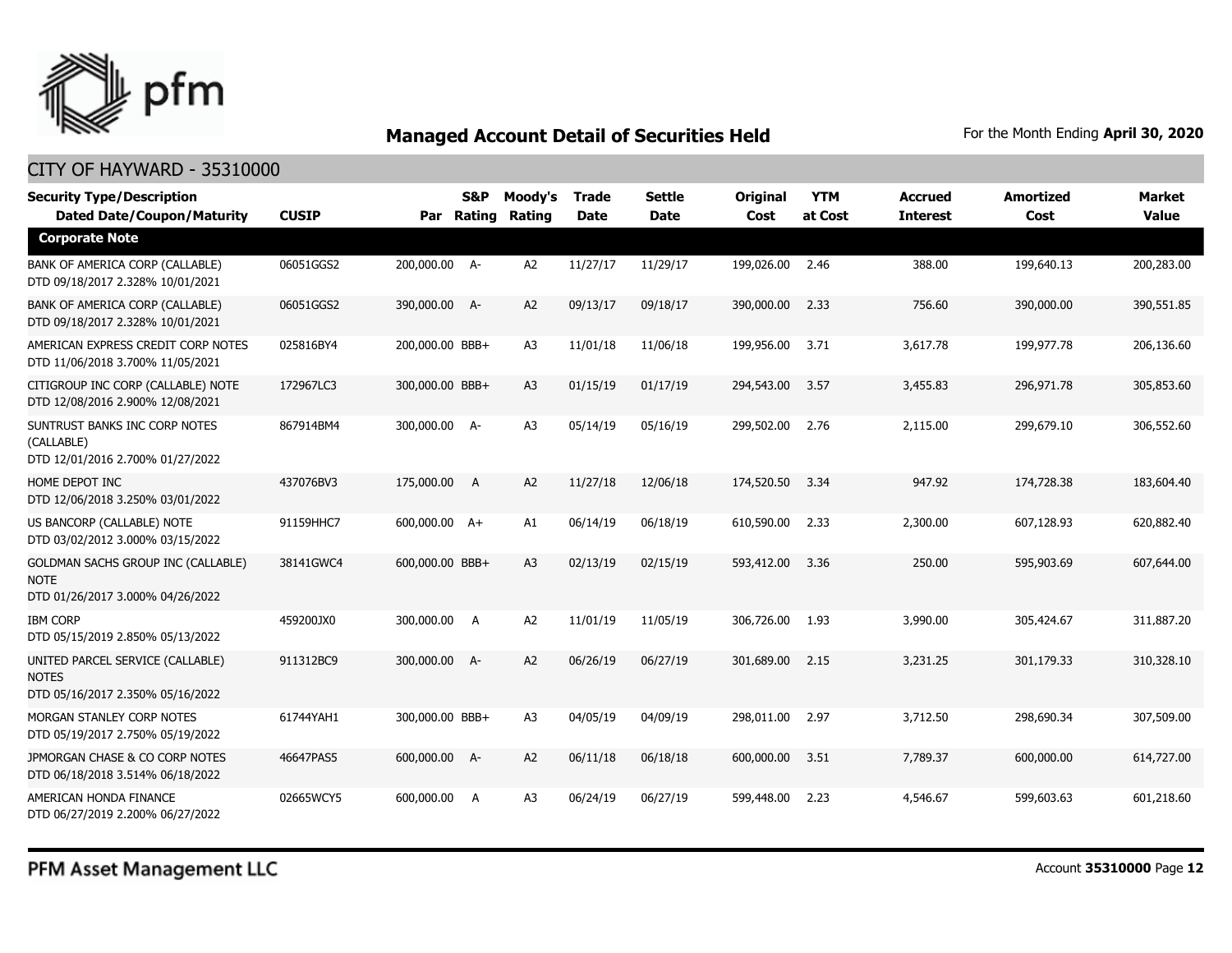## Managed Account Detail of Securities Held

For the Month Ending **April 30, 2020**

CITY OF HAYWARD - 35310000

| Security Type/Description Dated Date/Coupon/Maturity | CUSIP | Par | S&P Rating | Moody's Rating | Trade Date | Settle Date | Original Cost | YTM at Cost | Accrued Interest | Amortized Cost | Market Value |
|---|---|---|---|---|---|---|---|---|---|---|---|
| **Corporate Note** | | | | | | | | | | | |
| BANK OF AMERICA CORP (CALLABLE) DTD 09/18/2017 2.328% 10/01/2021 | 06051GGS2 | 200,000.00 | A- | A2 | 11/27/17 | 11/29/17 | 199,026.00 | 2.46 | 388.00 | 199,640.13 | 200,283.00 |
| BANK OF AMERICA CORP (CALLABLE) DTD 09/18/2017 2.328% 10/01/2021 | 06051GGS2 | 390,000.00 | A- | A2 | 09/13/17 | 09/18/17 | 390,000.00 | 2.33 | 756.60 | 390,000.00 | 390,551.85 |
| AMERICAN EXPRESS CREDIT CORP NOTES DTD 11/06/2018 3.700% 11/05/2021 | 025816BY4 | 200,000.00 | BBB+ | A3 | 11/01/18 | 11/06/18 | 199,956.00 | 3.71 | 3,617.78 | 199,977.78 | 206,136.60 |
| CITIGROUP INC CORP (CALLABLE) NOTE DTD 12/08/2016 2.900% 12/08/2021 | 172967LC3 | 300,000.00 | BBB+ | A3 | 01/15/19 | 01/17/19 | 294,543.00 | 3.57 | 3,455.83 | 296,971.78 | 305,853.60 |
| SUNTRUST BANKS INC CORP NOTES (CALLABLE) DTD 12/01/2016 2.700% 01/27/2022 | 867914BM4 | 300,000.00 | A- | A3 | 05/14/19 | 05/16/19 | 299,502.00 | 2.76 | 2,115.00 | 299,679.10 | 306,552.60 |
| HOME DEPOT INC DTD 12/06/2018 3.250% 03/01/2022 | 437076BV3 | 175,000.00 | A | A2 | 11/27/18 | 12/06/18 | 174,520.50 | 3.34 | 947.92 | 174,728.38 | 183,604.40 |
| US BANCORP (CALLABLE) NOTE DTD 03/02/2012 3.000% 03/15/2022 | 91159HHC7 | 600,000.00 | A+ | A1 | 06/14/19 | 06/18/19 | 610,590.00 | 2.33 | 2,300.00 | 607,128.93 | 620,882.40 |
| GOLDMAN SACHS GROUP INC (CALLABLE) NOTE DTD 01/26/2017 3.000% 04/26/2022 | 38141GWC4 | 600,000.00 | BBB+ | A3 | 02/13/19 | 02/15/19 | 593,412.00 | 3.36 | 250.00 | 595,903.69 | 607,644.00 |
| IBM CORP DTD 05/15/2019 2.850% 05/13/2022 | 459200JX0 | 300,000.00 | A | A2 | 11/01/19 | 11/05/19 | 306,726.00 | 1.93 | 3,990.00 | 305,424.67 | 311,887.20 |
| UNITED PARCEL SERVICE (CALLABLE) NOTES DTD 05/16/2017 2.350% 05/16/2022 | 911312BC9 | 300,000.00 | A- | A2 | 06/26/19 | 06/27/19 | 301,689.00 | 2.15 | 3,231.25 | 301,179.33 | 310,328.10 |
| MORGAN STANLEY CORP NOTES DTD 05/19/2017 2.750% 05/19/2022 | 61744YAH1 | 300,000.00 | BBB+ | A3 | 04/05/19 | 04/09/19 | 298,011.00 | 2.97 | 3,712.50 | 298,690.34 | 307,509.00 |
| JPMORGAN CHASE & CO CORP NOTES DTD 06/18/2018 3.514% 06/18/2022 | 46647PAS5 | 600,000.00 | A- | A2 | 06/11/18 | 06/18/18 | 600,000.00 | 3.51 | 7,789.37 | 600,000.00 | 614,727.00 |
| AMERICAN HONDA FINANCE DTD 06/27/2019 2.200% 06/27/2022 | 02665WCY5 | 600,000.00 | A | A3 | 06/24/19 | 06/27/19 | 599,448.00 | 2.23 | 4,546.67 | 599,603.63 | 601,218.60 |

PFM Asset Management LLC

Account **35310000**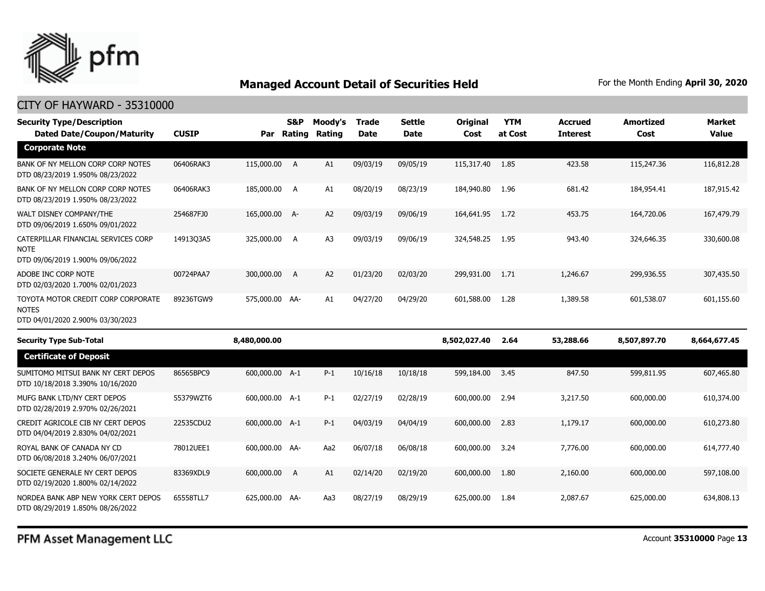## Managed Account Detail of Securities Held

For the Month Ending **April 30, 2020**

### CITY OF HAYWARD - 35310000

| Security Type/Description Dated Date/Coupon/Maturity | CUSIP | Par | S&P Rating | Moody's Rating | Trade Date | Settle Date | Original Cost | YTM at Cost | Accrued Interest | Amortized Cost | Market Value |
|---|---|---|---|---|---|---|---|---|---|---|---|
| **Corporate Note** | | | | | | | | | | | |
| BANK OF NY MELLON CORP CORP NOTES DTD 08/23/2019 1.950% 08/23/2022 | 06406RAK3 | 115,000.00 | A | A1 | 09/03/19 | 09/05/19 | 115,317.40 | 1.85 | 423.58 | 115,247.36 | 116,812.28 |
| BANK OF NY MELLON CORP CORP NOTES DTD 08/23/2019 1.950% 08/23/2022 | 06406RAK3 | 185,000.00 | A | A1 | 08/20/19 | 08/23/19 | 184,940.80 | 1.96 | 681.42 | 184,954.41 | 187,915.42 |
| WALT DISNEY COMPANY/THE DTD 09/06/2019 1.650% 09/01/2022 | 254687FJ0 | 165,000.00 | A- | A2 | 09/03/19 | 09/06/19 | 164,641.95 | 1.72 | 453.75 | 164,720.06 | 167,479.79 |
| CATERPILLAR FINANCIAL SERVICES CORP NOTE DTD 09/06/2019 1.900% 09/06/2022 | 14913Q3A5 | 325,000.00 | A | A3 | 09/03/19 | 09/06/19 | 324,548.25 | 1.95 | 943.40 | 324,646.35 | 330,600.08 |
| ADOBE INC CORP NOTE DTD 02/03/2020 1.700% 02/01/2023 | 00724PAA7 | 300,000.00 | A | A2 | 01/23/20 | 02/03/20 | 299,931.00 | 1.71 | 1,246.67 | 299,936.55 | 307,435.50 |
| TOYOTA MOTOR CREDIT CORP CORPORATE NOTES DTD 04/01/2020 2.900% 03/30/2023 | 89236TGW9 | 575,000.00 | AA- | A1 | 04/27/20 | 04/29/20 | 601,588.00 | 1.28 | 1,389.58 | 601,538.07 | 601,155.60 |
| **Security Type Sub-Total** | | **8,480,000.00** | | | | | **8,502,027.40** | **2.64** | **53,288.66** | **8,507,897.70** | **8,664,677.45** |
| **Certificate of Deposit** | | | | | | | | | | | |
| SUMITOMO MITSUI BANK NY CERT DEPOS DTD 10/18/2018 3.390% 10/16/2020 | 86565BPC9 | 600,000.00 | A-1 | P-1 | 10/16/18 | 10/18/18 | 599,184.00 | 3.45 | 847.50 | 599,811.95 | 607,465.80 |
| MUFG BANK LTD/NY CERT DEPOS DTD 02/28/2019 2.970% 02/26/2021 | 55379WZT6 | 600,000.00 | A-1 | P-1 | 02/27/19 | 02/28/19 | 600,000.00 | 2.94 | 3,217.50 | 600,000.00 | 610,374.00 |
| CREDIT AGRICOLE CIB NY CERT DEPOS DTD 04/04/2019 2.830% 04/02/2021 | 22535CDU2 | 600,000.00 | A-1 | P-1 | 04/03/19 | 04/04/19 | 600,000.00 | 2.83 | 1,179.17 | 600,000.00 | 610,273.80 |
| ROYAL BANK OF CANADA NY CD DTD 06/08/2018 3.240% 06/07/2021 | 78012UEE1 | 600,000.00 | AA- | Aa2 | 06/07/18 | 06/08/18 | 600,000.00 | 3.24 | 7,776.00 | 600,000.00 | 614,777.40 |
| SOCIETE GENERALE NY CERT DEPOS DTD 02/19/2020 1.800% 02/14/2022 | 83369XDL9 | 600,000.00 | A | A1 | 02/14/20 | 02/19/20 | 600,000.00 | 1.80 | 2,160.00 | 600,000.00 | 597,108.00 |
| NORDEA BANK ABP NEW YORK CERT DEPOS DTD 08/29/2019 1.850% 08/26/2022 | 65558TLL7 | 625,000.00 | AA- | Aa3 | 08/27/19 | 08/29/19 | 625,000.00 | 1.84 | 2,087.67 | 625,000.00 | 634,808.13 |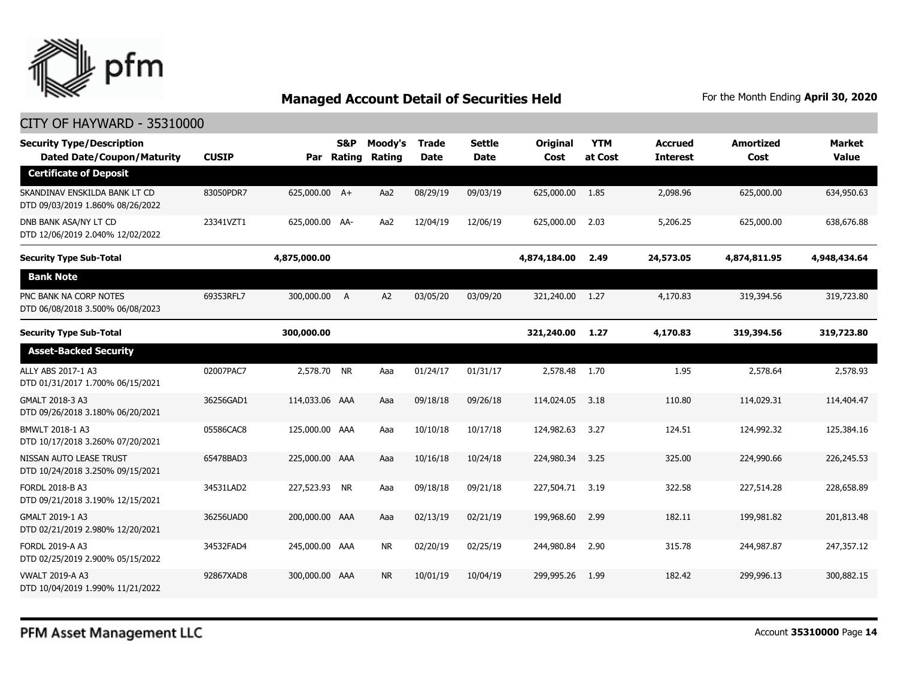## Managed Account Detail of Securities Held

For the Month Ending **April 30, 2020**

CITY OF HAYWARD - 35310000

| Security Type/Description Dated Date/Coupon/Maturity | CUSIP | Par | S&P Rating | Moody's Rating | Trade Date | Settle Date | Original Cost | YTM at Cost | Accrued Interest | Amortized Cost | Market Value |
|---|---|---|---|---|---|---|---|---|---|---|---|
| **Certificate of Deposit** | | | | | | | | | | | |
| SKANDINAV ENSKILDA BANK LT CD DTD 09/03/2019 1.860% 08/26/2022 | 83050PDR7 | 625,000.00 | A+ | Aa2 | 08/29/19 | 09/03/19 | 625,000.00 | 1.85 | 2,098.96 | 625,000.00 | 634,950.63 |
| DNB BANK ASA/NY LT CD DTD 12/06/2019 2.040% 12/02/2022 | 23341VZT1 | 625,000.00 | AA- | Aa2 | 12/04/19 | 12/06/19 | 625,000.00 | 2.03 | 5,206.25 | 625,000.00 | 638,676.88 |
| **Security Type Sub-Total** | | **4,875,000.00** | | | | | **4,874,184.00** | **2.49** | **24,573.05** | **4,874,811.95** | **4,948,434.64** |
| **Bank Note** | | | | | | | | | | | |
| PNC BANK NA CORP NOTES DTD 06/08/2018 3.500% 06/08/2023 | 69353RFL7 | 300,000.00 | A | A2 | 03/05/20 | 03/09/20 | 321,240.00 | 1.27 | 4,170.83 | 319,394.56 | 319,723.80 |
| **Security Type Sub-Total** | | **300,000.00** | | | | | **321,240.00** | **1.27** | **4,170.83** | **319,394.56** | **319,723.80** |
| **Asset-Backed Security** | | | | | | | | | | | |
| ALLY ABS 2017-1 A3 DTD 01/31/2017 1.700% 06/15/2021 | 02007PAC7 | 2,578.70 | NR | Aaa | 01/24/17 | 01/31/17 | 2,578.48 | 1.70 | 1.95 | 2,578.64 | 2,578.93 |
| GMALT 2018-3 A3 DTD 09/26/2018 3.180% 06/20/2021 | 36256GAD1 | 114,033.06 | AAA | Aaa | 09/18/18 | 09/26/18 | 114,024.05 | 3.18 | 110.80 | 114,029.31 | 114,404.47 |
| BMWLT 2018-1 A3 DTD 10/17/2018 3.260% 07/20/2021 | 05586CAC8 | 125,000.00 | AAA | Aaa | 10/10/18 | 10/17/18 | 124,982.63 | 3.27 | 124.51 | 124,992.32 | 125,384.16 |
| NISSAN AUTO LEASE TRUST DTD 10/24/2018 3.250% 09/15/2021 | 65478BAD3 | 225,000.00 | AAA | Aaa | 10/16/18 | 10/24/18 | 224,980.34 | 3.25 | 325.00 | 224,990.66 | 226,245.53 |
| FORDL 2018-B A3 DTD 09/21/2018 3.190% 12/15/2021 | 34531LAD2 | 227,523.93 | NR | Aaa | 09/18/18 | 09/21/18 | 227,504.71 | 3.19 | 322.58 | 227,514.28 | 228,658.89 |
| GMALT 2019-1 A3 DTD 02/21/2019 2.980% 12/20/2021 | 36256UAD0 | 200,000.00 | AAA | Aaa | 02/13/19 | 02/21/19 | 199,968.60 | 2.99 | 182.11 | 199,981.82 | 201,813.48 |
| FORDL 2019-A A3 DTD 02/25/2019 2.900% 05/15/2022 | 34532FAD4 | 245,000.00 | AAA | NR | 02/20/19 | 02/25/19 | 244,980.84 | 2.90 | 315.78 | 244,987.87 | 247,357.12 |
| VWALT 2019-A A3 DTD 10/04/2019 1.990% 11/21/2022 | 92867XAD8 | 300,000.00 | AAA | NR | 10/01/19 | 10/04/19 | 299,995.26 | 1.99 | 182.42 | 299,996.13 | 300,882.15 |

PFM Asset Management LLC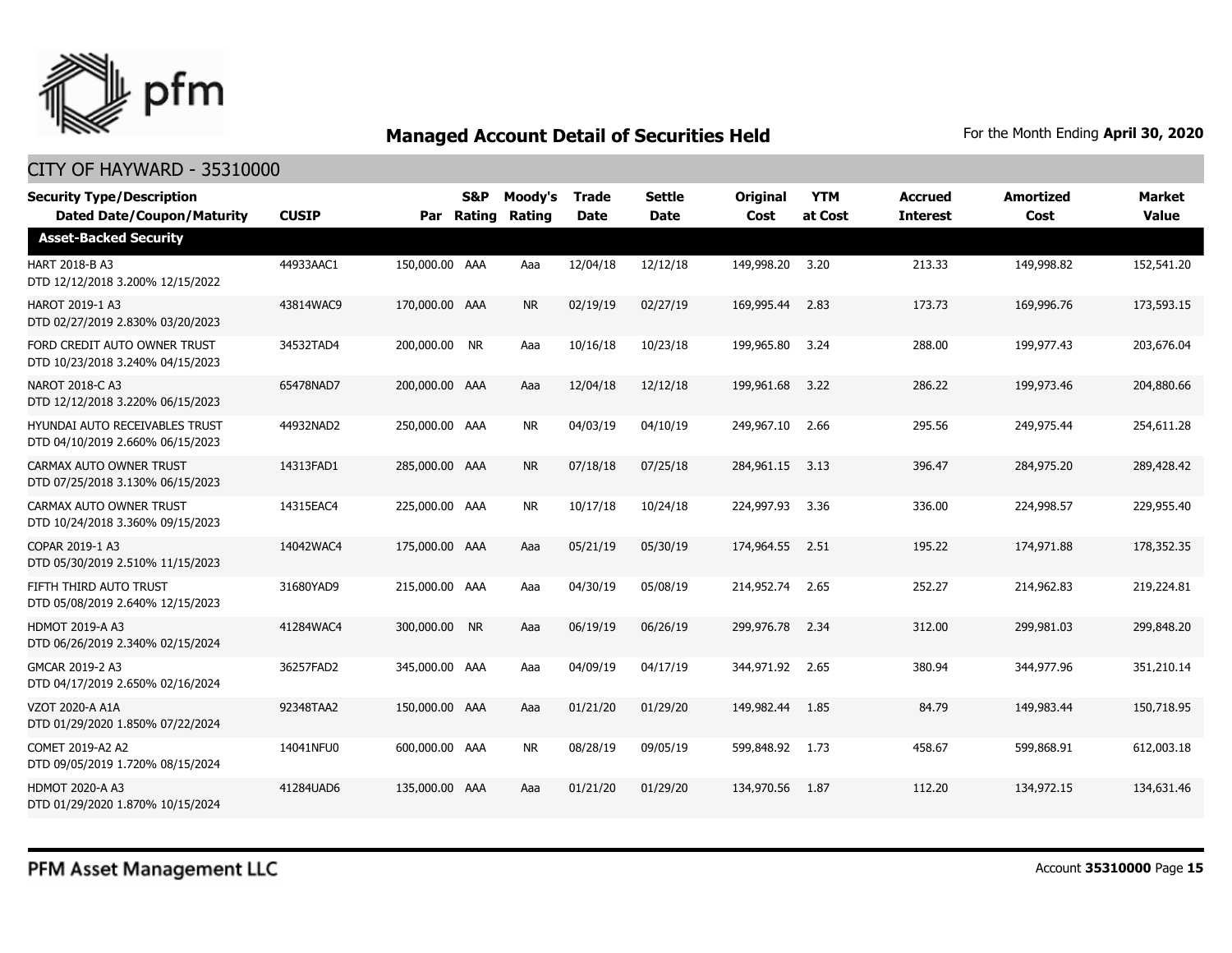## Managed Account Detail of Securities Held

For the Month Ending **April 30, 2020**

CITY OF HAYWARD - 35310000

| Security Type/Description Dated Date/Coupon/Maturity | CUSIP | Par | S&P Rating | Moody's Rating | Trade Date | Settle Date | Original Cost | YTM at Cost | Accrued Interest | Amortized Cost | Market Value |
|---|---|---|---|---|---|---|---|---|---|---|---|
| **Asset-Backed Security** | | | | | | | | | | | |
| HART 2018-B A3 DTD 12/12/2018 3.200% 12/15/2022 | 44933AAC1 | 150,000.00 | AAA | Aaa | 12/04/18 | 12/12/18 | 149,998.20 | 3.20 | 213.33 | 149,998.82 | 152,541.20 |
| HAROT 2019-1 A3 DTD 02/27/2019 2.830% 03/20/2023 | 43814WAC9 | 170,000.00 | AAA | NR | 02/19/19 | 02/27/19 | 169,995.44 | 2.83 | 173.73 | 169,996.76 | 173,593.15 |
| FORD CREDIT AUTO OWNER TRUST DTD 10/23/2018 3.240% 04/15/2023 | 34532TAD4 | 200,000.00 | NR | Aaa | 10/16/18 | 10/23/18 | 199,965.80 | 3.24 | 288.00 | 199,977.43 | 203,676.04 |
| NAROT 2018-C A3 DTD 12/12/2018 3.220% 06/15/2023 | 65478NAD7 | 200,000.00 | AAA | Aaa | 12/04/18 | 12/12/18 | 199,961.68 | 3.22 | 286.22 | 199,973.46 | 204,880.66 |
| HYUNDAI AUTO RECEIVABLES TRUST DTD 04/10/2019 2.660% 06/15/2023 | 44932NAD2 | 250,000.00 | AAA | NR | 04/03/19 | 04/10/19 | 249,967.10 | 2.66 | 295.56 | 249,975.44 | 254,611.28 |
| CARMAX AUTO OWNER TRUST DTD 07/25/2018 3.130% 06/15/2023 | 14313FAD1 | 285,000.00 | AAA | NR | 07/18/18 | 07/25/18 | 284,961.15 | 3.13 | 396.47 | 284,975.20 | 289,428.42 |
| CARMAX AUTO OWNER TRUST DTD 10/24/2018 3.360% 09/15/2023 | 14315EAC4 | 225,000.00 | AAA | NR | 10/17/18 | 10/24/18 | 224,997.93 | 3.36 | 336.00 | 224,998.57 | 229,955.40 |
| COPAR 2019-1 A3 DTD 05/30/2019 2.510% 11/15/2023 | 14042WAC4 | 175,000.00 | AAA | Aaa | 05/21/19 | 05/30/19 | 174,964.55 | 2.51 | 195.22 | 174,971.88 | 178,352.35 |
| FIFTH THIRD AUTO TRUST DTD 05/08/2019 2.640% 12/15/2023 | 31680YAD9 | 215,000.00 | AAA | Aaa | 04/30/19 | 05/08/19 | 214,952.74 | 2.65 | 252.27 | 214,962.83 | 219,224.81 |
| HDMOT 2019-A A3 DTD 06/26/2019 2.340% 02/15/2024 | 41284WAC4 | 300,000.00 | NR | Aaa | 06/19/19 | 06/26/19 | 299,976.78 | 2.34 | 312.00 | 299,981.03 | 299,848.20 |
| GMCAR 2019-2 A3 DTD 04/17/2019 2.650% 02/16/2024 | 36257FAD2 | 345,000.00 | AAA | Aaa | 04/09/19 | 04/17/19 | 344,971.92 | 2.65 | 380.94 | 344,977.96 | 351,210.14 |
| VZOT 2020-A A1A DTD 01/29/2020 1.850% 07/22/2024 | 92348TAA2 | 150,000.00 | AAA | Aaa | 01/21/20 | 01/29/20 | 149,982.44 | 1.85 | 84.79 | 149,983.44 | 150,718.95 |
| COMET 2019-A2 A2 DTD 09/05/2019 1.720% 08/15/2024 | 14041NFU0 | 600,000.00 | AAA | NR | 08/28/19 | 09/05/19 | 599,848.92 | 1.73 | 458.67 | 599,868.91 | 612,003.18 |
| HDMOT 2020-A A3 DTD 01/29/2020 1.870% 10/15/2024 | 41284UAD6 | 135,000.00 | AAA | Aaa | 01/21/20 | 01/29/20 | 134,970.56 | 1.87 | 112.20 | 134,972.15 | 134,631.46 |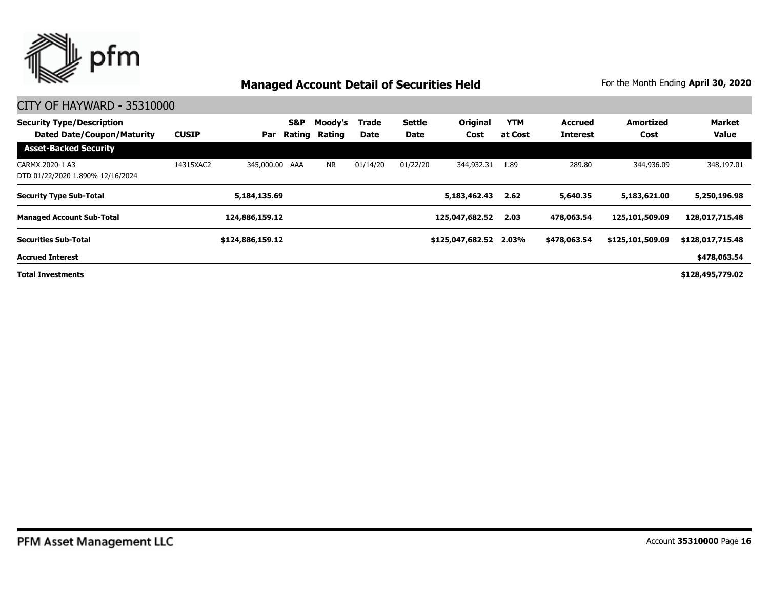## Managed Account Detail of Securities Held

For the Month Ending **April 30, 2020**

CITY OF HAYWARD - 35310000

| Security Type/Description Dated Date/Coupon/Maturity | CUSIP | Par | S&P Rating | Moody's Rating | Trade Date | Settle Date | Original Cost | YTM at Cost | Accrued Interest | Amortized Cost | Market Value |
|---|---|---|---|---|---|---|---|---|---|---|---|
| **Asset-Backed Security** | | | | | | | | | | | |
| CARMX 2020-1 A3 DTD 01/22/2020 1.890% 12/16/2024 | 14315XAC2 | 345,000.00 | AAA | NR | 01/14/20 | 01/22/20 | 344,932.31 | 1.89 | 289.80 | 344,936.09 | 348,197.01 |
| **Security Type Sub-Total** | | **5,184,135.69** | | | | | **5,183,462.43** | **2.62** | **5,640.35** | **5,183,621.00** | **5,250,196.98** |
| **Managed Account Sub-Total** | | **124,886,159.12** | | | | | **125,047,682.52** | **2.03** | **478,063.54** | **125,101,509.09** | **128,017,715.48** |
| **Securities Sub-Total** | | **$124,886,159.12** | | | | | **$125,047,682.52** | **2.03%** | **$478,063.54** | **$125,101,509.09** | **$128,017,715.48** |
| **Accrued Interest** | | | | | | | | | | | **$478,063.54** |
| **Total Investments** | | | | | | | | | | | **$128,495,779.02** |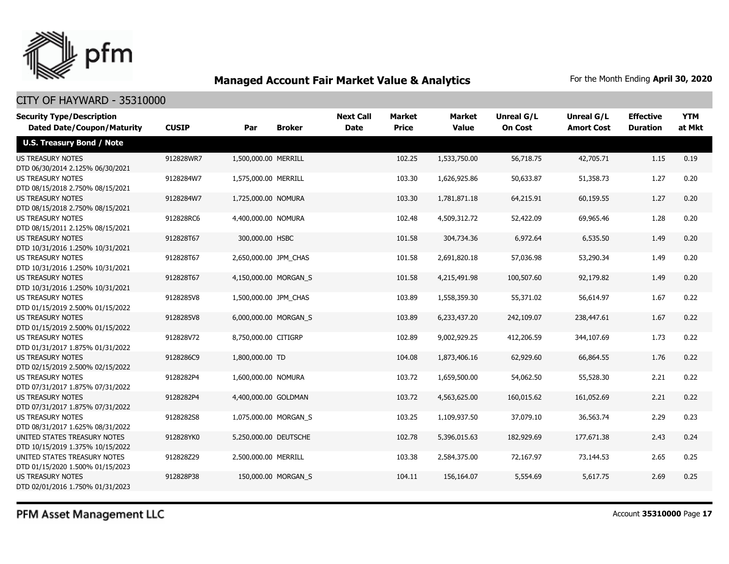## Managed Account Fair Market Value & Analytics

For the Month Ending **April 30, 2020**

CITY OF HAYWARD - 35310000

| Security Type/Description<br>Dated Date/Coupon/Maturity | CUSIP | Par | Broker | Next Call Date | Market Price | Market Value | Unreal G/L On Cost | Unreal G/L Amort Cost | Effective Duration | YTM at Mkt |
|---|---|---|---|---|---|---|---|---|---|---|
| **U.S. Treasury Bond / Note** | | | | | | | | | | |
| US TREASURY NOTES<br>DTD 06/30/2014 2.125% 06/30/2021 | 912828WR7 | 1,500,000.00 | MERRILL | | 102.25 | 1,533,750.00 | 56,718.75 | 42,705.71 | 1.15 | 0.19 |
| US TREASURY NOTES<br>DTD 08/15/2018 2.750% 08/15/2021 | 9128284W7 | 1,575,000.00 | MERRILL | | 103.30 | 1,626,925.86 | 50,633.87 | 51,358.73 | 1.27 | 0.20 |
| US TREASURY NOTES<br>DTD 08/15/2018 2.750% 08/15/2021 | 9128284W7 | 1,725,000.00 | NOMURA | | 103.30 | 1,781,871.18 | 64,215.91 | 60,159.55 | 1.27 | 0.20 |
| US TREASURY NOTES<br>DTD 08/15/2011 2.125% 08/15/2021 | 912828RC6 | 4,400,000.00 | NOMURA | | 102.48 | 4,509,312.72 | 52,422.09 | 69,965.46 | 1.28 | 0.20 |
| US TREASURY NOTES<br>DTD 10/31/2016 1.250% 10/31/2021 | 912828T67 | 300,000.00 | HSBC | | 101.58 | 304,734.36 | 6,972.64 | 6,535.50 | 1.49 | 0.20 |
| US TREASURY NOTES<br>DTD 10/31/2016 1.250% 10/31/2021 | 912828T67 | 2,650,000.00 | JPM_CHAS | | 101.58 | 2,691,820.18 | 57,036.98 | 53,290.34 | 1.49 | 0.20 |
| US TREASURY NOTES<br>DTD 10/31/2016 1.250% 10/31/2021 | 912828T67 | 4,150,000.00 | MORGAN_S | | 101.58 | 4,215,491.98 | 100,507.60 | 92,179.82 | 1.49 | 0.20 |
| US TREASURY NOTES<br>DTD 01/15/2019 2.500% 01/15/2022 | 9128285V8 | 1,500,000.00 | JPM_CHAS | | 103.89 | 1,558,359.30 | 55,371.02 | 56,614.97 | 1.67 | 0.22 |
| US TREASURY NOTES<br>DTD 01/15/2019 2.500% 01/15/2022 | 9128285V8 | 6,000,000.00 | MORGAN_S | | 103.89 | 6,233,437.20 | 242,109.07 | 238,447.61 | 1.67 | 0.22 |
| US TREASURY NOTES<br>DTD 01/31/2017 1.875% 01/31/2022 | 912828V72 | 8,750,000.00 | CITIGRP | | 102.89 | 9,002,929.25 | 412,206.59 | 344,107.69 | 1.73 | 0.22 |
| US TREASURY NOTES<br>DTD 02/15/2019 2.500% 02/15/2022 | 9128286C9 | 1,800,000.00 | TD | | 104.08 | 1,873,406.16 | 62,929.60 | 66,864.55 | 1.76 | 0.22 |
| US TREASURY NOTES<br>DTD 07/31/2017 1.875% 07/31/2022 | 9128282P4 | 1,600,000.00 | NOMURA | | 103.72 | 1,659,500.00 | 54,062.50 | 55,528.30 | 2.21 | 0.22 |
| US TREASURY NOTES<br>DTD 07/31/2017 1.875% 07/31/2022 | 9128282P4 | 4,400,000.00 | GOLDMAN | | 103.72 | 4,563,625.00 | 160,015.62 | 161,052.69 | 2.21 | 0.22 |
| US TREASURY NOTES<br>DTD 08/31/2017 1.625% 08/31/2022 | 9128282S8 | 1,075,000.00 | MORGAN_S | | 103.25 | 1,109,937.50 | 37,079.10 | 36,563.74 | 2.29 | 0.23 |
| UNITED STATES TREASURY NOTES<br>DTD 10/15/2019 1.375% 10/15/2022 | 912828YK0 | 5,250,000.00 | DEUTSCHE | | 102.78 | 5,396,015.63 | 182,929.69 | 177,671.38 | 2.43 | 0.24 |
| UNITED STATES TREASURY NOTES<br>DTD 01/15/2020 1.500% 01/15/2023 | 912828Z29 | 2,500,000.00 | MERRILL | | 103.38 | 2,584,375.00 | 72,167.97 | 73,144.53 | 2.65 | 0.25 |
| US TREASURY NOTES<br>DTD 02/01/2016 1.750% 01/31/2023 | 912828P38 | 150,000.00 | MORGAN_S | | 104.11 | 156,164.07 | 5,554.69 | 5,617.75 | 2.69 | 0.25 |

PFM Asset Management LLC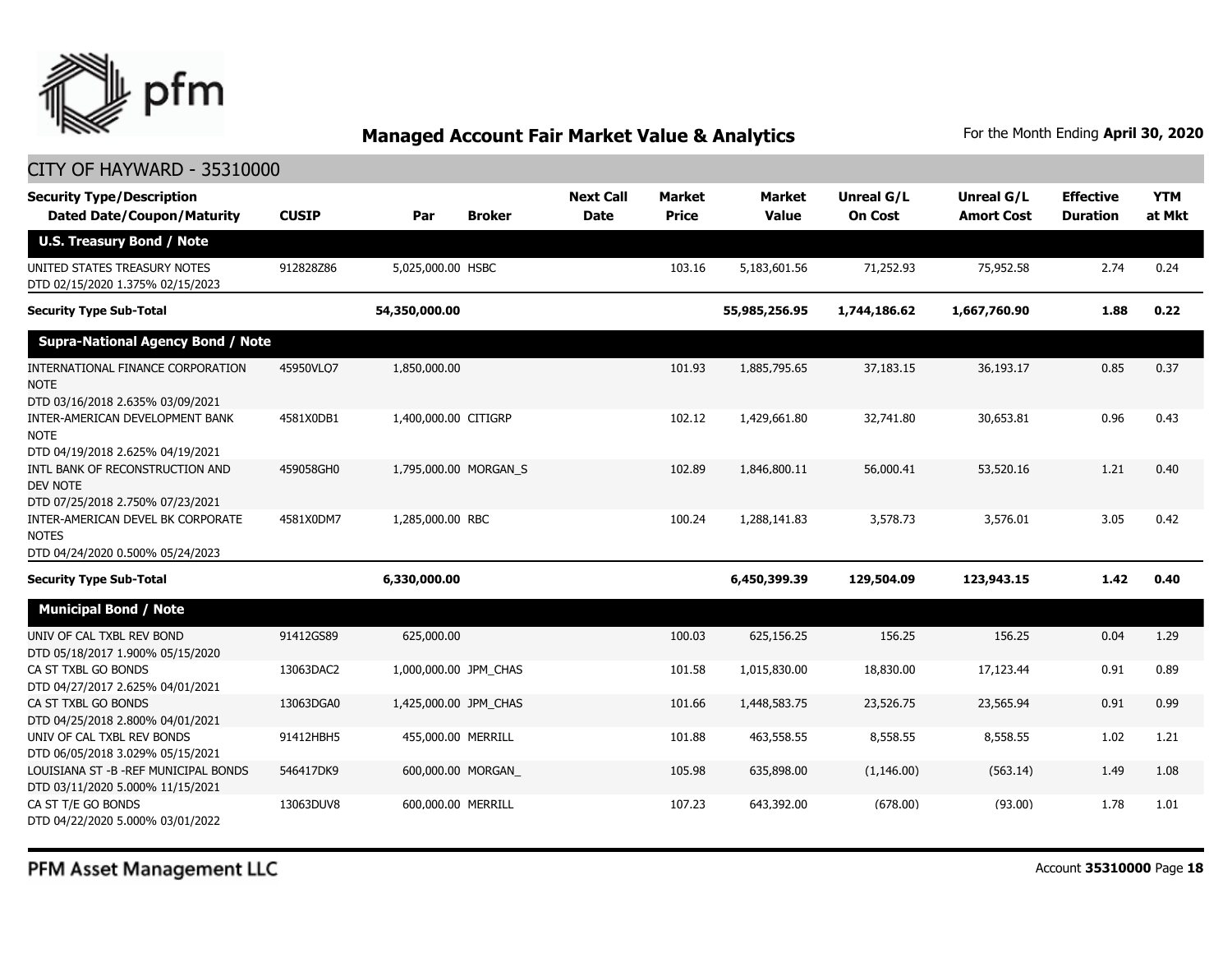## Managed Account Fair Market Value & Analytics

For the Month Ending **April 30, 2020**

CITY OF HAYWARD - 35310000

| Security Type/Description Dated Date/Coupon/Maturity | CUSIP | Par | Broker | Next Call Date | Market Price | Market Value | Unreal G/L On Cost | Unreal G/L Amort Cost | Effective Duration | YTM at Mkt |
|---|---|---|---|---|---|---|---|---|---|---|
| **U.S. Treasury Bond / Note** | | | | | | | | | | |
| UNITED STATES TREASURY NOTES DTD 02/15/2020 1.375% 02/15/2023 | 912828Z86 | 5,025,000.00 | HSBC | | 103.16 | 5,183,601.56 | 71,252.93 | 75,952.58 | 2.74 | 0.24 |
| **Security Type Sub-Total** | | **54,350,000.00** | | | | **55,985,256.95** | **1,744,186.62** | **1,667,760.90** | **1.88** | **0.22** |
| **Supra-National Agency Bond / Note** | | | | | | | | | | |
| INTERNATIONAL FINANCE CORPORATION NOTE DTD 03/16/2018 2.635% 03/09/2021 | 45950VLQ7 | 1,850,000.00 | | | 101.93 | 1,885,795.65 | 37,183.15 | 36,193.17 | 0.85 | 0.37 |
| INTER-AMERICAN DEVELOPMENT BANK NOTE DTD 04/19/2018 2.625% 04/19/2021 | 4581X0DB1 | 1,400,000.00 | CITIGRP | | 102.12 | 1,429,661.80 | 32,741.80 | 30,653.81 | 0.96 | 0.43 |
| INTL BANK OF RECONSTRUCTION AND DEV NOTE DTD 07/25/2018 2.750% 07/23/2021 | 459058GH0 | 1,795,000.00 | MORGAN_S | | 102.89 | 1,846,800.11 | 56,000.41 | 53,520.16 | 1.21 | 0.40 |
| INTER-AMERICAN DEVEL BK CORPORATE NOTES DTD 04/24/2020 0.500% 05/24/2023 | 4581X0DM7 | 1,285,000.00 | RBC | | 100.24 | 1,288,141.83 | 3,578.73 | 3,576.01 | 3.05 | 0.42 |
| **Security Type Sub-Total** | | **6,330,000.00** | | | | **6,450,399.39** | **129,504.09** | **123,943.15** | **1.42** | **0.40** |
| **Municipal Bond / Note** | | | | | | | | | | |
| UNIV OF CAL TXBL REV BOND DTD 05/18/2017 1.900% 05/15/2020 | 91412GS89 | 625,000.00 | | | 100.03 | 625,156.25 | 156.25 | 156.25 | 0.04 | 1.29 |
| CA ST TXBL GO BONDS DTD 04/27/2017 2.625% 04/01/2021 | 13063DAC2 | 1,000,000.00 | JPM_CHAS | | 101.58 | 1,015,830.00 | 18,830.00 | 17,123.44 | 0.91 | 0.89 |
| CA ST TXBL GO BONDS DTD 04/25/2018 2.800% 04/01/2021 | 13063DGA0 | 1,425,000.00 | JPM_CHAS | | 101.66 | 1,448,583.75 | 23,526.75 | 23,565.94 | 0.91 | 0.99 |
| UNIV OF CAL TXBL REV BONDS DTD 06/05/2018 3.029% 05/15/2021 | 91412HBH5 | 455,000.00 | MERRILL | | 101.88 | 463,558.55 | 8,558.55 | 8,558.55 | 1.02 | 1.21 |
| LOUISIANA ST -B -REF MUNICIPAL BONDS DTD 03/11/2020 5.000% 11/15/2021 | 546417DK9 | 600,000.00 | MORGAN_ | | 105.98 | 635,898.00 | (1,146.00) | (563.14) | 1.49 | 1.08 |
| CA ST T/E GO BONDS DTD 04/22/2020 5.000% 03/01/2022 | 13063DUV8 | 600,000.00 | MERRILL | | 107.23 | 643,392.00 | (678.00) | (93.00) | 1.78 | 1.01 |

PFM Asset Management LLC

Account **35310000**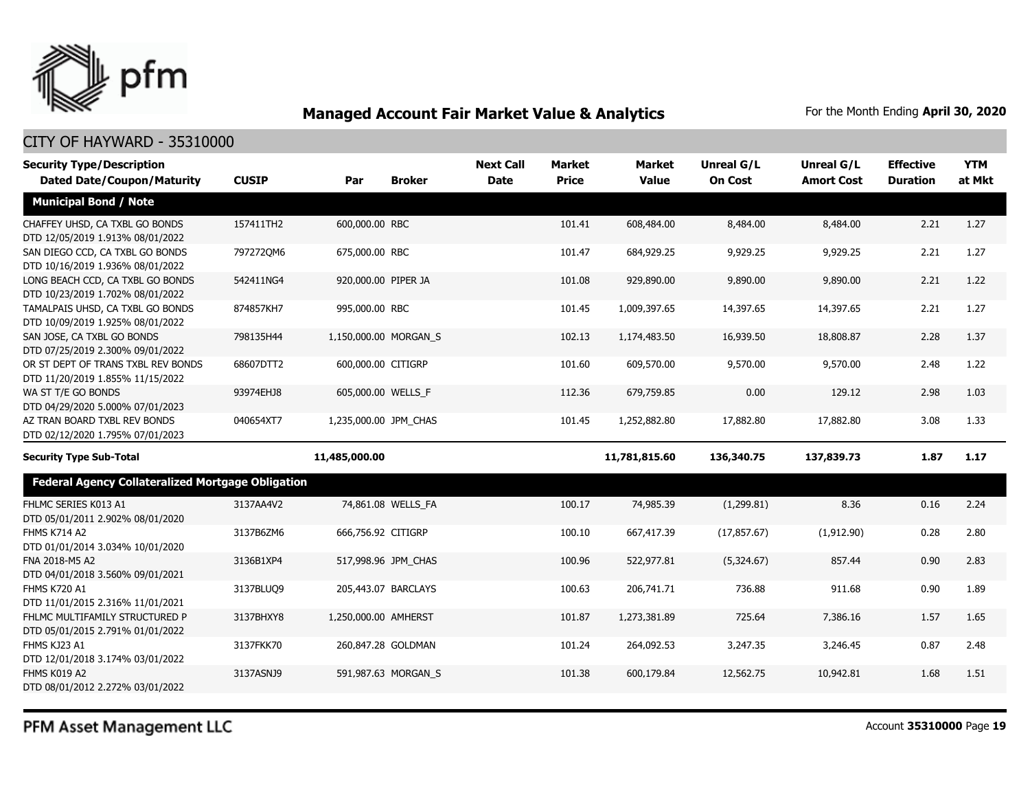# Managed Account Fair Market Value & Analytics

For the Month Ending **April 30, 2020**

## CITY OF HAYWARD - 35310000

| Security Type/Description Dated Date/Coupon/Maturity | CUSIP | Par | Broker | Next Call Date | Market Price | Market Value | Unreal G/L On Cost | Unreal G/L Amort Cost | Effective Duration | YTM at Mkt |
|---|---|---|---|---|---|---|---|---|---|---|
| **Municipal Bond / Note** | | | | | | | | | | |
| CHAFFEY UHSD, CA TXBL GO BONDS DTD 12/05/2019 1.913% 08/01/2022 | 157411TH2 | 600,000.00 | RBC | | 101.41 | 608,484.00 | 8,484.00 | 8,484.00 | 2.21 | 1.27 |
| SAN DIEGO CCD, CA TXBL GO BONDS DTD 10/16/2019 1.936% 08/01/2022 | 797272QM6 | 675,000.00 | RBC | | 101.47 | 684,929.25 | 9,929.25 | 9,929.25 | 2.21 | 1.27 |
| LONG BEACH CCD, CA TXBL GO BONDS DTD 10/23/2019 1.702% 08/01/2022 | 542411NG4 | 920,000.00 | PIPER JA | | 101.08 | 929,890.00 | 9,890.00 | 9,890.00 | 2.21 | 1.22 |
| TAMALPAIS UHSD, CA TXBL GO BONDS DTD 10/09/2019 1.925% 08/01/2022 | 874857KH7 | 995,000.00 | RBC | | 101.45 | 1,009,397.65 | 14,397.65 | 14,397.65 | 2.21 | 1.27 |
| SAN JOSE, CA TXBL GO BONDS DTD 07/25/2019 2.300% 09/01/2022 | 798135H44 | 1,150,000.00 | MORGAN_S | | 102.13 | 1,174,483.50 | 16,939.50 | 18,808.87 | 2.28 | 1.37 |
| OR ST DEPT OF TRANS TXBL REV BONDS DTD 11/20/2019 1.855% 11/15/2022 | 68607DTT2 | 600,000.00 | CITIGRP | | 101.60 | 609,570.00 | 9,570.00 | 9,570.00 | 2.48 | 1.22 |
| WA ST T/E GO BONDS DTD 04/29/2020 5.000% 07/01/2023 | 93974EHJ8 | 605,000.00 | WELLS_F | | 112.36 | 679,759.85 | 0.00 | 129.12 | 2.98 | 1.03 |
| AZ TRAN BOARD TXBL REV BONDS DTD 02/12/2020 1.795% 07/01/2023 | 040654XT7 | 1,235,000.00 | JPM_CHAS | | 101.45 | 1,252,882.80 | 17,882.80 | 17,882.80 | 3.08 | 1.33 |
| **Security Type Sub-Total** | | **11,485,000.00** | | | | **11,781,815.60** | **136,340.75** | **137,839.73** | **1.87** | **1.17** |
| **Federal Agency Collateralized Mortgage Obligation** | | | | | | | | | | |
| FHLMC SERIES K013 A1 DTD 05/01/2011 2.902% 08/01/2020 | 3137AA4V2 | 74,861.08 | WELLS_FA | | 100.17 | 74,985.39 | (1,299.81) | 8.36 | 0.16 | 2.24 |
| FHMS K714 A2 DTD 01/01/2014 3.034% 10/01/2020 | 3137B6ZM6 | 666,756.92 | CITIGRP | | 100.10 | 667,417.39 | (17,857.67) | (1,912.90) | 0.28 | 2.80 |
| FNA 2018-M5 A2 DTD 04/01/2018 3.560% 09/01/2021 | 3136B1XP4 | 517,998.96 | JPM_CHAS | | 100.96 | 522,977.81 | (5,324.67) | 857.44 | 0.90 | 2.83 |
| FHMS K720 A1 DTD 11/01/2015 2.316% 11/01/2021 | 3137BLUQ9 | 205,443.07 | BARCLAYS | | 100.63 | 206,741.71 | 736.88 | 911.68 | 0.90 | 1.89 |
| FHLMC MULTIFAMILY STRUCTURED P DTD 05/01/2015 2.791% 01/01/2022 | 3137BHXY8 | 1,250,000.00 | AMHERST | | 101.87 | 1,273,381.89 | 725.64 | 7,386.16 | 1.57 | 1.65 |
| FHMS KJ23 A1 DTD 12/01/2018 3.174% 03/01/2022 | 3137FKK70 | 260,847.28 | GOLDMAN | | 101.24 | 264,092.53 | 3,247.35 | 3,246.45 | 0.87 | 2.48 |
| FHMS K019 A2 DTD 08/01/2012 2.272% 03/01/2022 | 3137ASNJ9 | 591,987.63 | MORGAN_S | | 101.38 | 600,179.84 | 12,562.75 | 10,942.81 | 1.68 | 1.51 |

PFM Asset Management LLC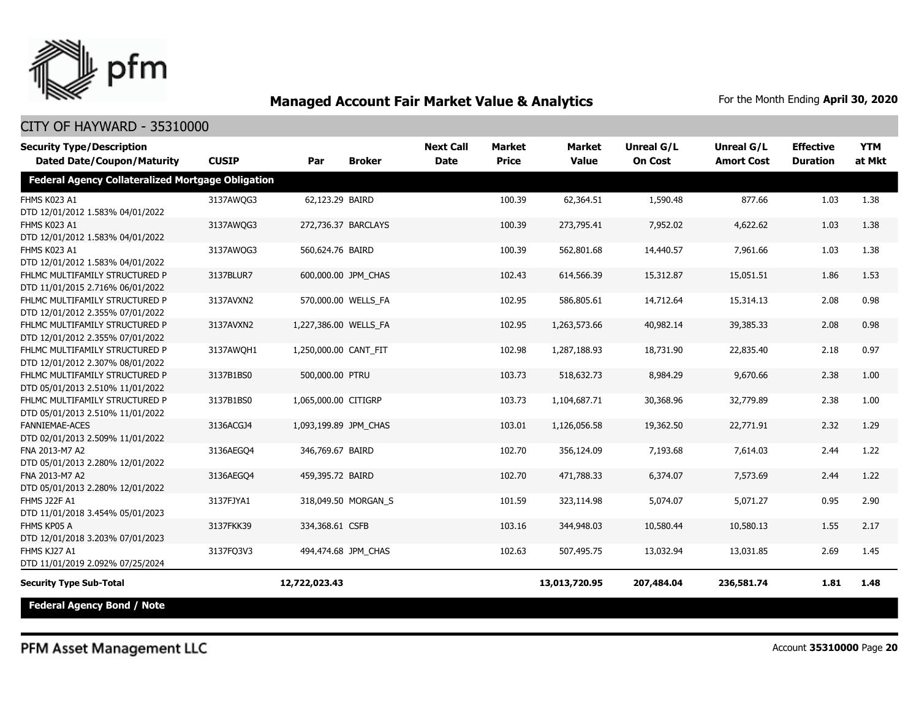# Managed Account Fair Market Value & Analytics

For the Month Ending **April 30, 2020**

## CITY OF HAYWARD - 35310000

| Security Type/Description<br>Dated Date/Coupon/Maturity | CUSIP | Par | Broker | Next Call Date | Market Price | Market Value | Unreal G/L On Cost | Unreal G/L Amort Cost | Effective Duration | YTM at Mkt |
|---|---|---|---|---|---|---|---|---|---|---|
| **Federal Agency Collateralized Mortgage Obligation** | | | | | | | | | | |
| FHMS K023 A1<br>DTD 12/01/2012 1.583% 04/01/2022 | 3137AWQG3 | 62,123.29 | BAIRD | | 100.39 | 62,364.51 | 1,590.48 | 877.66 | 1.03 | 1.38 |
| FHMS K023 A1<br>DTD 12/01/2012 1.583% 04/01/2022 | 3137AWQG3 | 272,736.37 | BARCLAYS | | 100.39 | 273,795.41 | 7,952.02 | 4,622.62 | 1.03 | 1.38 |
| FHMS K023 A1<br>DTD 12/01/2012 1.583% 04/01/2022 | 3137AWQG3 | 560,624.76 | BAIRD | | 100.39 | 562,801.68 | 14,440.57 | 7,961.66 | 1.03 | 1.38 |
| FHLMC MULTIFAMILY STRUCTURED P<br>DTD 11/01/2015 2.716% 06/01/2022 | 3137BLUR7 | 600,000.00 | JPM_CHAS | | 102.43 | 614,566.39 | 15,312.87 | 15,051.51 | 1.86 | 1.53 |
| FHLMC MULTIFAMILY STRUCTURED P<br>DTD 12/01/2012 2.355% 07/01/2022 | 3137AVXN2 | 570,000.00 | WELLS_FA | | 102.95 | 586,805.61 | 14,712.64 | 15,314.13 | 2.08 | 0.98 |
| FHLMC MULTIFAMILY STRUCTURED P<br>DTD 12/01/2012 2.355% 07/01/2022 | 3137AVXN2 | 1,227,386.00 | WELLS_FA | | 102.95 | 1,263,573.66 | 40,982.14 | 39,385.33 | 2.08 | 0.98 |
| FHLMC MULTIFAMILY STRUCTURED P<br>DTD 12/01/2012 2.307% 08/01/2022 | 3137AWQH1 | 1,250,000.00 | CANT_FIT | | 102.98 | 1,287,188.93 | 18,731.90 | 22,835.40 | 2.18 | 0.97 |
| FHLMC MULTIFAMILY STRUCTURED P<br>DTD 05/01/2013 2.510% 11/01/2022 | 3137B1BS0 | 500,000.00 | PTRU | | 103.73 | 518,632.73 | 8,984.29 | 9,670.66 | 2.38 | 1.00 |
| FHLMC MULTIFAMILY STRUCTURED P<br>DTD 05/01/2013 2.510% 11/01/2022 | 3137B1BS0 | 1,065,000.00 | CITIGRP | | 103.73 | 1,104,687.71 | 30,368.96 | 32,779.89 | 2.38 | 1.00 |
| FANNIEMAE-ACES<br>DTD 02/01/2013 2.509% 11/01/2022 | 3136ACGJ4 | 1,093,199.89 | JPM_CHAS | | 103.01 | 1,126,056.58 | 19,362.50 | 22,771.91 | 2.32 | 1.29 |
| FNA 2013-M7 A2<br>DTD 05/01/2013 2.280% 12/01/2022 | 3136AEGQ4 | 346,769.67 | BAIRD | | 102.70 | 356,124.09 | 7,193.68 | 7,614.03 | 2.44 | 1.22 |
| FNA 2013-M7 A2<br>DTD 05/01/2013 2.280% 12/01/2022 | 3136AEGQ4 | 459,395.72 | BAIRD | | 102.70 | 471,788.33 | 6,374.07 | 7,573.69 | 2.44 | 1.22 |
| FHMS J22F A1<br>DTD 11/01/2018 3.454% 05/01/2023 | 3137FJYA1 | 318,049.50 | MORGAN_S | | 101.59 | 323,114.98 | 5,074.07 | 5,071.27 | 0.95 | 2.90 |
| FHMS KP05 A<br>DTD 12/01/2018 3.203% 07/01/2023 | 3137FKK39 | 334,368.61 | CSFB | | 103.16 | 344,948.03 | 10,580.44 | 10,580.13 | 1.55 | 2.17 |
| FHMS KJ27 A1<br>DTD 11/01/2019 2.092% 07/25/2024 | 3137FQ3V3 | 494,474.68 | JPM_CHAS | | 102.63 | 507,495.75 | 13,032.94 | 13,031.85 | 2.69 | 1.45 |
| **Security Type Sub-Total** | | **12,722,023.43** | | | | **13,013,720.95** | **207,484.04** | **236,581.74** | **1.81** | **1.48** |
| **Federal Agency Bond / Note** | | | | | | | | | | |

PFM Asset Management LLC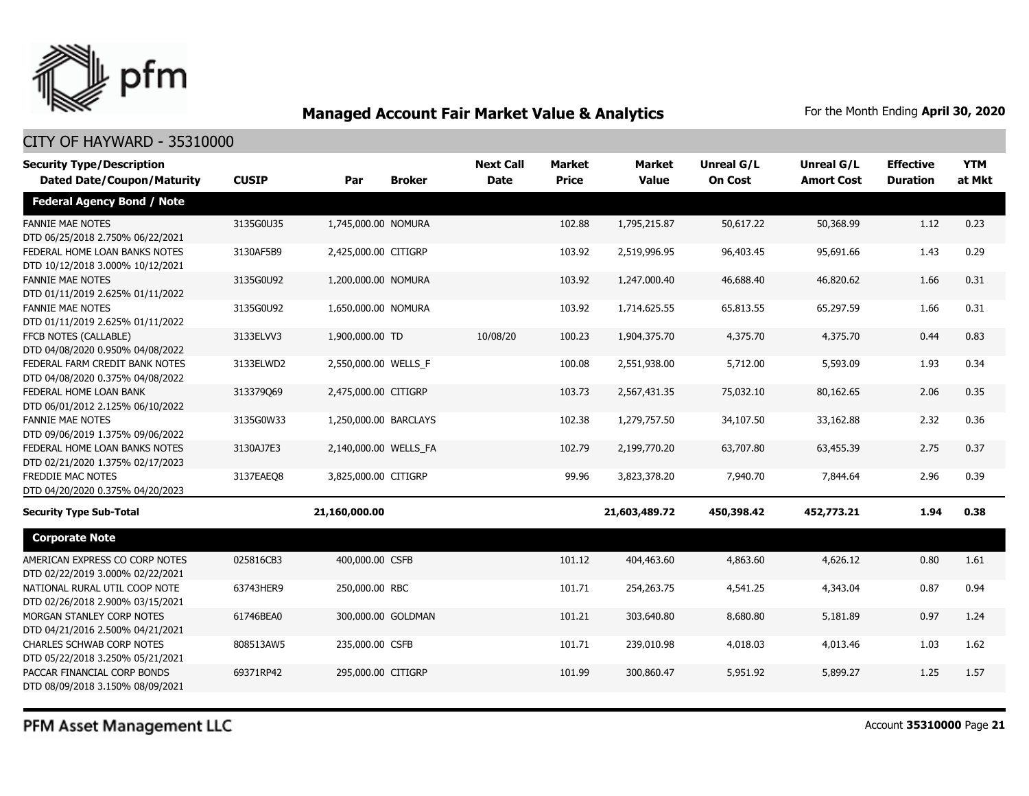## Managed Account Fair Market Value & Analytics

For the Month Ending **April 30, 2020**

CITY OF HAYWARD - 35310000

| Security Type/Description Dated Date/Coupon/Maturity | CUSIP | Par | Broker | Next Call Date | Market Price | Market Value | Unreal G/L On Cost | Unreal G/L Amort Cost | Effective Duration | YTM at Mkt |
|---|---|---|---|---|---|---|---|---|---|---|
| **Federal Agency Bond / Note** | | | | | | | | | | |
| FANNIE MAE NOTES DTD 06/25/2018 2.750% 06/22/2021 | 3135G0U35 | 1,745,000.00 | NOMURA | | 102.88 | 1,795,215.87 | 50,617.22 | 50,368.99 | 1.12 | 0.23 |
| FEDERAL HOME LOAN BANKS NOTES DTD 10/12/2018 3.000% 10/12/2021 | 3130AF5B9 | 2,425,000.00 | CITIGRP | | 103.92 | 2,519,996.95 | 96,403.45 | 95,691.66 | 1.43 | 0.29 |
| FANNIE MAE NOTES DTD 01/11/2019 2.625% 01/11/2022 | 3135G0U92 | 1,200,000.00 | NOMURA | | 103.92 | 1,247,000.40 | 46,688.40 | 46,820.62 | 1.66 | 0.31 |
| FANNIE MAE NOTES DTD 01/11/2019 2.625% 01/11/2022 | 3135G0U92 | 1,650,000.00 | NOMURA | | 103.92 | 1,714,625.55 | 65,813.55 | 65,297.59 | 1.66 | 0.31 |
| FFCB NOTES (CALLABLE) DTD 04/08/2020 0.950% 04/08/2022 | 3133ELVV3 | 1,900,000.00 | TD | 10/08/20 | 100.23 | 1,904,375.70 | 4,375.70 | 4,375.70 | 0.44 | 0.83 |
| FEDERAL FARM CREDIT BANK NOTES DTD 04/08/2020 0.375% 04/08/2022 | 3133ELWD2 | 2,550,000.00 | WELLS_F | | 100.08 | 2,551,938.00 | 5,712.00 | 5,593.09 | 1.93 | 0.34 |
| FEDERAL HOME LOAN BANK DTD 06/01/2012 2.125% 06/10/2022 | 313379Q69 | 2,475,000.00 | CITIGRP | | 103.73 | 2,567,431.35 | 75,032.10 | 80,162.65 | 2.06 | 0.35 |
| FANNIE MAE NOTES DTD 09/06/2019 1.375% 09/06/2022 | 3135G0W33 | 1,250,000.00 | BARCLAYS | | 102.38 | 1,279,757.50 | 34,107.50 | 33,162.88 | 2.32 | 0.36 |
| FEDERAL HOME LOAN BANKS NOTES DTD 02/21/2020 1.375% 02/17/2023 | 3130AJ7E3 | 2,140,000.00 | WELLS_FA | | 102.79 | 2,199,770.20 | 63,707.80 | 63,455.39 | 2.75 | 0.37 |
| FREDDIE MAC NOTES DTD 04/20/2020 0.375% 04/20/2023 | 3137EAEQ8 | 3,825,000.00 | CITIGRP | | 99.96 | 3,823,378.20 | 7,940.70 | 7,844.64 | 2.96 | 0.39 |
| **Security Type Sub-Total** | | **21,160,000.00** | | | | **21,603,489.72** | **450,398.42** | **452,773.21** | **1.94** | **0.38** |
| **Corporate Note** | | | | | | | | | | |
| AMERICAN EXPRESS CO CORP NOTES DTD 02/22/2019 3.000% 02/22/2021 | 025816CB3 | 400,000.00 | CSFB | | 101.12 | 404,463.60 | 4,863.60 | 4,626.12 | 0.80 | 1.61 |
| NATIONAL RURAL UTIL COOP NOTE DTD 02/26/2018 2.900% 03/15/2021 | 63743HER9 | 250,000.00 | RBC | | 101.71 | 254,263.75 | 4,541.25 | 4,343.04 | 0.87 | 0.94 |
| MORGAN STANLEY CORP NOTES DTD 04/21/2016 2.500% 04/21/2021 | 61746BEA0 | 300,000.00 | GOLDMAN | | 101.21 | 303,640.80 | 8,680.80 | 5,181.89 | 0.97 | 1.24 |
| CHARLES SCHWAB CORP NOTES DTD 05/22/2018 3.250% 05/21/2021 | 808513AW5 | 235,000.00 | CSFB | | 101.71 | 239,010.98 | 4,018.03 | 4,013.46 | 1.03 | 1.62 |
| PACCAR FINANCIAL CORP BONDS DTD 08/09/2018 3.150% 08/09/2021 | 69371RP42 | 295,000.00 | CITIGRP | | 101.99 | 300,860.47 | 5,951.92 | 5,899.27 | 1.25 | 1.57 |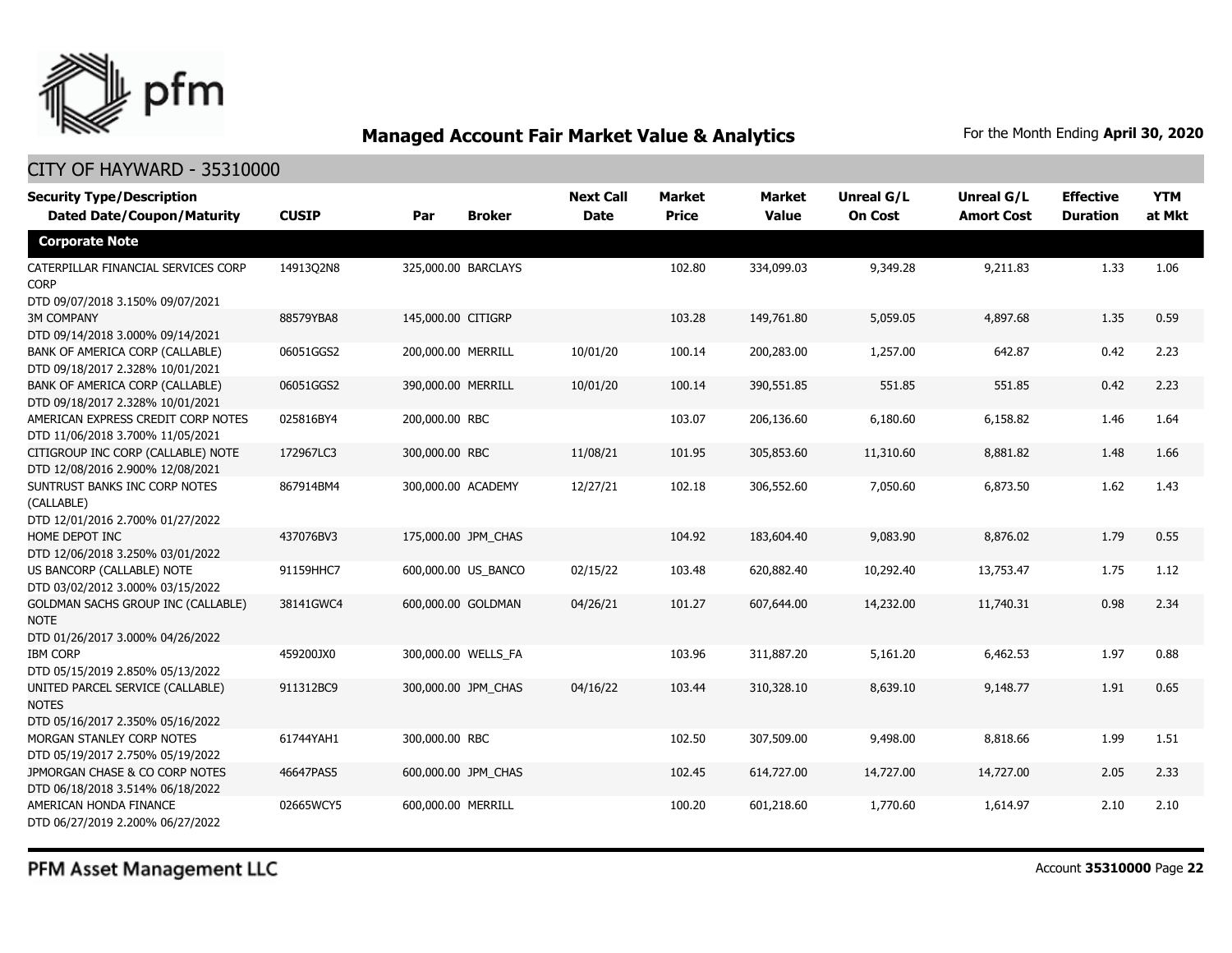# Managed Account Fair Market Value & Analytics

For the Month Ending **April 30, 2020**

## CITY OF HAYWARD - 35310000

| Security Type/Description Dated Date/Coupon/Maturity | CUSIP | Par | Broker | Next Call Date | Market Price | Market Value | Unreal G/L On Cost | Unreal G/L Amort Cost | Effective Duration | YTM at Mkt |
|---|---|---|---|---|---|---|---|---|---|---|
| **Corporate Note** | | | | | | | | | | |
| CATERPILLAR FINANCIAL SERVICES CORP CORP DTD 09/07/2018 3.150% 09/07/2021 | 14913Q2N8 | 325,000.00 | BARCLAYS | | 102.80 | 334,099.03 | 9,349.28 | 9,211.83 | 1.33 | 1.06 |
| 3M COMPANY DTD 09/14/2018 3.000% 09/14/2021 | 88579YBA8 | 145,000.00 | CITIGRP | | 103.28 | 149,761.80 | 5,059.05 | 4,897.68 | 1.35 | 0.59 |
| BANK OF AMERICA CORP (CALLABLE) DTD 09/18/2017 2.328% 10/01/2021 | 06051GGS2 | 200,000.00 | MERRILL | 10/01/20 | 100.14 | 200,283.00 | 1,257.00 | 642.87 | 0.42 | 2.23 |
| BANK OF AMERICA CORP (CALLABLE) DTD 09/18/2017 2.328% 10/01/2021 | 06051GGS2 | 390,000.00 | MERRILL | 10/01/20 | 100.14 | 390,551.85 | 551.85 | 551.85 | 0.42 | 2.23 |
| AMERICAN EXPRESS CREDIT CORP NOTES DTD 11/06/2018 3.700% 11/05/2021 | 025816BY4 | 200,000.00 | RBC | | 103.07 | 206,136.60 | 6,180.60 | 6,158.82 | 1.46 | 1.64 |
| CITIGROUP INC CORP (CALLABLE) NOTE DTD 12/08/2016 2.900% 12/08/2021 | 172967LC3 | 300,000.00 | RBC | 11/08/21 | 101.95 | 305,853.60 | 11,310.60 | 8,881.82 | 1.48 | 1.66 |
| SUNTRUST BANKS INC CORP NOTES (CALLABLE) DTD 12/01/2016 2.700% 01/27/2022 | 867914BM4 | 300,000.00 | ACADEMY | 12/27/21 | 102.18 | 306,552.60 | 7,050.60 | 6,873.50 | 1.62 | 1.43 |
| HOME DEPOT INC DTD 12/06/2018 3.250% 03/01/2022 | 437076BV3 | 175,000.00 | JPM_CHAS | | 104.92 | 183,604.40 | 9,083.90 | 8,876.02 | 1.79 | 0.55 |
| US BANCORP (CALLABLE) NOTE DTD 03/02/2012 3.000% 03/15/2022 | 91159HHC7 | 600,000.00 | US_BANCO | 02/15/22 | 103.48 | 620,882.40 | 10,292.40 | 13,753.47 | 1.75 | 1.12 |
| GOLDMAN SACHS GROUP INC (CALLABLE) NOTE DTD 01/26/2017 3.000% 04/26/2022 | 38141GWC4 | 600,000.00 | GOLDMAN | 04/26/21 | 101.27 | 607,644.00 | 14,232.00 | 11,740.31 | 0.98 | 2.34 |
| IBM CORP DTD 05/15/2019 2.850% 05/13/2022 | 459200JX0 | 300,000.00 | WELLS_FA | | 103.96 | 311,887.20 | 5,161.20 | 6,462.53 | 1.97 | 0.88 |
| UNITED PARCEL SERVICE (CALLABLE) NOTES DTD 05/16/2017 2.350% 05/16/2022 | 911312BC9 | 300,000.00 | JPM_CHAS | 04/16/22 | 103.44 | 310,328.10 | 8,639.10 | 9,148.77 | 1.91 | 0.65 |
| MORGAN STANLEY CORP NOTES DTD 05/19/2017 2.750% 05/19/2022 | 61744YAH1 | 300,000.00 | RBC | | 102.50 | 307,509.00 | 9,498.00 | 8,818.66 | 1.99 | 1.51 |
| JPMORGAN CHASE & CO CORP NOTES DTD 06/18/2018 3.514% 06/18/2022 | 46647PAS5 | 600,000.00 | JPM_CHAS | | 102.45 | 614,727.00 | 14,727.00 | 14,727.00 | 2.05 | 2.33 |
| AMERICAN HONDA FINANCE DTD 06/27/2019 2.200% 06/27/2022 | 02665WCY5 | 600,000.00 | MERRILL | | 100.20 | 601,218.60 | 1,770.60 | 1,614.97 | 2.10 | 2.10 |

PFM Asset Management LLC

Account **35310000** Page **22**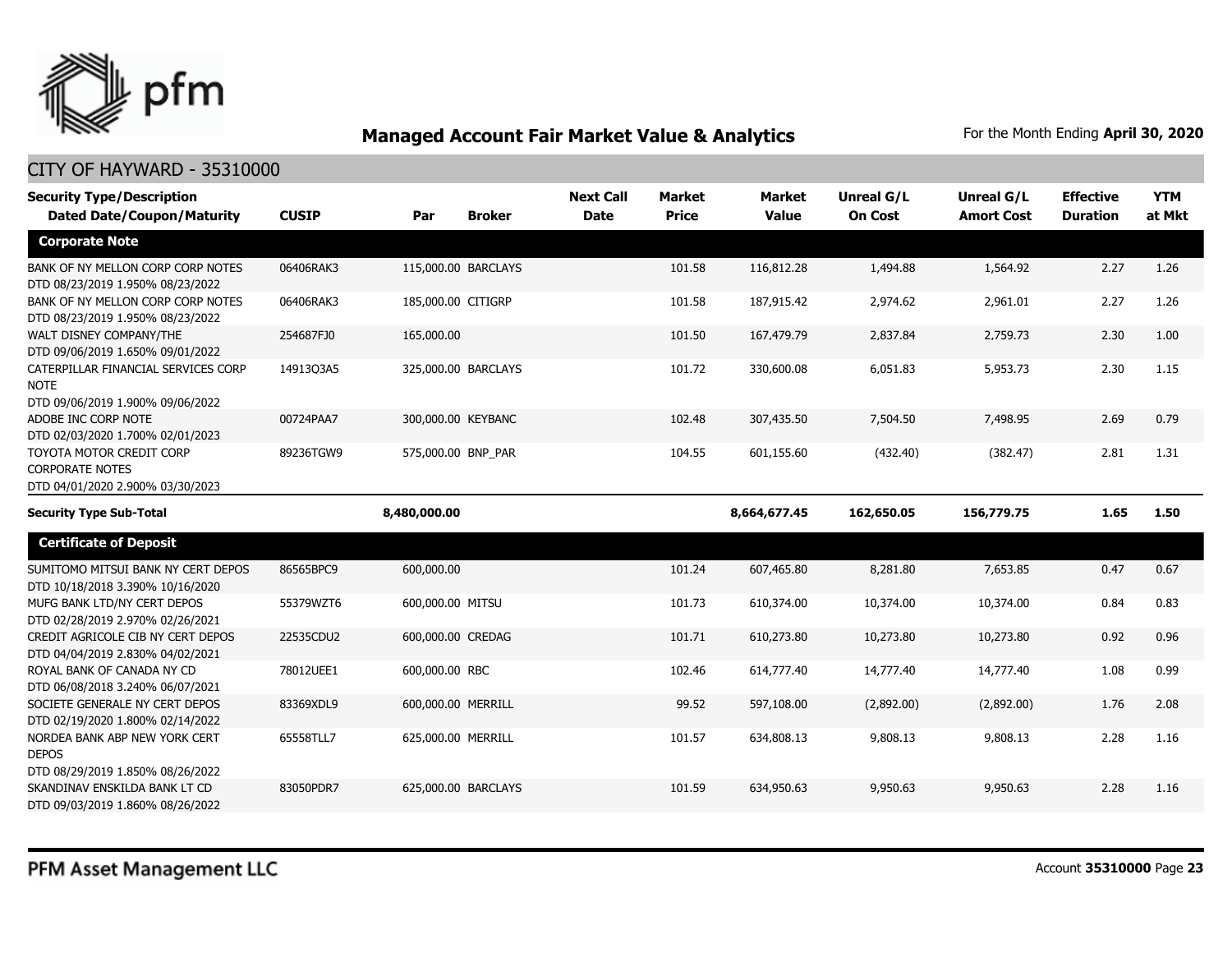# Managed Account Fair Market Value & Analytics

For the Month Ending **April 30, 2020**

CITY OF HAYWARD - 35310000

| Security Type/Description Dated Date/Coupon/Maturity | CUSIP | Par | Broker | Next Call Date | Market Price | Market Value | Unreal G/L On Cost | Unreal G/L Amort Cost | Effective Duration | YTM at Mkt |
|---|---|---|---|---|---|---|---|---|---|---|
| **Corporate Note** | | | | | | | | | | |
| BANK OF NY MELLON CORP CORP NOTES DTD 08/23/2019 1.950% 08/23/2022 | 06406RAK3 | 115,000.00 | BARCLAYS | | 101.58 | 116,812.28 | 1,494.88 | 1,564.92 | 2.27 | 1.26 |
| BANK OF NY MELLON CORP CORP NOTES DTD 08/23/2019 1.950% 08/23/2022 | 06406RAK3 | 185,000.00 | CITIGRP | | 101.58 | 187,915.42 | 2,974.62 | 2,961.01 | 2.27 | 1.26 |
| WALT DISNEY COMPANY/THE DTD 09/06/2019 1.650% 09/01/2022 | 254687FJ0 | 165,000.00 | | | 101.50 | 167,479.79 | 2,837.84 | 2,759.73 | 2.30 | 1.00 |
| CATERPILLAR FINANCIAL SERVICES CORP NOTE DTD 09/06/2019 1.900% 09/06/2022 | 14913Q3A5 | 325,000.00 | BARCLAYS | | 101.72 | 330,600.08 | 6,051.83 | 5,953.73 | 2.30 | 1.15 |
| ADOBE INC CORP NOTE DTD 02/03/2020 1.700% 02/01/2023 | 00724PAA7 | 300,000.00 | KEYBANC | | 102.48 | 307,435.50 | 7,504.50 | 7,498.95 | 2.69 | 0.79 |
| TOYOTA MOTOR CREDIT CORP CORPORATE NOTES DTD 04/01/2020 2.900% 03/30/2023 | 89236TGW9 | 575,000.00 | BNP_PAR | | 104.55 | 601,155.60 | (432.40) | (382.47) | 2.81 | 1.31 |
| **Security Type Sub-Total** | | **8,480,000.00** | | | | **8,664,677.45** | **162,650.05** | **156,779.75** | **1.65** | **1.50** |
| **Certificate of Deposit** | | | | | | | | | | |
| SUMITOMO MITSUI BANK NY CERT DEPOS DTD 10/18/2018 3.390% 10/16/2020 | 86565BPC9 | 600,000.00 | | | 101.24 | 607,465.80 | 8,281.80 | 7,653.85 | 0.47 | 0.67 |
| MUFG BANK LTD/NY CERT DEPOS DTD 02/28/2019 2.970% 02/26/2021 | 55379WZT6 | 600,000.00 | MITSU | | 101.73 | 610,374.00 | 10,374.00 | 10,374.00 | 0.84 | 0.83 |
| CREDIT AGRICOLE CIB NY CERT DEPOS DTD 04/04/2019 2.830% 04/02/2021 | 22535CDU2 | 600,000.00 | CREDAG | | 101.71 | 610,273.80 | 10,273.80 | 10,273.80 | 0.92 | 0.96 |
| ROYAL BANK OF CANADA NY CD DTD 06/08/2018 3.240% 06/07/2021 | 78012UEE1 | 600,000.00 | RBC | | 102.46 | 614,777.40 | 14,777.40 | 14,777.40 | 1.08 | 0.99 |
| SOCIETE GENERALE NY CERT DEPOS DTD 02/19/2020 1.800% 02/14/2022 | 83369XDL9 | 600,000.00 | MERRILL | | 99.52 | 597,108.00 | (2,892.00) | (2,892.00) | 1.76 | 2.08 |
| NORDEA BANK ABP NEW YORK CERT DEPOS DTD 08/29/2019 1.850% 08/26/2022 | 65558TLL7 | 625,000.00 | MERRILL | | 101.57 | 634,808.13 | 9,808.13 | 9,808.13 | 2.28 | 1.16 |
| SKANDINAV ENSKILDA BANK LT CD DTD 09/03/2019 1.860% 08/26/2022 | 83050PDR7 | 625,000.00 | BARCLAYS | | 101.59 | 634,950.63 | 9,950.63 | 9,950.63 | 2.28 | 1.16 |

PFM Asset Management LLC

Account **35310000** Page **23**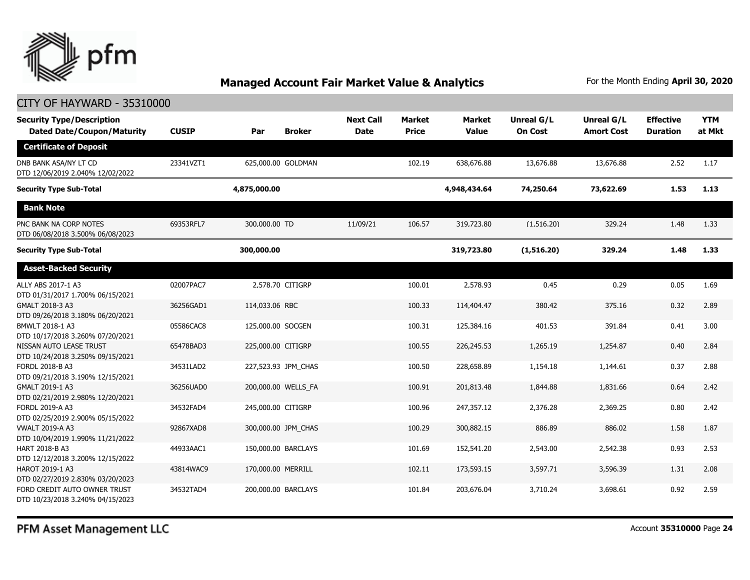## Managed Account Fair Market Value & Analytics

For the Month Ending **April 30, 2020**

CITY OF HAYWARD - 35310000

| Security Type/Description Dated Date/Coupon/Maturity | CUSIP | Par | Broker | Next Call Date | Market Price | Market Value | Unreal G/L On Cost | Unreal G/L Amort Cost | Effective Duration | YTM at Mkt |
|---|---|---|---|---|---|---|---|---|---|---|
| **Certificate of Deposit** | | | | | | | | | | |
| DNB BANK ASA/NY LT CD DTD 12/06/2019 2.040% 12/02/2022 | 23341VZT1 | 625,000.00 | GOLDMAN | | 102.19 | 638,676.88 | 13,676.88 | 13,676.88 | 2.52 | 1.17 |
| **Security Type Sub-Total** | | **4,875,000.00** | | | | **4,948,434.64** | **74,250.64** | **73,622.69** | **1.53** | **1.13** |
| **Bank Note** | | | | | | | | | | |
| PNC BANK NA CORP NOTES DTD 06/08/2018 3.500% 06/08/2023 | 69353RFL7 | 300,000.00 | TD | 11/09/21 | 106.57 | 319,723.80 | (1,516.20) | 329.24 | 1.48 | 1.33 |
| **Security Type Sub-Total** | | **300,000.00** | | | | **319,723.80** | **(1,516.20)** | **329.24** | **1.48** | **1.33** |
| **Asset-Backed Security** | | | | | | | | | | |
| ALLY ABS 2017-1 A3 DTD 01/31/2017 1.700% 06/15/2021 | 02007PAC7 | 2,578.70 | CITIGRP | | 100.01 | 2,578.93 | 0.45 | 0.29 | 0.05 | 1.69 |
| GMALT 2018-3 A3 DTD 09/26/2018 3.180% 06/20/2021 | 36256GAD1 | 114,033.06 | RBC | | 100.33 | 114,404.47 | 380.42 | 375.16 | 0.32 | 2.89 |
| BMWLT 2018-1 A3 DTD 10/17/2018 3.260% 07/20/2021 | 05586CAC8 | 125,000.00 | SOCGEN | | 100.31 | 125,384.16 | 401.53 | 391.84 | 0.41 | 3.00 |
| NISSAN AUTO LEASE TRUST DTD 10/24/2018 3.250% 09/15/2021 | 65478BAD3 | 225,000.00 | CITIGRP | | 100.55 | 226,245.53 | 1,265.19 | 1,254.87 | 0.40 | 2.84 |
| FORDL 2018-B A3 DTD 09/21/2018 3.190% 12/15/2021 | 34531LAD2 | 227,523.93 | JPM_CHAS | | 100.50 | 228,658.89 | 1,154.18 | 1,144.61 | 0.37 | 2.88 |
| GMALT 2019-1 A3 DTD 02/21/2019 2.980% 12/20/2021 | 36256UAD0 | 200,000.00 | WELLS_FA | | 100.91 | 201,813.48 | 1,844.88 | 1,831.66 | 0.64 | 2.42 |
| FORDL 2019-A A3 DTD 02/25/2019 2.900% 05/15/2022 | 34532FAD4 | 245,000.00 | CITIGRP | | 100.96 | 247,357.12 | 2,376.28 | 2,369.25 | 0.80 | 2.42 |
| VWALT 2019-A A3 DTD 10/04/2019 1.990% 11/21/2022 | 92867XAD8 | 300,000.00 | JPM_CHAS | | 100.29 | 300,882.15 | 886.89 | 886.02 | 1.58 | 1.87 |
| HART 2018-B A3 DTD 12/12/2018 3.200% 12/15/2022 | 44933AAC1 | 150,000.00 | BARCLAYS | | 101.69 | 152,541.20 | 2,543.00 | 2,542.38 | 0.93 | 2.53 |
| HAROT 2019-1 A3 DTD 02/27/2019 2.830% 03/20/2023 | 43814WAC9 | 170,000.00 | MERRILL | | 102.11 | 173,593.15 | 3,597.71 | 3,596.39 | 1.31 | 2.08 |
| FORD CREDIT AUTO OWNER TRUST DTD 10/23/2018 3.240% 04/15/2023 | 34532TAD4 | 200,000.00 | BARCLAYS | | 101.84 | 203,676.04 | 3,710.24 | 3,698.61 | 0.92 | 2.59 |

PFM Asset Management LLC

Account **35310000**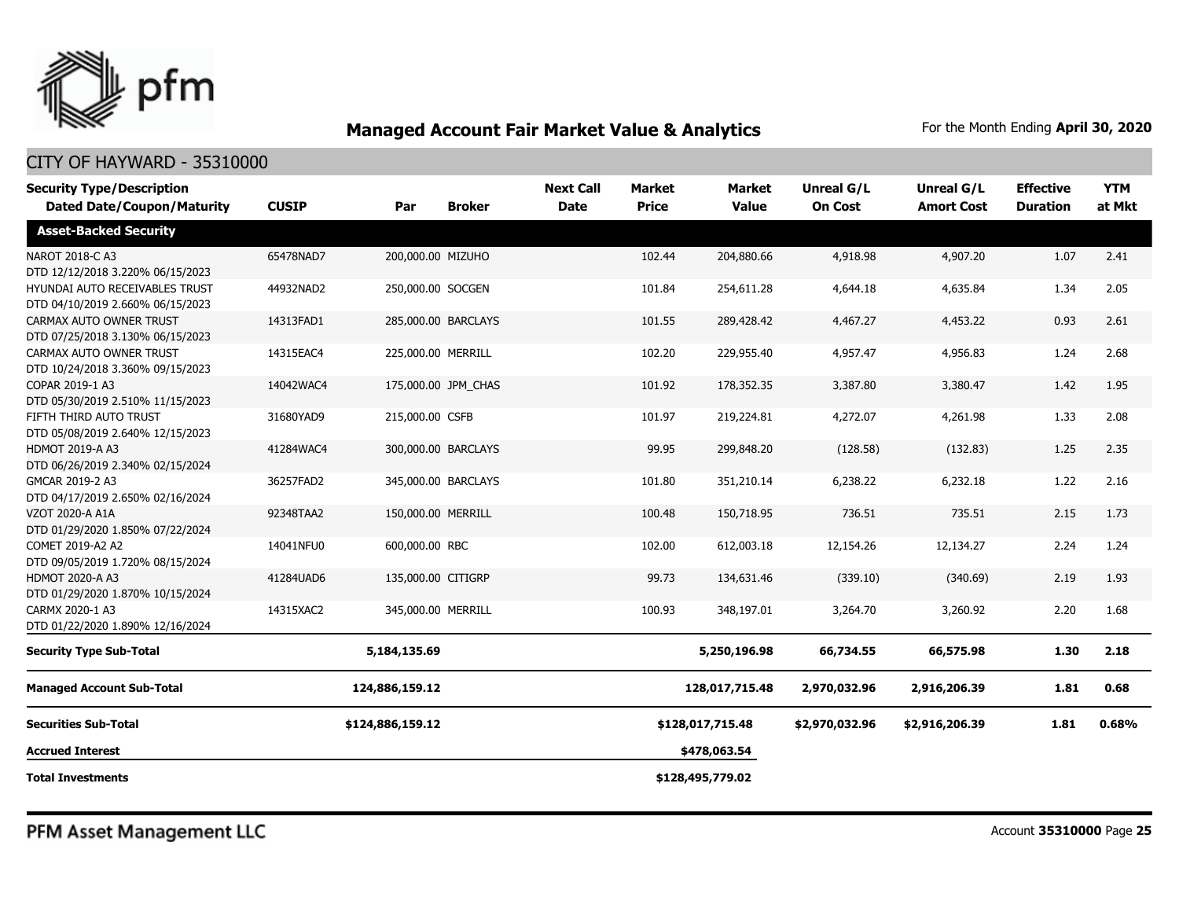## Managed Account Fair Market Value & Analytics

For the Month Ending **April 30, 2020**

CITY OF HAYWARD - 35310000

| Security Type/Description Dated Date/Coupon/Maturity | CUSIP | Par | Broker | Next Call Date | Market Price | Market Value | Unreal G/L On Cost | Unreal G/L Amort Cost | Effective Duration | YTM at Mkt |
|---|---|---|---|---|---|---|---|---|---|---|
| **Asset-Backed Security** | | | | | | | | | | |
| NAROT 2018-C A3 DTD 12/12/2018 3.220% 06/15/2023 | 65478NAD7 | 200,000.00 | MIZUHO | | 102.44 | 204,880.66 | 4,918.98 | 4,907.20 | 1.07 | 2.41 |
| HYUNDAI AUTO RECEIVABLES TRUST DTD 04/10/2019 2.660% 06/15/2023 | 44932NAD2 | 250,000.00 | SOCGEN | | 101.84 | 254,611.28 | 4,644.18 | 4,635.84 | 1.34 | 2.05 |
| CARMAX AUTO OWNER TRUST DTD 07/25/2018 3.130% 06/15/2023 | 14313FAD1 | 285,000.00 | BARCLAYS | | 101.55 | 289,428.42 | 4,467.27 | 4,453.22 | 0.93 | 2.61 |
| CARMAX AUTO OWNER TRUST DTD 10/24/2018 3.360% 09/15/2023 | 14315EAC4 | 225,000.00 | MERRILL | | 102.20 | 229,955.40 | 4,957.47 | 4,956.83 | 1.24 | 2.68 |
| COPAR 2019-1 A3 DTD 05/30/2019 2.510% 11/15/2023 | 14042WAC4 | 175,000.00 | JPM_CHAS | | 101.92 | 178,352.35 | 3,387.80 | 3,380.47 | 1.42 | 1.95 |
| FIFTH THIRD AUTO TRUST DTD 05/08/2019 2.640% 12/15/2023 | 31680YAD9 | 215,000.00 | CSFB | | 101.97 | 219,224.81 | 4,272.07 | 4,261.98 | 1.33 | 2.08 |
| HDMOT 2019-A A3 DTD 06/26/2019 2.340% 02/15/2024 | 41284WAC4 | 300,000.00 | BARCLAYS | | 99.95 | 299,848.20 | (128.58) | (132.83) | 1.25 | 2.35 |
| GMCAR 2019-2 A3 DTD 04/17/2019 2.650% 02/16/2024 | 36257FAD2 | 345,000.00 | BARCLAYS | | 101.80 | 351,210.14 | 6,238.22 | 6,232.18 | 1.22 | 2.16 |
| VZOT 2020-A A1A DTD 01/29/2020 1.850% 07/22/2024 | 92348TAA2 | 150,000.00 | MERRILL | | 100.48 | 150,718.95 | 736.51 | 735.51 | 2.15 | 1.73 |
| COMET 2019-A2 A2 DTD 09/05/2019 1.720% 08/15/2024 | 14041NFU0 | 600,000.00 | RBC | | 102.00 | 612,003.18 | 12,154.26 | 12,134.27 | 2.24 | 1.24 |
| HDMOT 2020-A A3 DTD 01/29/2020 1.870% 10/15/2024 | 41284UAD6 | 135,000.00 | CITIGRP | | 99.73 | 134,631.46 | (339.10) | (340.69) | 2.19 | 1.93 |
| CARMX 2020-1 A3 DTD 01/22/2020 1.890% 12/16/2024 | 14315XAC2 | 345,000.00 | MERRILL | | 100.93 | 348,197.01 | 3,264.70 | 3,260.92 | 2.20 | 1.68 |
| **Security Type Sub-Total** | | **5,184,135.69** | | | | **5,250,196.98** | **66,734.55** | **66,575.98** | **1.30** | **2.18** |
| **Managed Account Sub-Total** | | **124,886,159.12** | | | | **128,017,715.48** | **2,970,032.96** | **2,916,206.39** | **1.81** | **0.68** |
| **Securities Sub-Total** | | **$124,886,159.12** | | | | **$128,017,715.48** | **$2,970,032.96** | **$2,916,206.39** | **1.81** | **0.68%** |
| **Accrued Interest** | | | | | | **$478,063.54** | | | | |
| **Total Investments** | | | | | | **$128,495,779.02** | | | | |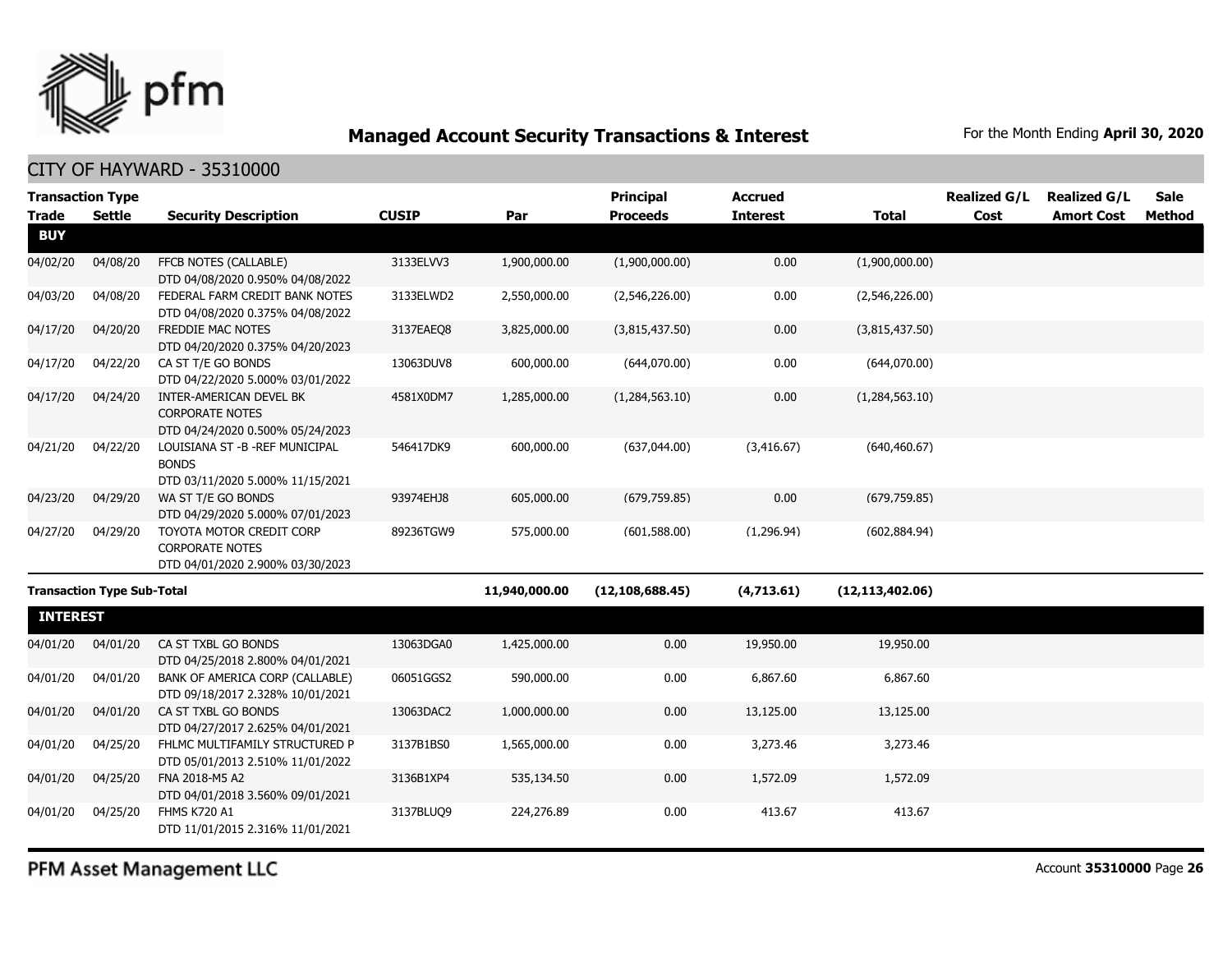# Managed Account Security Transactions & Interest

For the Month Ending **April 30, 2020**

## CITY OF HAYWARD - 35310000

| Transaction Type Trade | Settle | Security Description | CUSIP | Par | Principal Proceeds | Accrued Interest | Total | Realized G/L Cost | Realized G/L Amort Cost | Sale Method |
|---|---|---|---|---|---|---|---|---|---|---|
| **BUY** | | | | | | | | | | |
| 04/02/20 | 04/08/20 | FFCB NOTES (CALLABLE) DTD 04/08/2020 0.950% 04/08/2022 | 3133ELVV3 | 1,900,000.00 | (1,900,000.00) | 0.00 | (1,900,000.00) | | | |
| 04/03/20 | 04/08/20 | FEDERAL FARM CREDIT BANK NOTES DTD 04/08/2020 0.375% 04/08/2022 | 3133ELWD2 | 2,550,000.00 | (2,546,226.00) | 0.00 | (2,546,226.00) | | | |
| 04/17/20 | 04/20/20 | FREDDIE MAC NOTES DTD 04/20/2020 0.375% 04/20/2023 | 3137EAEQ8 | 3,825,000.00 | (3,815,437.50) | 0.00 | (3,815,437.50) | | | |
| 04/17/20 | 04/22/20 | CA ST T/E GO BONDS DTD 04/22/2020 5.000% 03/01/2022 | 13063DUV8 | 600,000.00 | (644,070.00) | 0.00 | (644,070.00) | | | |
| 04/17/20 | 04/24/20 | INTER-AMERICAN DEVEL BK CORPORATE NOTES DTD 04/24/2020 0.500% 05/24/2023 | 4581X0DM7 | 1,285,000.00 | (1,284,563.10) | 0.00 | (1,284,563.10) | | | |
| 04/21/20 | 04/22/20 | LOUISIANA ST -B -REF MUNICIPAL BONDS DTD 03/11/2020 5.000% 11/15/2021 | 546417DK9 | 600,000.00 | (637,044.00) | (3,416.67) | (640,460.67) | | | |
| 04/23/20 | 04/29/20 | WA ST T/E GO BONDS DTD 04/29/2020 5.000% 07/01/2023 | 93974EHJ8 | 605,000.00 | (679,759.85) | 0.00 | (679,759.85) | | | |
| 04/27/20 | 04/29/20 | TOYOTA MOTOR CREDIT CORP CORPORATE NOTES DTD 04/01/2020 2.900% 03/30/2023 | 89236TGW9 | 575,000.00 | (601,588.00) | (1,296.94) | (602,884.94) | | | |
| **Transaction Type Sub-Total** | | | | **11,940,000.00** | **(12,108,688.45)** | **(4,713.61)** | **(12,113,402.06)** | | | |
| **INTEREST** | | | | | | | | | | |
| 04/01/20 | 04/01/20 | CA ST TXBL GO BONDS DTD 04/25/2018 2.800% 04/01/2021 | 13063DGA0 | 1,425,000.00 | 0.00 | 19,950.00 | 19,950.00 | | | |
| 04/01/20 | 04/01/20 | BANK OF AMERICA CORP (CALLABLE) DTD 09/18/2017 2.328% 10/01/2021 | 06051GGS2 | 590,000.00 | 0.00 | 6,867.60 | 6,867.60 | | | |
| 04/01/20 | 04/01/20 | CA ST TXBL GO BONDS DTD 04/27/2017 2.625% 04/01/2021 | 13063DAC2 | 1,000,000.00 | 0.00 | 13,125.00 | 13,125.00 | | | |
| 04/01/20 | 04/25/20 | FHLMC MULTIFAMILY STRUCTURED P DTD 05/01/2013 2.510% 11/01/2022 | 3137B1BS0 | 1,565,000.00 | 0.00 | 3,273.46 | 3,273.46 | | | |
| 04/01/20 | 04/25/20 | FNA 2018-M5 A2 DTD 04/01/2018 3.560% 09/01/2021 | 3136B1XP4 | 535,134.50 | 0.00 | 1,572.09 | 1,572.09 | | | |
| 04/01/20 | 04/25/20 | FHMS K720 A1 DTD 11/01/2015 2.316% 11/01/2021 | 3137BLUQ9 | 224,276.89 | 0.00 | 413.67 | 413.67 | | | |

PFM Asset Management LLC

Account **35310000** Page **26**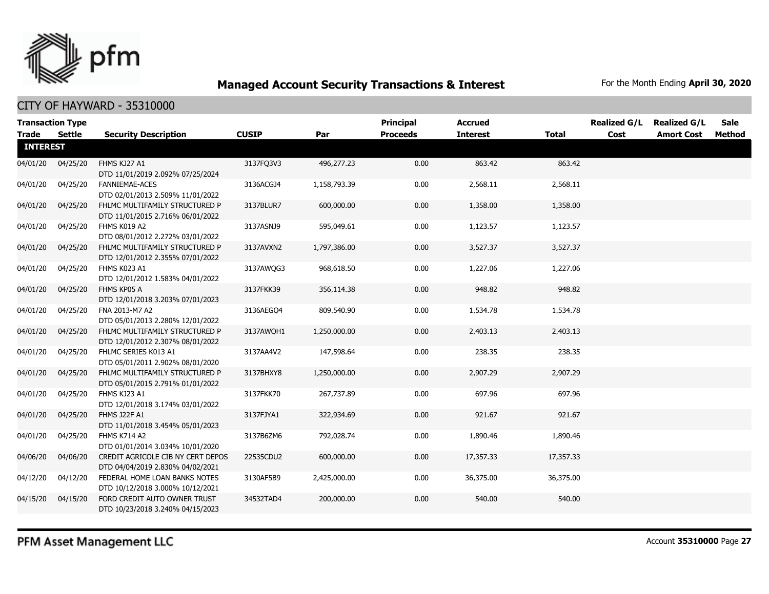# Managed Account Security Transactions & Interest

For the Month Ending **April 30, 2020**

## CITY OF HAYWARD - 35310000

| Transaction Type Trade | Settle | Security Description | CUSIP | Par | Principal Proceeds | Accrued Interest | Total | Realized G/L Cost | Realized G/L Amort Cost | Sale Method |
|---|---|---|---|---|---|---|---|---|---|---|
| **INTEREST** | | | | | | | | | | |
| 04/01/20 | 04/25/20 | FHMS KJ27 A1 DTD 11/01/2019 2.092% 07/25/2024 | 3137FQ3V3 | 496,277.23 | 0.00 | 863.42 | 863.42 | | | |
| 04/01/20 | 04/25/20 | FANNIEMAE-ACES DTD 02/01/2013 2.509% 11/01/2022 | 3136ACGJ4 | 1,158,793.39 | 0.00 | 2,568.11 | 2,568.11 | | | |
| 04/01/20 | 04/25/20 | FHLMC MULTIFAMILY STRUCTURED P DTD 11/01/2015 2.716% 06/01/2022 | 3137BLUR7 | 600,000.00 | 0.00 | 1,358.00 | 1,358.00 | | | |
| 04/01/20 | 04/25/20 | FHMS K019 A2 DTD 08/01/2012 2.272% 03/01/2022 | 3137ASNJ9 | 595,049.61 | 0.00 | 1,123.57 | 1,123.57 | | | |
| 04/01/20 | 04/25/20 | FHLMC MULTIFAMILY STRUCTURED P DTD 12/01/2012 2.355% 07/01/2022 | 3137AVXN2 | 1,797,386.00 | 0.00 | 3,527.37 | 3,527.37 | | | |
| 04/01/20 | 04/25/20 | FHMS K023 A1 DTD 12/01/2012 1.583% 04/01/2022 | 3137AWQG3 | 968,618.50 | 0.00 | 1,227.06 | 1,227.06 | | | |
| 04/01/20 | 04/25/20 | FHMS KP05 A DTD 12/01/2018 3.203% 07/01/2023 | 3137FKK39 | 356,114.38 | 0.00 | 948.82 | 948.82 | | | |
| 04/01/20 | 04/25/20 | FNA 2013-M7 A2 DTD 05/01/2013 2.280% 12/01/2022 | 3136AEGO4 | 809,540.90 | 0.00 | 1,534.78 | 1,534.78 | | | |
| 04/01/20 | 04/25/20 | FHLMC MULTIFAMILY STRUCTURED P DTD 12/01/2012 2.307% 08/01/2022 | 3137AWQH1 | 1,250,000.00 | 0.00 | 2,403.13 | 2,403.13 | | | |
| 04/01/20 | 04/25/20 | FHLMC SERIES K013 A1 DTD 05/01/2011 2.902% 08/01/2020 | 3137AA4V2 | 147,598.64 | 0.00 | 238.35 | 238.35 | | | |
| 04/01/20 | 04/25/20 | FHLMC MULTIFAMILY STRUCTURED P DTD 05/01/2015 2.791% 01/01/2022 | 3137BHXY8 | 1,250,000.00 | 0.00 | 2,907.29 | 2,907.29 | | | |
| 04/01/20 | 04/25/20 | FHMS KJ23 A1 DTD 12/01/2018 3.174% 03/01/2022 | 3137FKK70 | 267,737.89 | 0.00 | 697.96 | 697.96 | | | |
| 04/01/20 | 04/25/20 | FHMS J22F A1 DTD 11/01/2018 3.454% 05/01/2023 | 3137FJYA1 | 322,934.69 | 0.00 | 921.67 | 921.67 | | | |
| 04/01/20 | 04/25/20 | FHMS K714 A2 DTD 01/01/2014 3.034% 10/01/2020 | 3137B6ZM6 | 792,028.74 | 0.00 | 1,890.46 | 1,890.46 | | | |
| 04/06/20 | 04/06/20 | CREDIT AGRICOLE CIB NY CERT DEPOS DTD 04/04/2019 2.830% 04/02/2021 | 22535CDU2 | 600,000.00 | 0.00 | 17,357.33 | 17,357.33 | | | |
| 04/12/20 | 04/12/20 | FEDERAL HOME LOAN BANKS NOTES DTD 10/12/2018 3.000% 10/12/2021 | 3130AF5B9 | 2,425,000.00 | 0.00 | 36,375.00 | 36,375.00 | | | |
| 04/15/20 | 04/15/20 | FORD CREDIT AUTO OWNER TRUST DTD 10/23/2018 3.240% 04/15/2023 | 34532TAD4 | 200,000.00 | 0.00 | 540.00 | 540.00 | | | |

PFM Asset Management LLC

Account **35310000**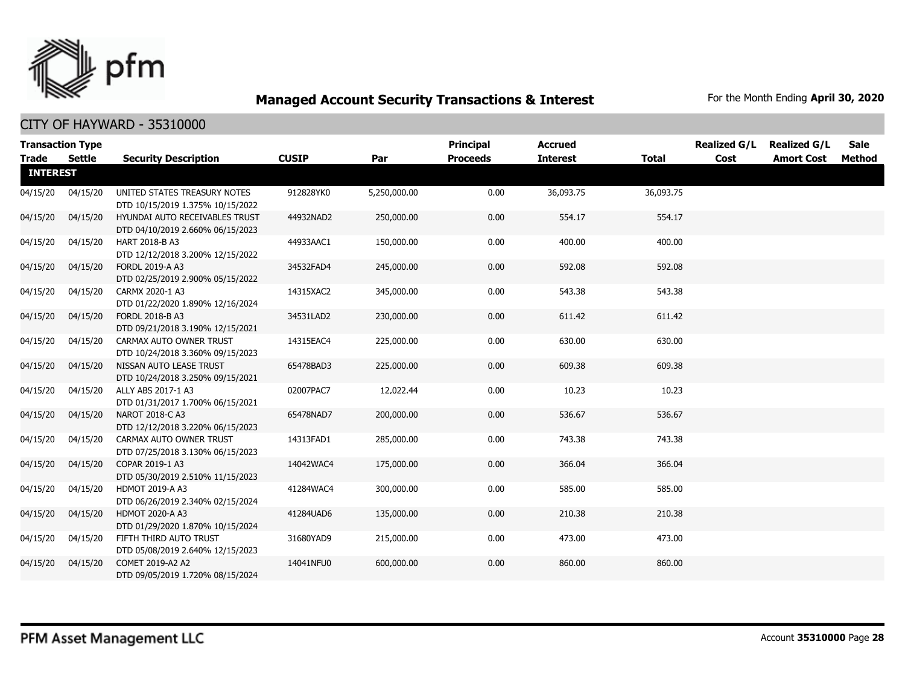## Managed Account Security Transactions & Interest

For the Month Ending **April 30, 2020**

### CITY OF HAYWARD - 35310000

| Transaction Type Trade | Settle | Security Description | CUSIP | Par | Principal Proceeds | Accrued Interest | Total | Realized G/L Cost | Realized G/L Amort Cost | Sale Method |
|---|---|---|---|---|---|---|---|---|---|---|
| **INTEREST** | | | | | | | | | | |
| 04/15/20 | 04/15/20 | UNITED STATES TREASURY NOTES DTD 10/15/2019 1.375% 10/15/2022 | 912828YK0 | 5,250,000.00 | 0.00 | 36,093.75 | 36,093.75 | | | |
| 04/15/20 | 04/15/20 | HYUNDAI AUTO RECEIVABLES TRUST DTD 04/10/2019 2.660% 06/15/2023 | 44932NAD2 | 250,000.00 | 0.00 | 554.17 | 554.17 | | | |
| 04/15/20 | 04/15/20 | HART 2018-B A3 DTD 12/12/2018 3.200% 12/15/2022 | 44933AAC1 | 150,000.00 | 0.00 | 400.00 | 400.00 | | | |
| 04/15/20 | 04/15/20 | FORDL 2019-A A3 DTD 02/25/2019 2.900% 05/15/2022 | 34532FAD4 | 245,000.00 | 0.00 | 592.08 | 592.08 | | | |
| 04/15/20 | 04/15/20 | CARMX 2020-1 A3 DTD 01/22/2020 1.890% 12/16/2024 | 14315XAC2 | 345,000.00 | 0.00 | 543.38 | 543.38 | | | |
| 04/15/20 | 04/15/20 | FORDL 2018-B A3 DTD 09/21/2018 3.190% 12/15/2021 | 34531LAD2 | 230,000.00 | 0.00 | 611.42 | 611.42 | | | |
| 04/15/20 | 04/15/20 | CARMAX AUTO OWNER TRUST DTD 10/24/2018 3.360% 09/15/2023 | 14315EAC4 | 225,000.00 | 0.00 | 630.00 | 630.00 | | | |
| 04/15/20 | 04/15/20 | NISSAN AUTO LEASE TRUST DTD 10/24/2018 3.250% 09/15/2021 | 65478BAD3 | 225,000.00 | 0.00 | 609.38 | 609.38 | | | |
| 04/15/20 | 04/15/20 | ALLY ABS 2017-1 A3 DTD 01/31/2017 1.700% 06/15/2021 | 02007PAC7 | 12,022.44 | 0.00 | 10.23 | 10.23 | | | |
| 04/15/20 | 04/15/20 | NAROT 2018-C A3 DTD 12/12/2018 3.220% 06/15/2023 | 65478NAD7 | 200,000.00 | 0.00 | 536.67 | 536.67 | | | |
| 04/15/20 | 04/15/20 | CARMAX AUTO OWNER TRUST DTD 07/25/2018 3.130% 06/15/2023 | 14313FAD1 | 285,000.00 | 0.00 | 743.38 | 743.38 | | | |
| 04/15/20 | 04/15/20 | COPAR 2019-1 A3 DTD 05/30/2019 2.510% 11/15/2023 | 14042WAC4 | 175,000.00 | 0.00 | 366.04 | 366.04 | | | |
| 04/15/20 | 04/15/20 | HDMOT 2019-A A3 DTD 06/26/2019 2.340% 02/15/2024 | 41284WAC4 | 300,000.00 | 0.00 | 585.00 | 585.00 | | | |
| 04/15/20 | 04/15/20 | HDMOT 2020-A A3 DTD 01/29/2020 1.870% 10/15/2024 | 41284UAD6 | 135,000.00 | 0.00 | 210.38 | 210.38 | | | |
| 04/15/20 | 04/15/20 | FIFTH THIRD AUTO TRUST DTD 05/08/2019 2.640% 12/15/2023 | 31680YAD9 | 215,000.00 | 0.00 | 473.00 | 473.00 | | | |
| 04/15/20 | 04/15/20 | COMET 2019-A2 A2 DTD 09/05/2019 1.720% 08/15/2024 | 14041NFU0 | 600,000.00 | 0.00 | 860.00 | 860.00 | | | |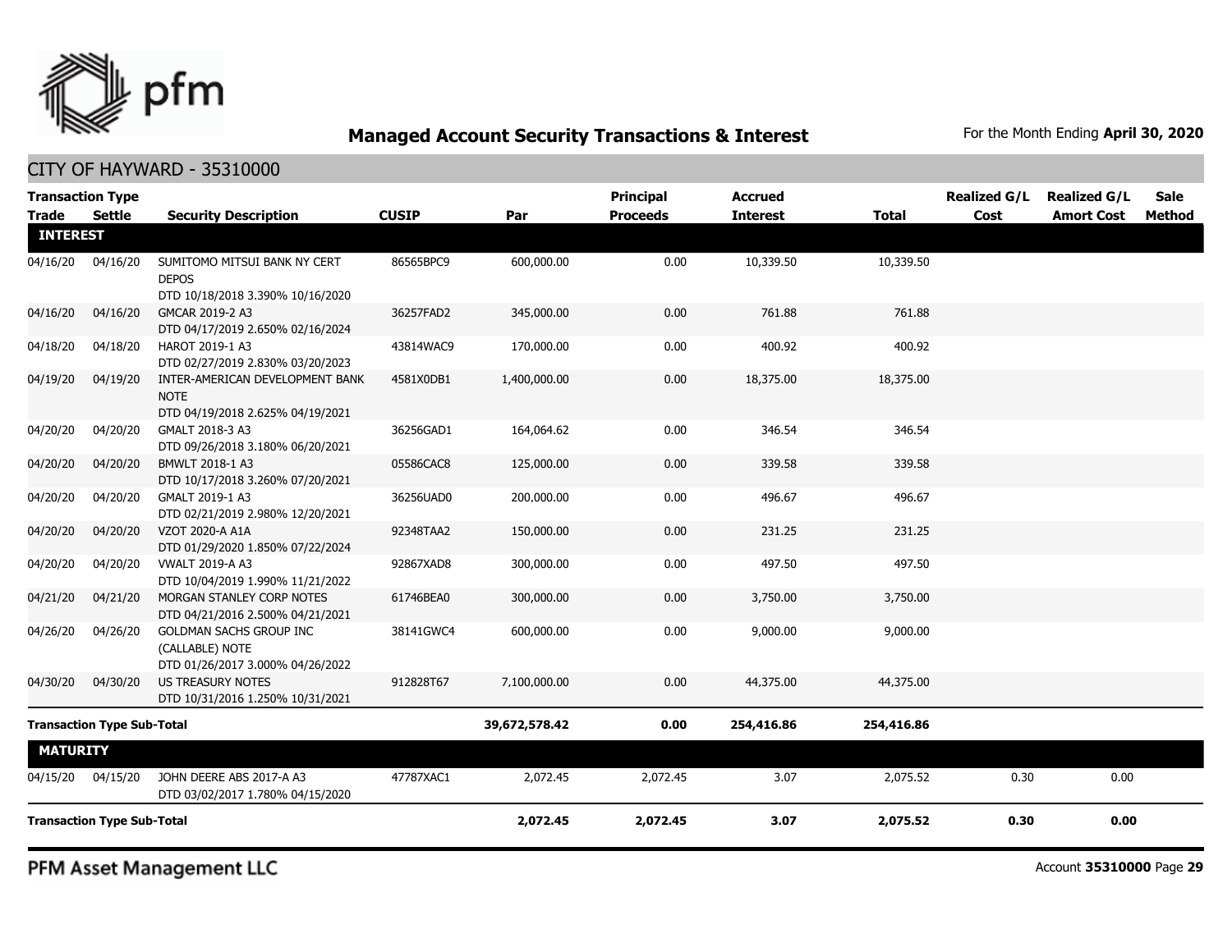## Managed Account Security Transactions & Interest

For the Month Ending **April 30, 2020**

CITY OF HAYWARD - 35310000

| Transaction Type Trade | Settle | Security Description | CUSIP | Par | Principal Proceeds | Accrued Interest | Total | Realized G/L Cost | Realized G/L Amort Cost | Sale Method |
|---|---|---|---|---|---|---|---|---|---|---|
| **INTEREST** | | | | | | | | | | |
| 04/16/20 | 04/16/20 | SUMITOMO MITSUI BANK NY CERT DEPOS DTD 10/18/2018 3.390% 10/16/2020 | 86565BPC9 | 600,000.00 | 0.00 | 10,339.50 | 10,339.50 | | | |
| 04/16/20 | 04/16/20 | GMCAR 2019-2 A3 DTD 04/17/2019 2.650% 02/16/2024 | 36257FAD2 | 345,000.00 | 0.00 | 761.88 | 761.88 | | | |
| 04/18/20 | 04/18/20 | HAROT 2019-1 A3 DTD 02/27/2019 2.830% 03/20/2023 | 43814WAC9 | 170,000.00 | 0.00 | 400.92 | 400.92 | | | |
| 04/19/20 | 04/19/20 | INTER-AMERICAN DEVELOPMENT BANK NOTE DTD 04/19/2018 2.625% 04/19/2021 | 4581X0DB1 | 1,400,000.00 | 0.00 | 18,375.00 | 18,375.00 | | | |
| 04/20/20 | 04/20/20 | GMALT 2018-3 A3 DTD 09/26/2018 3.180% 06/20/2021 | 36256GAD1 | 164,064.62 | 0.00 | 346.54 | 346.54 | | | |
| 04/20/20 | 04/20/20 | BMWLT 2018-1 A3 DTD 10/17/2018 3.260% 07/20/2021 | 05586CAC8 | 125,000.00 | 0.00 | 339.58 | 339.58 | | | |
| 04/20/20 | 04/20/20 | GMALT 2019-1 A3 DTD 02/21/2019 2.980% 12/20/2021 | 36256UAD0 | 200,000.00 | 0.00 | 496.67 | 496.67 | | | |
| 04/20/20 | 04/20/20 | VZOT 2020-A A1A DTD 01/29/2020 1.850% 07/22/2024 | 92348TAA2 | 150,000.00 | 0.00 | 231.25 | 231.25 | | | |
| 04/20/20 | 04/20/20 | VWALT 2019-A A3 DTD 10/04/2019 1.990% 11/21/2022 | 92867XAD8 | 300,000.00 | 0.00 | 497.50 | 497.50 | | | |
| 04/21/20 | 04/21/20 | MORGAN STANLEY CORP NOTES DTD 04/21/2016 2.500% 04/21/2021 | 61746BEA0 | 300,000.00 | 0.00 | 3,750.00 | 3,750.00 | | | |
| 04/26/20 | 04/26/20 | GOLDMAN SACHS GROUP INC (CALLABLE) NOTE DTD 01/26/2017 3.000% 04/26/2022 | 38141GWC4 | 600,000.00 | 0.00 | 9,000.00 | 9,000.00 | | | |
| 04/30/20 | 04/30/20 | US TREASURY NOTES DTD 10/31/2016 1.250% 10/31/2021 | 912828T67 | 7,100,000.00 | 0.00 | 44,375.00 | 44,375.00 | | | |
| **Transaction Type Sub-Total** | | | | **39,672,578.42** | **0.00** | **254,416.86** | **254,416.86** | | | |
| **MATURITY** | | | | | | | | | | |
| 04/15/20 | 04/15/20 | JOHN DEERE ABS 2017-A A3 DTD 03/02/2017 1.780% 04/15/2020 | 47787XAC1 | 2,072.45 | 2,072.45 | 3.07 | 2,075.52 | 0.30 | 0.00 | |
| **Transaction Type Sub-Total** | | | | **2,072.45** | **2,072.45** | **3.07** | **2,075.52** | **0.30** | **0.00** | |

PFM Asset Management LLC

Account **35310000** Page **29**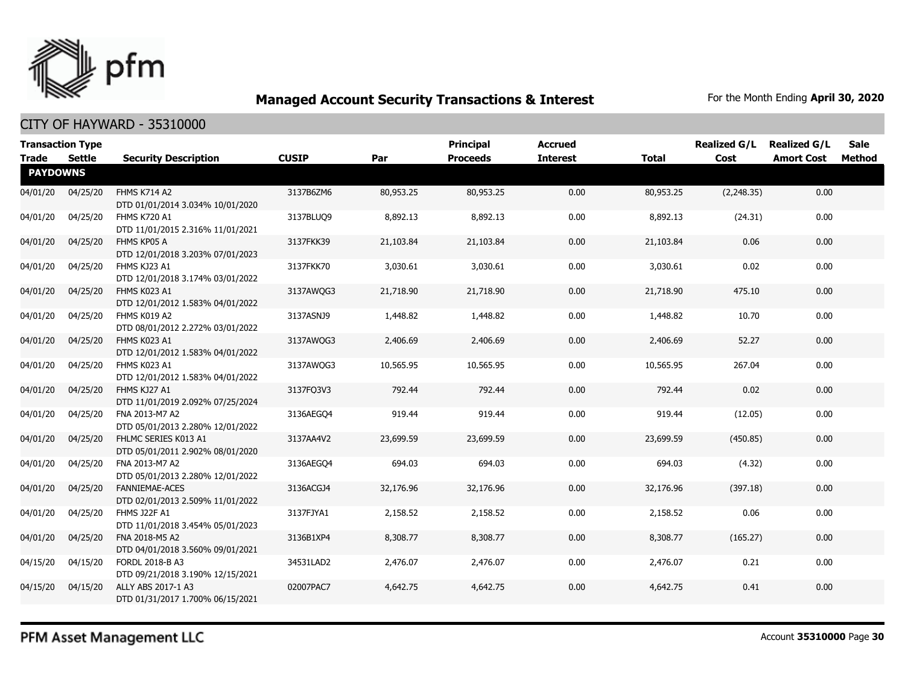## Managed Account Security Transactions & Interest

For the Month Ending **April 30, 2020**

CITY OF HAYWARD - 35310000

| Transaction Type Trade | Settle | Security Description | CUSIP | Par | Principal Proceeds | Accrued Interest | Total | Realized G/L Cost | Realized G/L Amort Cost | Sale Method |
|---|---|---|---|---|---|---|---|---|---|---|
| **PAYDOWNS** | | | | | | | | | | |
| 04/01/20 | 04/25/20 | FHMS K714 A2 DTD 01/01/2014 3.034% 10/01/2020 | 3137B6ZM6 | 80,953.25 | 80,953.25 | 0.00 | 80,953.25 | (2,248.35) | 0.00 | |
| 04/01/20 | 04/25/20 | FHMS K720 A1 DTD 11/01/2015 2.316% 11/01/2021 | 3137BLUQ9 | 8,892.13 | 8,892.13 | 0.00 | 8,892.13 | (24.31) | 0.00 | |
| 04/01/20 | 04/25/20 | FHMS KP05 A DTD 12/01/2018 3.203% 07/01/2023 | 3137FKK39 | 21,103.84 | 21,103.84 | 0.00 | 21,103.84 | 0.06 | 0.00 | |
| 04/01/20 | 04/25/20 | FHMS KJ23 A1 DTD 12/01/2018 3.174% 03/01/2022 | 3137FKK70 | 3,030.61 | 3,030.61 | 0.00 | 3,030.61 | 0.02 | 0.00 | |
| 04/01/20 | 04/25/20 | FHMS K023 A1 DTD 12/01/2012 1.583% 04/01/2022 | 3137AWQG3 | 21,718.90 | 21,718.90 | 0.00 | 21,718.90 | 475.10 | 0.00 | |
| 04/01/20 | 04/25/20 | FHMS K019 A2 DTD 08/01/2012 2.272% 03/01/2022 | 3137ASNJ9 | 1,448.82 | 1,448.82 | 0.00 | 1,448.82 | 10.70 | 0.00 | |
| 04/01/20 | 04/25/20 | FHMS K023 A1 DTD 12/01/2012 1.583% 04/01/2022 | 3137AWQG3 | 2,406.69 | 2,406.69 | 0.00 | 2,406.69 | 52.27 | 0.00 | |
| 04/01/20 | 04/25/20 | FHMS K023 A1 DTD 12/01/2012 1.583% 04/01/2022 | 3137AWQG3 | 10,565.95 | 10,565.95 | 0.00 | 10,565.95 | 267.04 | 0.00 | |
| 04/01/20 | 04/25/20 | FHMS KJ27 A1 DTD 11/01/2019 2.092% 07/25/2024 | 3137FQ3V3 | 792.44 | 792.44 | 0.00 | 792.44 | 0.02 | 0.00 | |
| 04/01/20 | 04/25/20 | FNA 2013-M7 A2 DTD 05/01/2013 2.280% 12/01/2022 | 3136AEGQ4 | 919.44 | 919.44 | 0.00 | 919.44 | (12.05) | 0.00 | |
| 04/01/20 | 04/25/20 | FHLMC SERIES K013 A1 DTD 05/01/2011 2.902% 08/01/2020 | 3137AA4V2 | 23,699.59 | 23,699.59 | 0.00 | 23,699.59 | (450.85) | 0.00 | |
| 04/01/20 | 04/25/20 | FNA 2013-M7 A2 DTD 05/01/2013 2.280% 12/01/2022 | 3136AEGQ4 | 694.03 | 694.03 | 0.00 | 694.03 | (4.32) | 0.00 | |
| 04/01/20 | 04/25/20 | FANNIEMAE-ACES DTD 02/01/2013 2.509% 11/01/2022 | 3136ACGJ4 | 32,176.96 | 32,176.96 | 0.00 | 32,176.96 | (397.18) | 0.00 | |
| 04/01/20 | 04/25/20 | FHMS J22F A1 DTD 11/01/2018 3.454% 05/01/2023 | 3137FJYA1 | 2,158.52 | 2,158.52 | 0.00 | 2,158.52 | 0.06 | 0.00 | |
| 04/01/20 | 04/25/20 | FNA 2018-M5 A2 DTD 04/01/2018 3.560% 09/01/2021 | 3136B1XP4 | 8,308.77 | 8,308.77 | 0.00 | 8,308.77 | (165.27) | 0.00 | |
| 04/15/20 | 04/15/20 | FORDL 2018-B A3 DTD 09/21/2018 3.190% 12/15/2021 | 34531LAD2 | 2,476.07 | 2,476.07 | 0.00 | 2,476.07 | 0.21 | 0.00 | |
| 04/15/20 | 04/15/20 | ALLY ABS 2017-1 A3 DTD 01/31/2017 1.700% 06/15/2021 | 02007PAC7 | 4,642.75 | 4,642.75 | 0.00 | 4,642.75 | 0.41 | 0.00 | |

PFM Asset Management LLC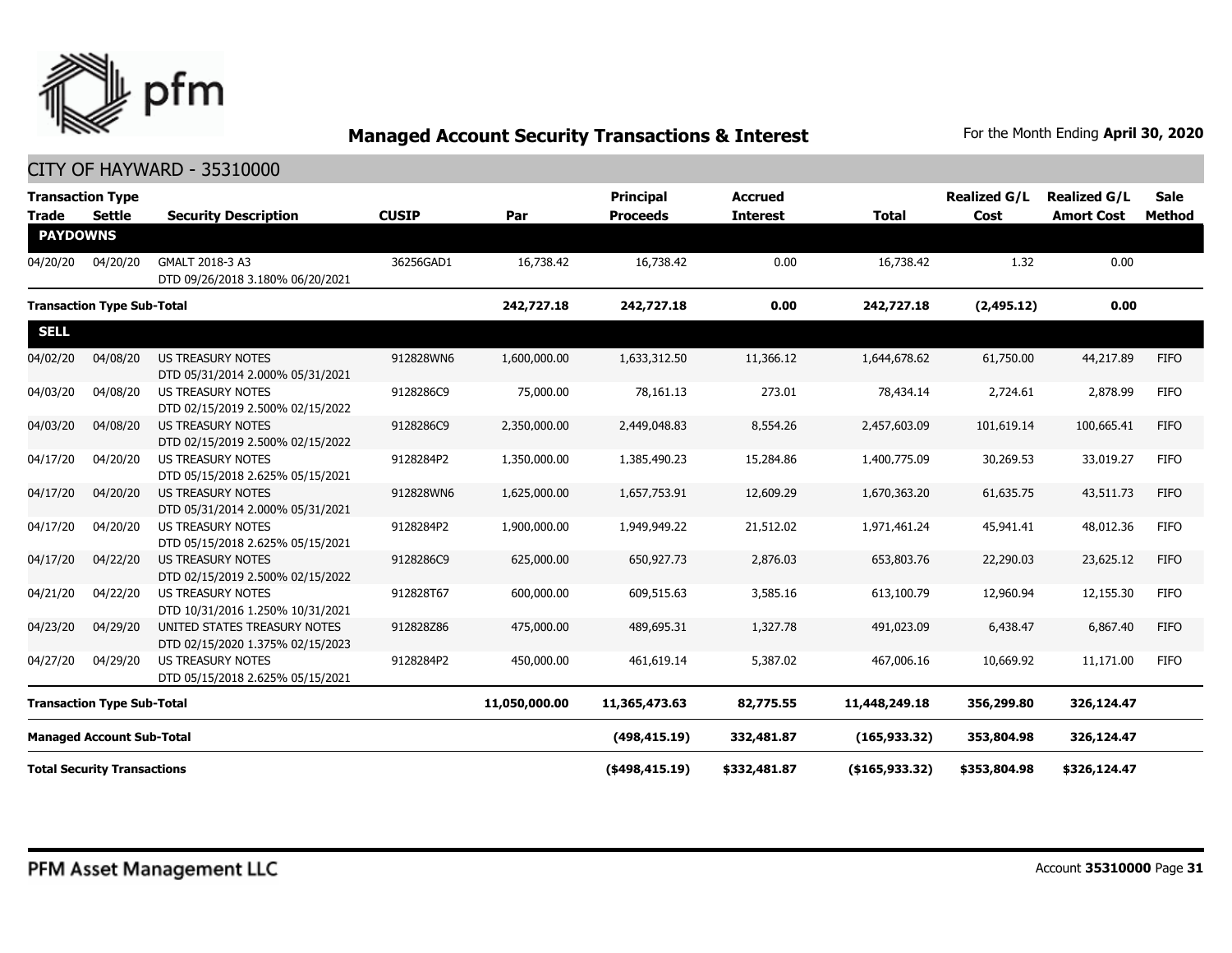## Managed Account Security Transactions & Interest

For the Month Ending **April 30, 2020**

CITY OF HAYWARD - 35310000

| Transaction Type Trade | Settle | Security Description | CUSIP | Par | Principal Proceeds | Accrued Interest | Total | Realized G/L Cost | Realized G/L Amort Cost | Sale Method |
|---|---|---|---|---|---|---|---|---|---|---|
| **PAYDOWNS** | | | | | | | | | | |
| 04/20/20 | 04/20/20 | GMALT 2018-3 A3 DTD 09/26/2018 3.180% 06/20/2021 | 36256GAD1 | 16,738.42 | 16,738.42 | 0.00 | 16,738.42 | 1.32 | 0.00 | |
| **Transaction Type Sub-Total** | | | | **242,727.18** | **242,727.18** | **0.00** | **242,727.18** | **(2,495.12)** | **0.00** | |
| **SELL** | | | | | | | | | | |
| 04/02/20 | 04/08/20 | US TREASURY NOTES DTD 05/31/2014 2.000% 05/31/2021 | 912828WN6 | 1,600,000.00 | 1,633,312.50 | 11,366.12 | 1,644,678.62 | 61,750.00 | 44,217.89 | FIFO |
| 04/03/20 | 04/08/20 | US TREASURY NOTES DTD 02/15/2019 2.500% 02/15/2022 | 9128286C9 | 75,000.00 | 78,161.13 | 273.01 | 78,434.14 | 2,724.61 | 2,878.99 | FIFO |
| 04/03/20 | 04/08/20 | US TREASURY NOTES DTD 02/15/2019 2.500% 02/15/2022 | 9128286C9 | 2,350,000.00 | 2,449,048.83 | 8,554.26 | 2,457,603.09 | 101,619.14 | 100,665.41 | FIFO |
| 04/17/20 | 04/20/20 | US TREASURY NOTES DTD 05/15/2018 2.625% 05/15/2021 | 9128284P2 | 1,350,000.00 | 1,385,490.23 | 15,284.86 | 1,400,775.09 | 30,269.53 | 33,019.27 | FIFO |
| 04/17/20 | 04/20/20 | US TREASURY NOTES DTD 05/31/2014 2.000% 05/31/2021 | 912828WN6 | 1,625,000.00 | 1,657,753.91 | 12,609.29 | 1,670,363.20 | 61,635.75 | 43,511.73 | FIFO |
| 04/17/20 | 04/20/20 | US TREASURY NOTES DTD 05/15/2018 2.625% 05/15/2021 | 9128284P2 | 1,900,000.00 | 1,949,949.22 | 21,512.02 | 1,971,461.24 | 45,941.41 | 48,012.36 | FIFO |
| 04/17/20 | 04/22/20 | US TREASURY NOTES DTD 02/15/2019 2.500% 02/15/2022 | 9128286C9 | 625,000.00 | 650,927.73 | 2,876.03 | 653,803.76 | 22,290.03 | 23,625.12 | FIFO |
| 04/21/20 | 04/22/20 | US TREASURY NOTES DTD 10/31/2016 1.250% 10/31/2021 | 912828T67 | 600,000.00 | 609,515.63 | 3,585.16 | 613,100.79 | 12,960.94 | 12,155.30 | FIFO |
| 04/23/20 | 04/29/20 | UNITED STATES TREASURY NOTES DTD 02/15/2020 1.375% 02/15/2023 | 912828Z86 | 475,000.00 | 489,695.31 | 1,327.78 | 491,023.09 | 6,438.47 | 6,867.40 | FIFO |
| 04/27/20 | 04/29/20 | US TREASURY NOTES DTD 05/15/2018 2.625% 05/15/2021 | 9128284P2 | 450,000.00 | 461,619.14 | 5,387.02 | 467,006.16 | 10,669.92 | 11,171.00 | FIFO |
| **Transaction Type Sub-Total** | | | | **11,050,000.00** | **11,365,473.63** | **82,775.55** | **11,448,249.18** | **356,299.80** | **326,124.47** | |
| **Managed Account Sub-Total** | | | | | **(498,415.19)** | **332,481.87** | **(165,933.32)** | **353,804.98** | **326,124.47** | |
| **Total Security Transactions** | | | | | **($498,415.19)** | **$332,481.87** | **($165,933.32)** | **$353,804.98** | **$326,124.47** | |